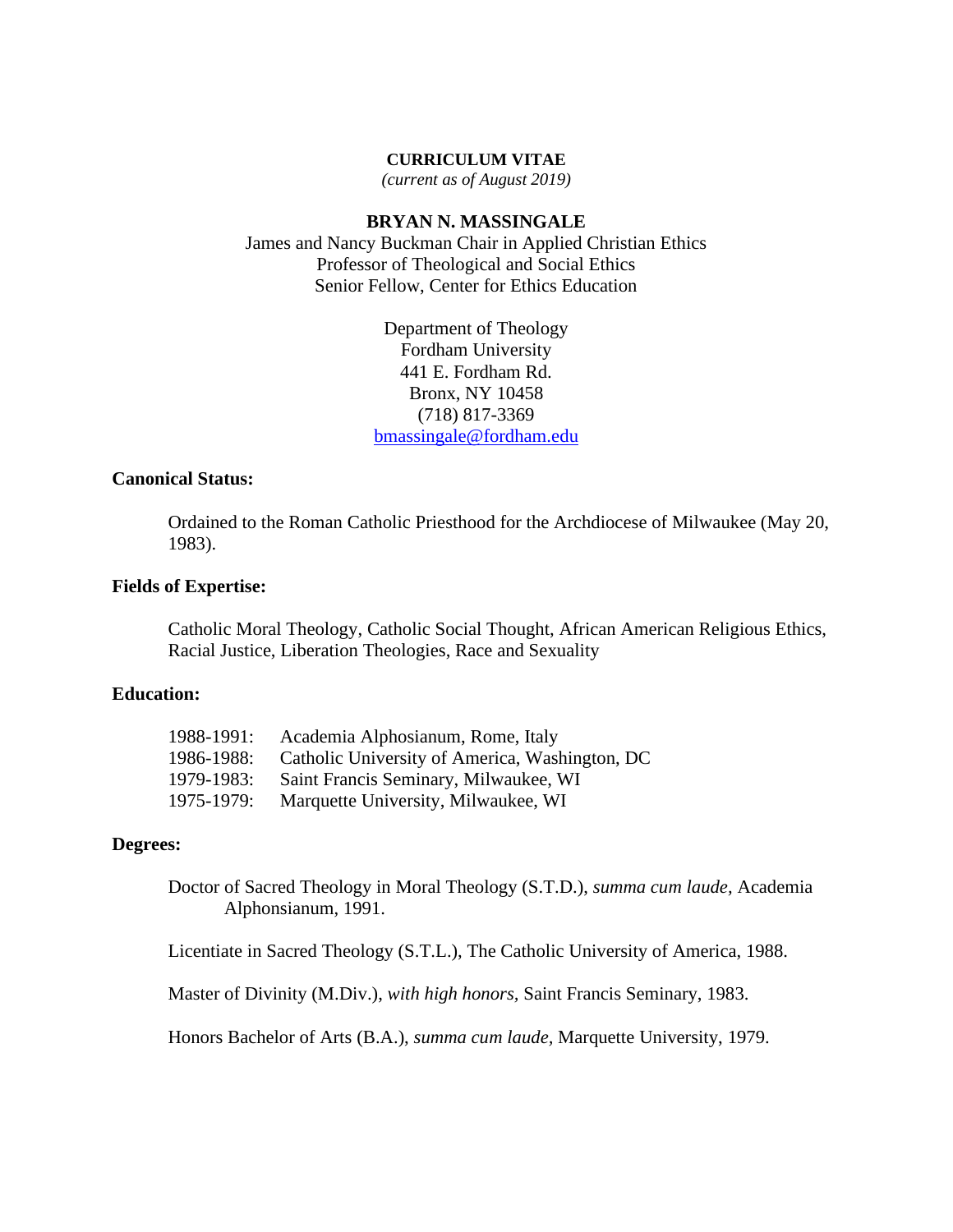**CURRICULUM VITAE**

*(current as of August 2019)*

**BRYAN N. MASSINGALE**

James and Nancy Buckman Chair in Applied Christian Ethics
Professor of Theological and Social Ethics
Senior Fellow, Center for Ethics Education

Department of Theology
Fordham University
441 E. Fordham Rd.
Bronx, NY 10458
(718) 817-3369
bmassingale@fordham.edu

**Canonical Status:**

Ordained to the Roman Catholic Priesthood for the Archdiocese of Milwaukee (May 20, 1983).

**Fields of Expertise:**

Catholic Moral Theology, Catholic Social Thought, African American Religious Ethics, Racial Justice, Liberation Theologies, Race and Sexuality

**Education:**

1988-1991: Academia Alphosianum, Rome, Italy
1986-1988: Catholic University of America, Washington, DC
1979-1983: Saint Francis Seminary, Milwaukee, WI
1975-1979: Marquette University, Milwaukee, WI

**Degrees:**

Doctor of Sacred Theology in Moral Theology (S.T.D.), *summa cum laude,* Academia Alphonsianum, 1991.

Licentiate in Sacred Theology (S.T.L.), The Catholic University of America, 1988.

Master of Divinity (M.Div.), *with high honors*, Saint Francis Seminary, 1983.

Honors Bachelor of Arts (B.A.), *summa cum laude*, Marquette University, 1979.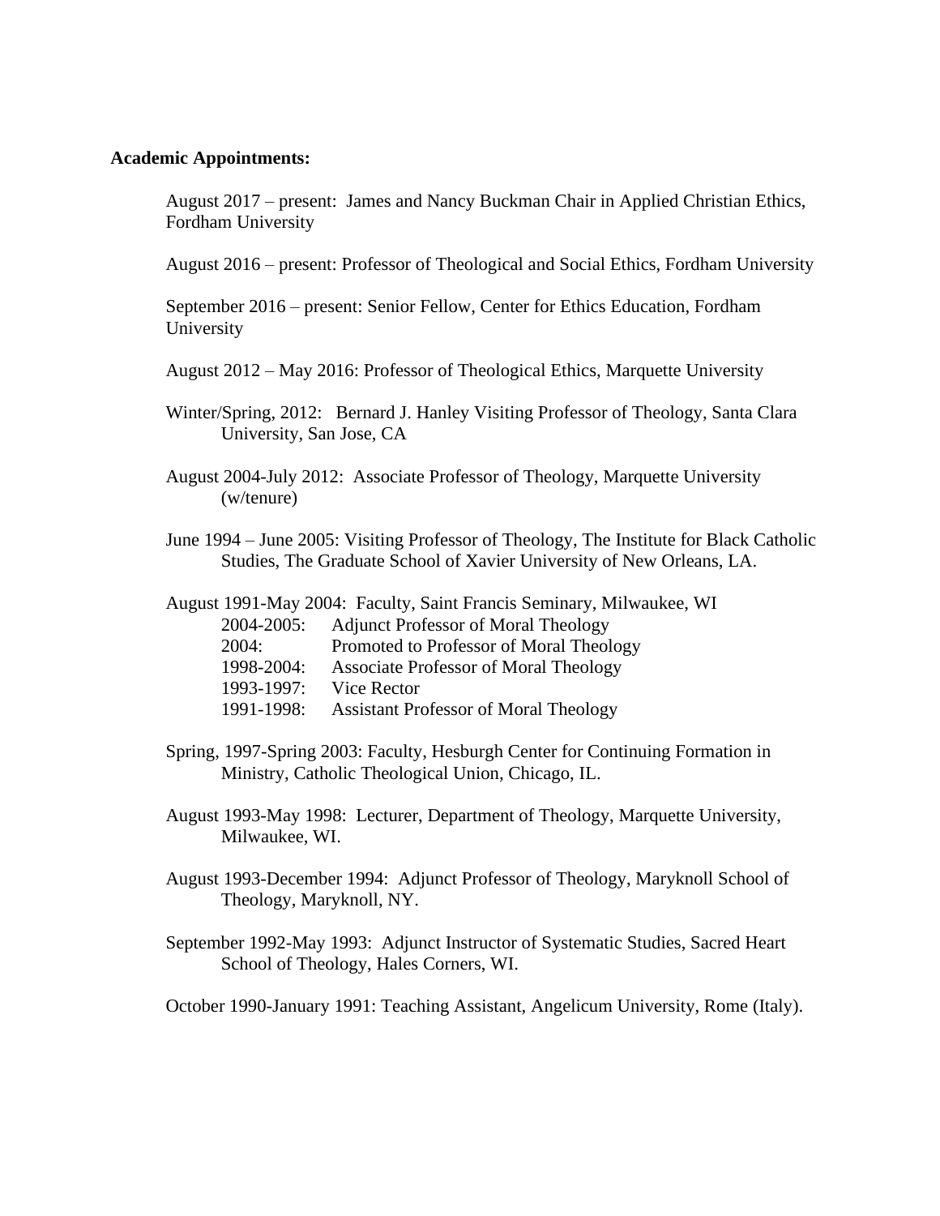**Academic Appointments:**

August 2017 – present: James and Nancy Buckman Chair in Applied Christian Ethics, Fordham University

August 2016 – present: Professor of Theological and Social Ethics, Fordham University

September 2016 – present: Senior Fellow, Center for Ethics Education, Fordham University

August 2012 – May 2016: Professor of Theological Ethics, Marquette University

Winter/Spring, 2012: Bernard J. Hanley Visiting Professor of Theology, Santa Clara University, San Jose, CA

August 2004-July 2012: Associate Professor of Theology, Marquette University (w/tenure)

June 1994 – June 2005: Visiting Professor of Theology, The Institute for Black Catholic Studies, The Graduate School of Xavier University of New Orleans, LA.

August 1991-May 2004: Faculty, Saint Francis Seminary, Milwaukee, WI

- 2004-2005: Adjunct Professor of Moral Theology
- 2004: Promoted to Professor of Moral Theology
- 1998-2004: Associate Professor of Moral Theology
- 1993-1997: Vice Rector
- 1991-1998: Assistant Professor of Moral Theology

Spring, 1997-Spring 2003: Faculty, Hesburgh Center for Continuing Formation in Ministry, Catholic Theological Union, Chicago, IL.

August 1993-May 1998: Lecturer, Department of Theology, Marquette University, Milwaukee, WI.

August 1993-December 1994: Adjunct Professor of Theology, Maryknoll School of Theology, Maryknoll, NY.

September 1992-May 1993: Adjunct Instructor of Systematic Studies, Sacred Heart School of Theology, Hales Corners, WI.

October 1990-January 1991: Teaching Assistant, Angelicum University, Rome (Italy).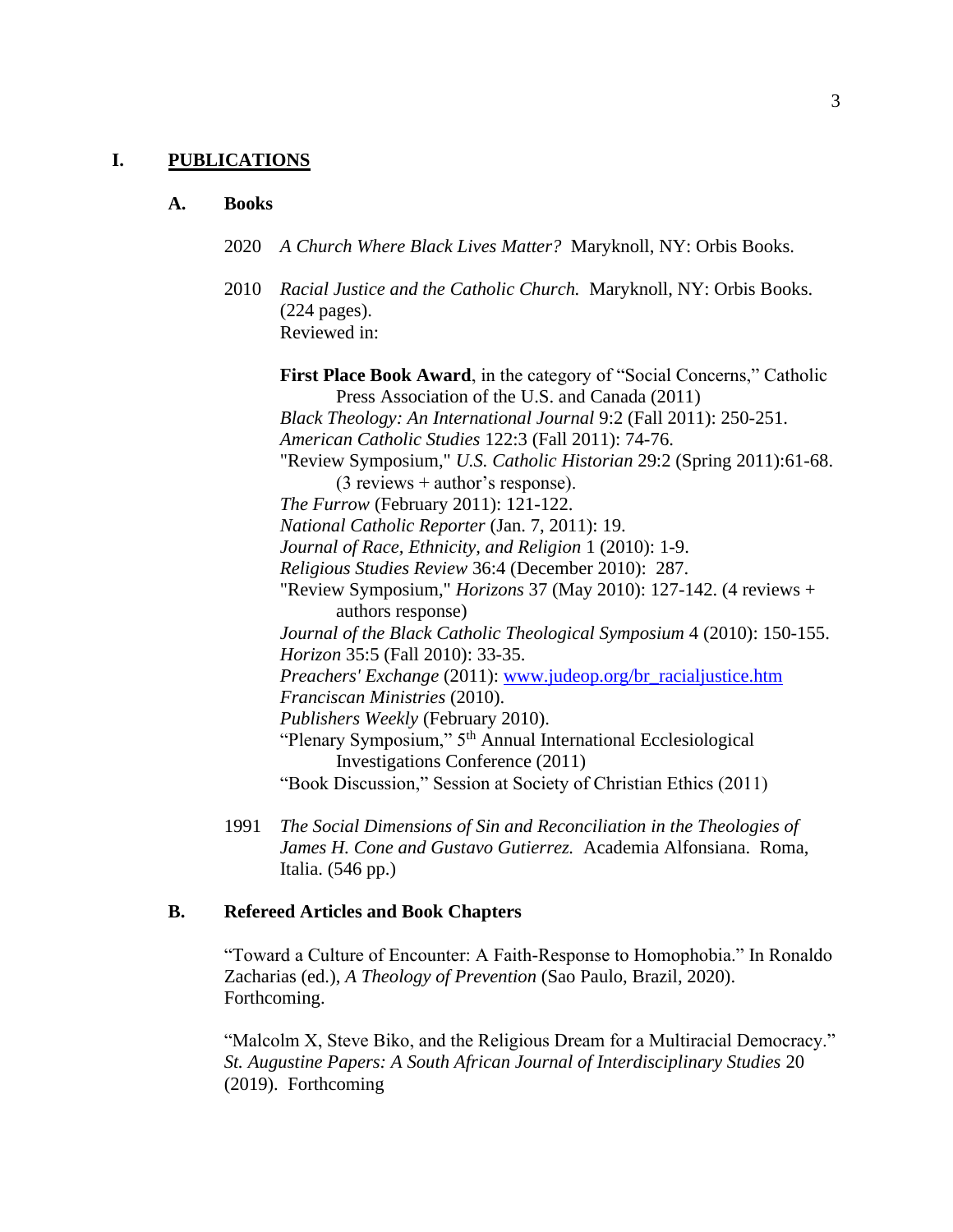## I. PUBLICATIONS

### A. Books

2020 *A Church Where Black Lives Matter?* Maryknoll, NY: Orbis Books.

2010 *Racial Justice and the Catholic Church.* Maryknoll, NY: Orbis Books. (224 pages).
Reviewed in:

**First Place Book Award**, in the category of "Social Concerns," Catholic Press Association of the U.S. and Canada (2011)
*Black Theology: An International Journal* 9:2 (Fall 2011): 250-251.
*American Catholic Studies* 122:3 (Fall 2011): 74-76.
"Review Symposium," *U.S. Catholic Historian* 29:2 (Spring 2011):61-68. (3 reviews + author's response).
*The Furrow* (February 2011): 121-122.
*National Catholic Reporter* (Jan. 7, 2011): 19.
*Journal of Race, Ethnicity, and Religion* 1 (2010): 1-9.
*Religious Studies Review* 36:4 (December 2010): 287.
"Review Symposium," *Horizons* 37 (May 2010): 127-142. (4 reviews + authors response)
*Journal of the Black Catholic Theological Symposium* 4 (2010): 150-155.
*Horizon* 35:5 (Fall 2010): 33-35.
*Preachers' Exchange* (2011): [www.judeop.org/br_racialjustice.htm](www.judeop.org/br_racialjustice.htm)
*Franciscan Ministries* (2010).
*Publishers Weekly* (February 2010).
"Plenary Symposium," 5th Annual International Ecclesiological Investigations Conference (2011)
"Book Discussion," Session at Society of Christian Ethics (2011)

1991 *The Social Dimensions of Sin and Reconciliation in the Theologies of James H. Cone and Gustavo Gutierrez.* Academia Alfonsiana. Roma, Italia. (546 pp.)

### B. Refereed Articles and Book Chapters

"Toward a Culture of Encounter: A Faith-Response to Homophobia." In Ronaldo Zacharias (ed.), *A Theology of Prevention* (Sao Paulo, Brazil, 2020). Forthcoming.

"Malcolm X, Steve Biko, and the Religious Dream for a Multiracial Democracy." *St. Augustine Papers: A South African Journal of Interdisciplinary Studies* 20 (2019). Forthcoming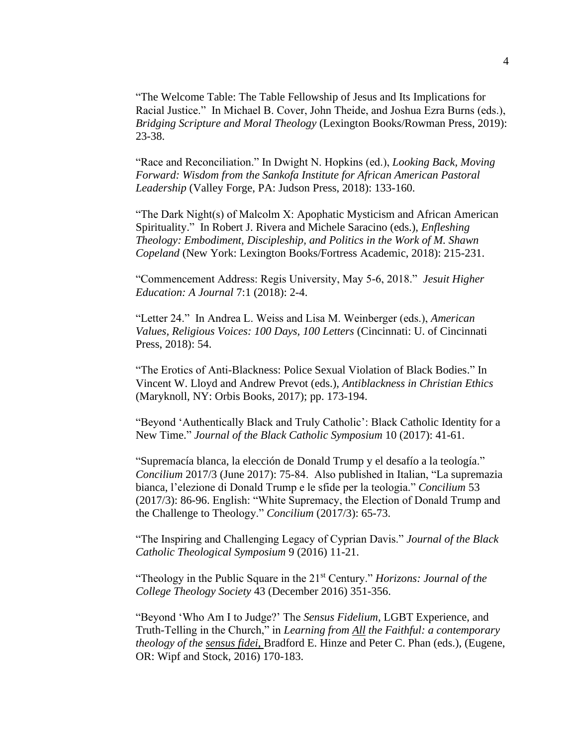"The Welcome Table: The Table Fellowship of Jesus and Its Implications for Racial Justice." In Michael B. Cover, John Theide, and Joshua Ezra Burns (eds.), *Bridging Scripture and Moral Theology* (Lexington Books/Rowman Press, 2019): 23-38.

"Race and Reconciliation." In Dwight N. Hopkins (ed.), *Looking Back, Moving Forward: Wisdom from the Sankofa Institute for African American Pastoral Leadership* (Valley Forge, PA: Judson Press, 2018): 133-160.

"The Dark Night(s) of Malcolm X: Apophatic Mysticism and African American Spirituality." In Robert J. Rivera and Michele Saracino (eds.), *Enfleshing Theology: Embodiment, Discipleship, and Politics in the Work of M. Shawn Copeland* (New York: Lexington Books/Fortress Academic, 2018): 215-231.

"Commencement Address: Regis University, May 5-6, 2018." *Jesuit Higher Education: A Journal* 7:1 (2018): 2-4.

"Letter 24." In Andrea L. Weiss and Lisa M. Weinberger (eds.), *American Values, Religious Voices: 100 Days, 100 Letters* (Cincinnati: U. of Cincinnati Press, 2018): 54.

"The Erotics of Anti-Blackness: Police Sexual Violation of Black Bodies." In Vincent W. Lloyd and Andrew Prevot (eds.), *Antiblackness in Christian Ethics* (Maryknoll, NY: Orbis Books, 2017); pp. 173-194.

"Beyond 'Authentically Black and Truly Catholic': Black Catholic Identity for a New Time." *Journal of the Black Catholic Symposium* 10 (2017): 41-61.

"Supremacía blanca, la elección de Donald Trump y el desafío a la teología." *Concilium* 2017/3 (June 2017): 75-84. Also published in Italian, "La supremazia bianca, l'elezione di Donald Trump e le sfide per la teologia." *Concilium* 53 (2017/3): 86-96. English: "White Supremacy, the Election of Donald Trump and the Challenge to Theology." *Concilium* (2017/3): 65-73.

"The Inspiring and Challenging Legacy of Cyprian Davis." *Journal of the Black Catholic Theological Symposium* 9 (2016) 11-21.

"Theology in the Public Square in the 21st Century." *Horizons: Journal of the College Theology Society* 43 (December 2016) 351-356.

"Beyond 'Who Am I to Judge?' The *Sensus Fidelium,* LGBT Experience, and Truth-Telling in the Church," in *Learning from All the Faithful: a contemporary theology of the sensus fidei,* Bradford E. Hinze and Peter C. Phan (eds.), (Eugene, OR: Wipf and Stock, 2016) 170-183.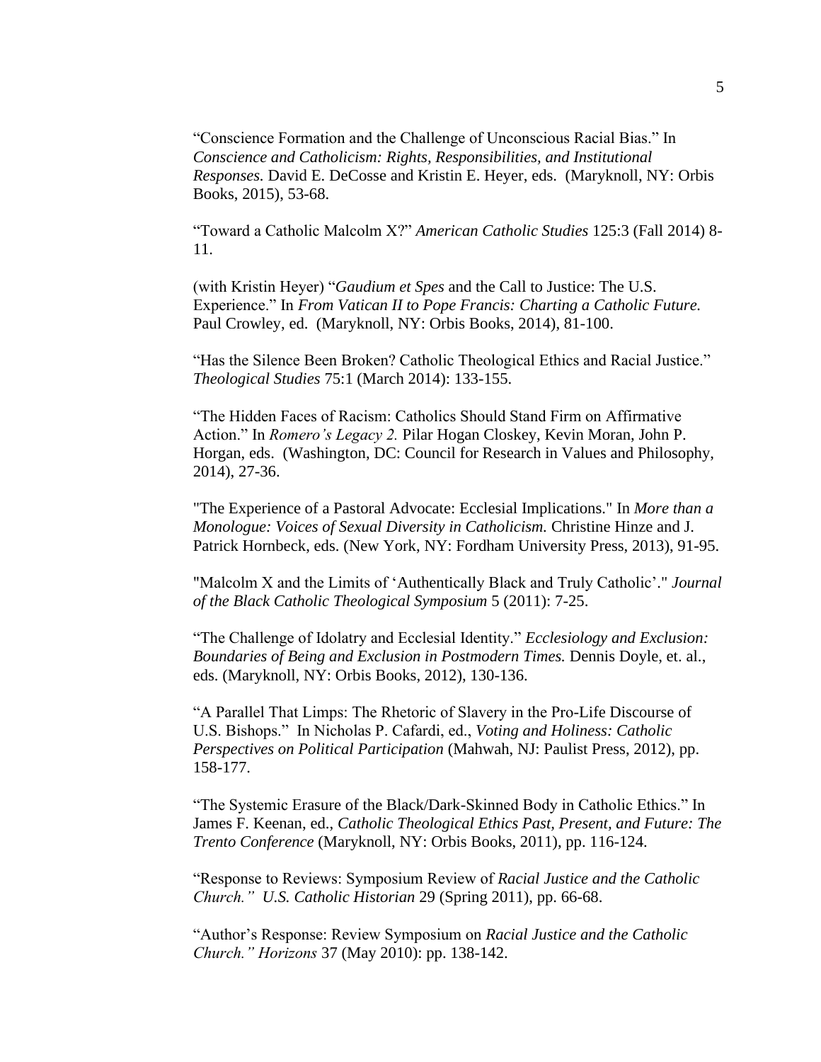"Conscience Formation and the Challenge of Unconscious Racial Bias." In *Conscience and Catholicism: Rights, Responsibilities, and Institutional Responses.* David E. DeCosse and Kristin E. Heyer, eds. (Maryknoll, NY: Orbis Books, 2015), 53-68.

"Toward a Catholic Malcolm X?" *American Catholic Studies* 125:3 (Fall 2014) 8-11.

(with Kristin Heyer) "*Gaudium et Spes* and the Call to Justice: The U.S. Experience." In *From Vatican II to Pope Francis: Charting a Catholic Future.* Paul Crowley, ed. (Maryknoll, NY: Orbis Books, 2014), 81-100.

"Has the Silence Been Broken? Catholic Theological Ethics and Racial Justice." *Theological Studies* 75:1 (March 2014): 133-155.

"The Hidden Faces of Racism: Catholics Should Stand Firm on Affirmative Action." In *Romero's Legacy 2.* Pilar Hogan Closkey, Kevin Moran, John P. Horgan, eds. (Washington, DC: Council for Research in Values and Philosophy, 2014), 27-36.

"The Experience of a Pastoral Advocate: Ecclesial Implications." In *More than a Monologue: Voices of Sexual Diversity in Catholicism.* Christine Hinze and J. Patrick Hornbeck, eds. (New York, NY: Fordham University Press, 2013), 91-95.

"Malcolm X and the Limits of 'Authentically Black and Truly Catholic'." *Journal of the Black Catholic Theological Symposium* 5 (2011): 7-25.

"The Challenge of Idolatry and Ecclesial Identity." *Ecclesiology and Exclusion: Boundaries of Being and Exclusion in Postmodern Times.* Dennis Doyle, et. al., eds. (Maryknoll, NY: Orbis Books, 2012), 130-136.

"A Parallel That Limps: The Rhetoric of Slavery in the Pro-Life Discourse of U.S. Bishops." In Nicholas P. Cafardi, ed., *Voting and Holiness: Catholic Perspectives on Political Participation* (Mahwah, NJ: Paulist Press, 2012), pp. 158-177.

"The Systemic Erasure of the Black/Dark-Skinned Body in Catholic Ethics." In James F. Keenan, ed., *Catholic Theological Ethics Past, Present, and Future: The Trento Conference* (Maryknoll, NY: Orbis Books, 2011), pp. 116-124.

"Response to Reviews: Symposium Review of *Racial Justice and the Catholic Church." U.S. Catholic Historian* 29 (Spring 2011), pp. 66-68.

"Author's Response: Review Symposium on *Racial Justice and the Catholic Church." Horizons* 37 (May 2010): pp. 138-142.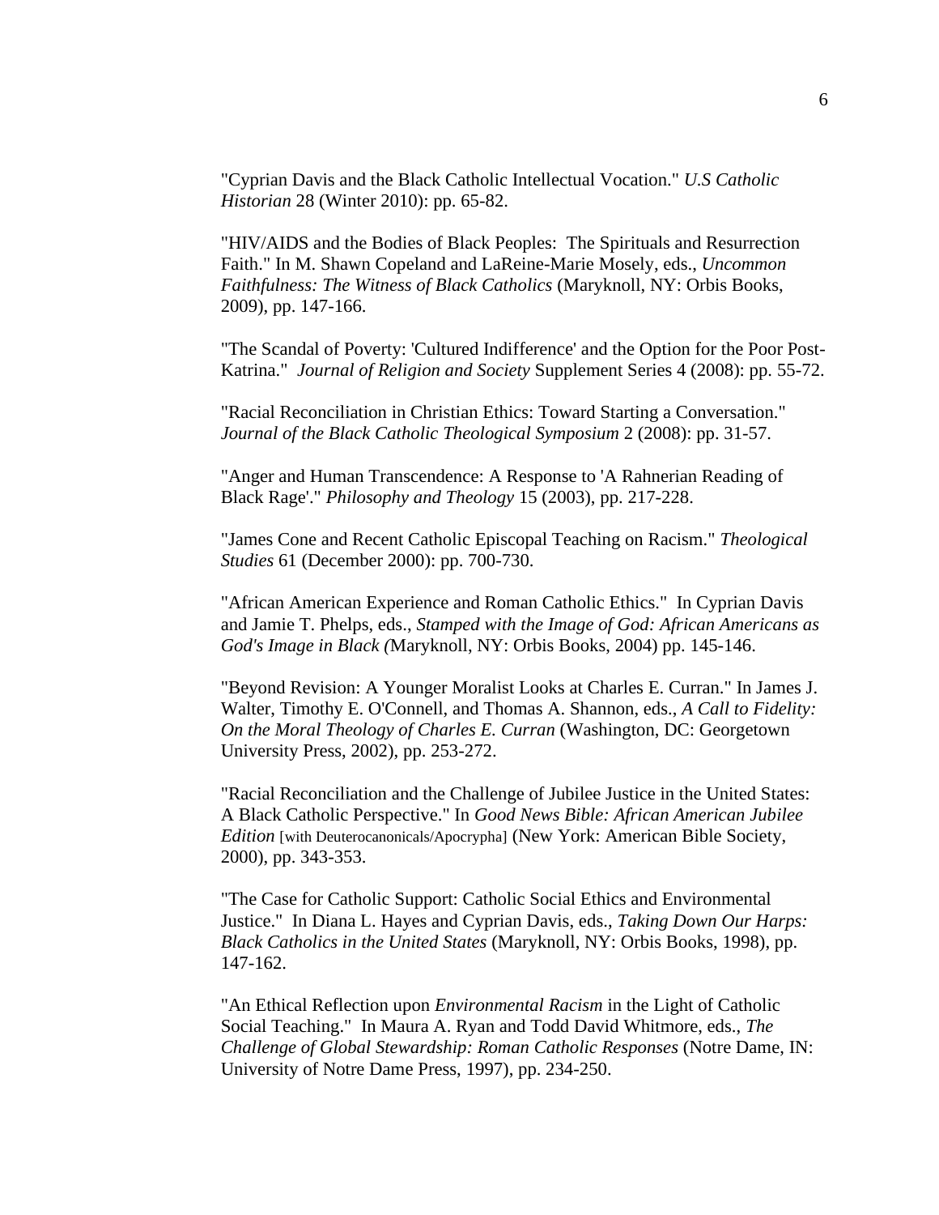"Cyprian Davis and the Black Catholic Intellectual Vocation." *U.S Catholic Historian* 28 (Winter 2010): pp. 65-82.

"HIV/AIDS and the Bodies of Black Peoples: The Spirituals and Resurrection Faith." In M. Shawn Copeland and LaReine-Marie Mosely, eds., *Uncommon Faithfulness: The Witness of Black Catholics* (Maryknoll, NY: Orbis Books, 2009), pp. 147-166.

"The Scandal of Poverty: 'Cultured Indifference' and the Option for the Poor Post-Katrina." *Journal of Religion and Society* Supplement Series 4 (2008): pp. 55-72.

"Racial Reconciliation in Christian Ethics: Toward Starting a Conversation." *Journal of the Black Catholic Theological Symposium* 2 (2008): pp. 31-57.

"Anger and Human Transcendence: A Response to 'A Rahnerian Reading of Black Rage'." *Philosophy and Theology* 15 (2003), pp. 217-228.

"James Cone and Recent Catholic Episcopal Teaching on Racism." *Theological Studies* 61 (December 2000): pp. 700-730.

"African American Experience and Roman Catholic Ethics." In Cyprian Davis and Jamie T. Phelps, eds., *Stamped with the Image of God: African Americans as God's Image in Black (*Maryknoll, NY: Orbis Books, 2004) pp. 145-146.

"Beyond Revision: A Younger Moralist Looks at Charles E. Curran." In James J. Walter, Timothy E. O'Connell, and Thomas A. Shannon, eds., *A Call to Fidelity: On the Moral Theology of Charles E. Curran* (Washington, DC: Georgetown University Press, 2002), pp. 253-272.

"Racial Reconciliation and the Challenge of Jubilee Justice in the United States: A Black Catholic Perspective." In *Good News Bible: African American Jubilee Edition* [with Deuterocanonicals/Apocrypha] (New York: American Bible Society, 2000), pp. 343-353.

"The Case for Catholic Support: Catholic Social Ethics and Environmental Justice." In Diana L. Hayes and Cyprian Davis, eds., *Taking Down Our Harps: Black Catholics in the United States* (Maryknoll, NY: Orbis Books, 1998), pp. 147-162.

"An Ethical Reflection upon *Environmental Racism* in the Light of Catholic Social Teaching." In Maura A. Ryan and Todd David Whitmore, eds., *The Challenge of Global Stewardship: Roman Catholic Responses* (Notre Dame, IN: University of Notre Dame Press, 1997), pp. 234-250.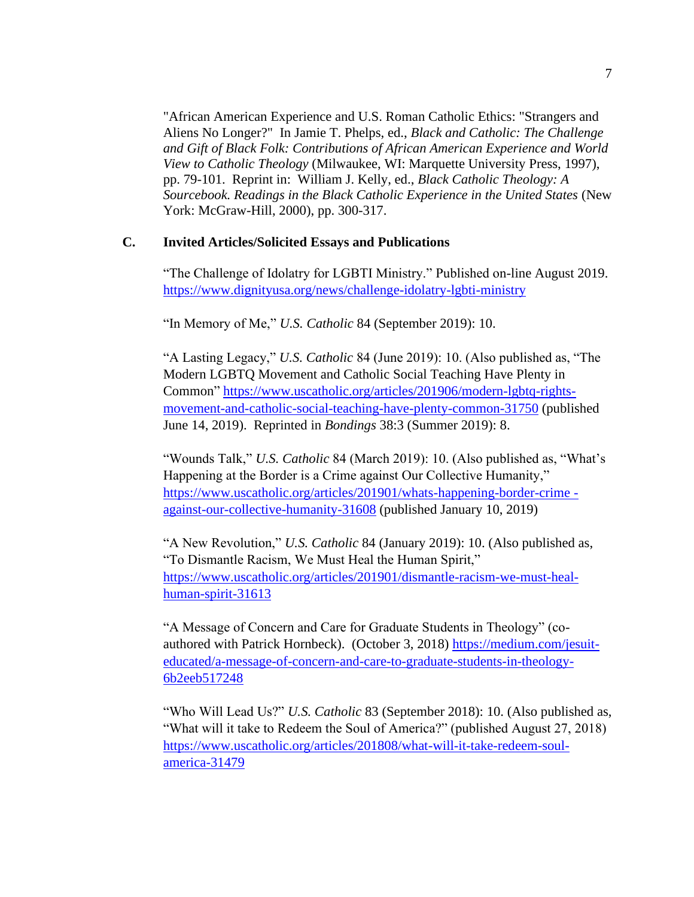"African American Experience and U.S. Roman Catholic Ethics: "Strangers and Aliens No Longer?"  In Jamie T. Phelps, ed., *Black and Catholic: The Challenge and Gift of Black Folk: Contributions of African American Experience and World View to Catholic Theology* (Milwaukee, WI: Marquette University Press, 1997), pp. 79-101.  Reprint in:  William J. Kelly, ed., *Black Catholic Theology: A Sourcebook. Readings in the Black Catholic Experience in the United States* (New York: McGraw-Hill, 2000), pp. 300-317.

### C. Invited Articles/Solicited Essays and Publications

"The Challenge of Idolatry for LGBTI Ministry." Published on-line August 2019. https://www.dignityusa.org/news/challenge-idolatry-lgbti-ministry

"In Memory of Me," *U.S. Catholic* 84 (September 2019): 10.

"A Lasting Legacy," *U.S. Catholic* 84 (June 2019): 10. (Also published as, "The Modern LGBTQ Movement and Catholic Social Teaching Have Plenty in Common" https://www.uscatholic.org/articles/201906/modern-lgbtq-rights-movement-and-catholic-social-teaching-have-plenty-common-31750 (published June 14, 2019).  Reprinted in *Bondings* 38:3 (Summer 2019): 8.

"Wounds Talk," *U.S. Catholic* 84 (March 2019): 10. (Also published as, "What's Happening at the Border is a Crime against Our Collective Humanity," https://www.uscatholic.org/articles/201901/whats-happening-border-crime -against-our-collective-humanity-31608 (published January 10, 2019)

"A New Revolution," *U.S. Catholic* 84 (January 2019): 10. (Also published as, "To Dismantle Racism, We Must Heal the Human Spirit," https://www.uscatholic.org/articles/201901/dismantle-racism-we-must-heal-human-spirit-31613

"A Message of Concern and Care for Graduate Students in Theology" (co-authored with Patrick Hornbeck).  (October 3, 2018) https://medium.com/jesuit-educated/a-message-of-concern-and-care-to-graduate-students-in-theology-6b2eeb517248

"Who Will Lead Us?" *U.S. Catholic* 83 (September 2018): 10. (Also published as, "What will it take to Redeem the Soul of America?" (published August 27, 2018) https://www.uscatholic.org/articles/201808/what-will-it-take-redeem-soul-america-31479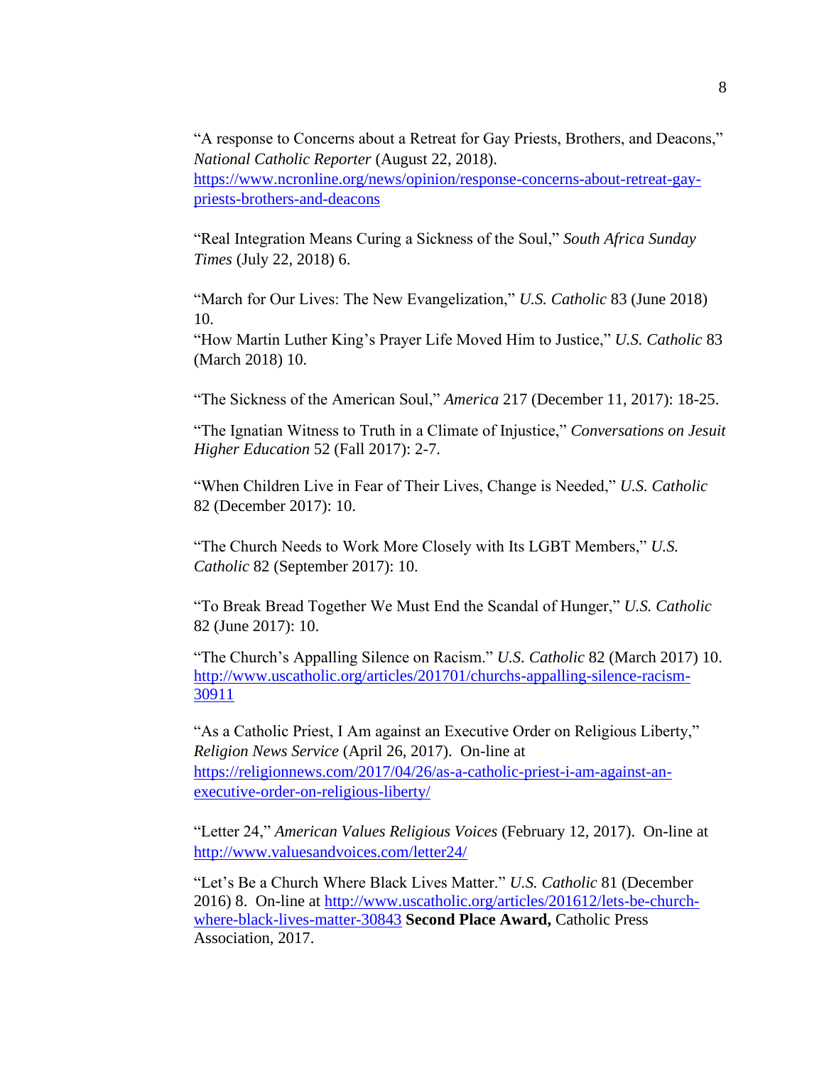"A response to Concerns about a Retreat for Gay Priests, Brothers, and Deacons," *National Catholic Reporter* (August 22, 2018). https://www.ncronline.org/news/opinion/response-concerns-about-retreat-gay-priests-brothers-and-deacons

"Real Integration Means Curing a Sickness of the Soul," *South Africa Sunday Times* (July 22, 2018) 6.

"March for Our Lives: The New Evangelization," *U.S. Catholic* 83 (June 2018) 10.

"How Martin Luther King's Prayer Life Moved Him to Justice," *U.S. Catholic* 83 (March 2018) 10.

"The Sickness of the American Soul," *America* 217 (December 11, 2017): 18-25.

"The Ignatian Witness to Truth in a Climate of Injustice," *Conversations on Jesuit Higher Education* 52 (Fall 2017): 2-7.

"When Children Live in Fear of Their Lives, Change is Needed," *U.S. Catholic* 82 (December 2017): 10.

"The Church Needs to Work More Closely with Its LGBT Members," *U.S. Catholic* 82 (September 2017): 10.

"To Break Bread Together We Must End the Scandal of Hunger," *U.S. Catholic* 82 (June 2017): 10.

"The Church's Appalling Silence on Racism." *U.S. Catholic* 82 (March 2017) 10. http://www.uscatholic.org/articles/201701/churchs-appalling-silence-racism-30911

"As a Catholic Priest, I Am against an Executive Order on Religious Liberty," *Religion News Service* (April 26, 2017). On-line at https://religionnews.com/2017/04/26/as-a-catholic-priest-i-am-against-an-executive-order-on-religious-liberty/

"Letter 24," *American Values Religious Voices* (February 12, 2017). On-line at http://www.valuesandvoices.com/letter24/

"Let's Be a Church Where Black Lives Matter." *U.S. Catholic* 81 (December 2016) 8. On-line at http://www.uscatholic.org/articles/201612/lets-be-church-where-black-lives-matter-30843 **Second Place Award,** Catholic Press Association, 2017.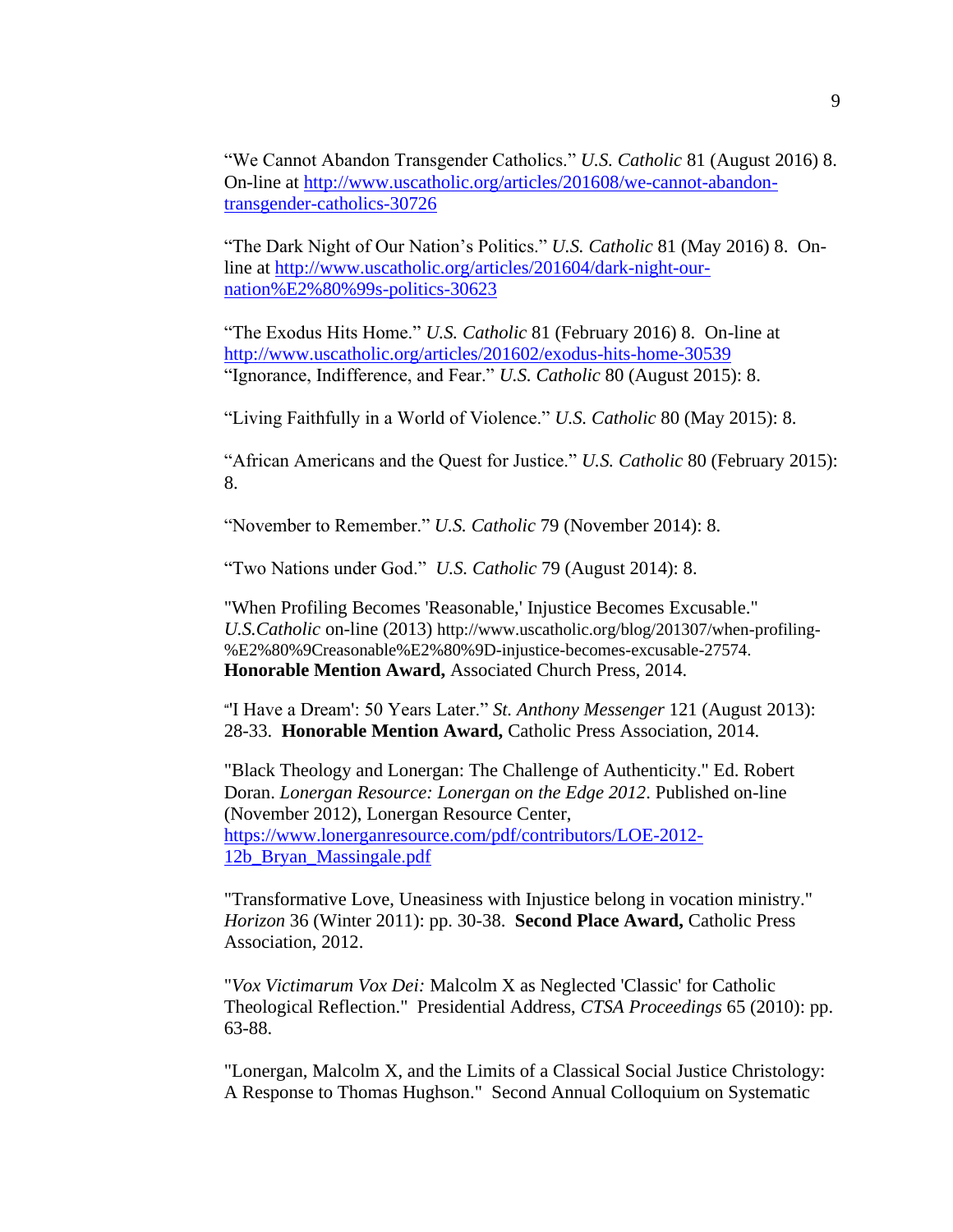"We Cannot Abandon Transgender Catholics." *U.S. Catholic* 81 (August 2016) 8. On-line at http://www.uscatholic.org/articles/201608/we-cannot-abandon-transgender-catholics-30726

"The Dark Night of Our Nation's Politics." *U.S. Catholic* 81 (May 2016) 8. On-line at http://www.uscatholic.org/articles/201604/dark-night-our-nation%E2%80%99s-politics-30623

"The Exodus Hits Home." *U.S. Catholic* 81 (February 2016) 8. On-line at http://www.uscatholic.org/articles/201602/exodus-hits-home-30539
"Ignorance, Indifference, and Fear." *U.S. Catholic* 80 (August 2015): 8.

"Living Faithfully in a World of Violence." *U.S. Catholic* 80 (May 2015): 8.

"African Americans and the Quest for Justice." *U.S. Catholic* 80 (February 2015): 8.

"November to Remember." *U.S. Catholic* 79 (November 2014): 8.

"Two Nations under God." *U.S. Catholic* 79 (August 2014): 8.

"When Profiling Becomes 'Reasonable,' Injustice Becomes Excusable." *U.S.Catholic* on-line (2013) http://www.uscatholic.org/blog/201307/when-profiling-%E2%80%9Creasonable%E2%80%9D-injustice-becomes-excusable-27574. **Honorable Mention Award,** Associated Church Press, 2014.

"'I Have a Dream': 50 Years Later." *St. Anthony Messenger* 121 (August 2013): 28-33. **Honorable Mention Award,** Catholic Press Association, 2014.

"Black Theology and Lonergan: The Challenge of Authenticity." Ed. Robert Doran. *Lonergan Resource: Lonergan on the Edge 2012*. Published on-line (November 2012), Lonergan Resource Center, https://www.lonerganresource.com/pdf/contributors/LOE-2012-12b_Bryan_Massingale.pdf

"Transformative Love, Uneasiness with Injustice belong in vocation ministry." *Horizon* 36 (Winter 2011): pp. 30-38. **Second Place Award,** Catholic Press Association, 2012.

"*Vox Victimarum Vox Dei:* Malcolm X as Neglected 'Classic' for Catholic Theological Reflection." Presidential Address, *CTSA Proceedings* 65 (2010): pp. 63-88.

"Lonergan, Malcolm X, and the Limits of a Classical Social Justice Christology: A Response to Thomas Hughson." Second Annual Colloquium on Systematic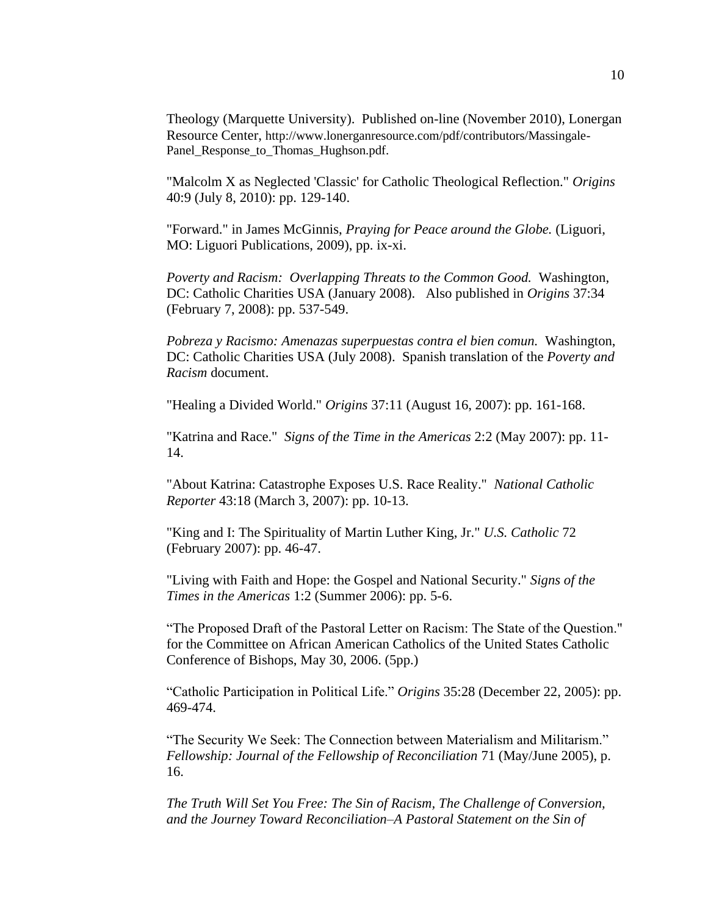Theology (Marquette University). Published on-line (November 2010), Lonergan Resource Center, http://www.lonerganresource.com/pdf/contributors/Massingale-Panel_Response_to_Thomas_Hughson.pdf.

"Malcolm X as Neglected 'Classic' for Catholic Theological Reflection." *Origins* 40:9 (July 8, 2010): pp. 129-140.

"Forward." in James McGinnis, *Praying for Peace around the Globe.* (Liguori, MO: Liguori Publications, 2009), pp. ix-xi.

*Poverty and Racism: Overlapping Threats to the Common Good.* Washington, DC: Catholic Charities USA (January 2008). Also published in *Origins* 37:34 (February 7, 2008): pp. 537-549.

*Pobreza y Racismo: Amenazas superpuestas contra el bien comun.* Washington, DC: Catholic Charities USA (July 2008). Spanish translation of the *Poverty and Racism* document.

"Healing a Divided World." *Origins* 37:11 (August 16, 2007): pp. 161-168.

"Katrina and Race." *Signs of the Time in the Americas* 2:2 (May 2007): pp. 11-14.

"About Katrina: Catastrophe Exposes U.S. Race Reality." *National Catholic Reporter* 43:18 (March 3, 2007): pp. 10-13.

"King and I: The Spirituality of Martin Luther King, Jr." *U.S. Catholic* 72 (February 2007): pp. 46-47.

"Living with Faith and Hope: the Gospel and National Security." *Signs of the Times in the Americas* 1:2 (Summer 2006): pp. 5-6.

"The Proposed Draft of the Pastoral Letter on Racism: The State of the Question." for the Committee on African American Catholics of the United States Catholic Conference of Bishops, May 30, 2006. (5pp.)

"Catholic Participation in Political Life." *Origins* 35:28 (December 22, 2005): pp. 469-474.

"The Security We Seek: The Connection between Materialism and Militarism." *Fellowship: Journal of the Fellowship of Reconciliation* 71 (May/June 2005), p. 16.

*The Truth Will Set You Free: The Sin of Racism, The Challenge of Conversion, and the Journey Toward Reconciliation–A Pastoral Statement on the Sin of*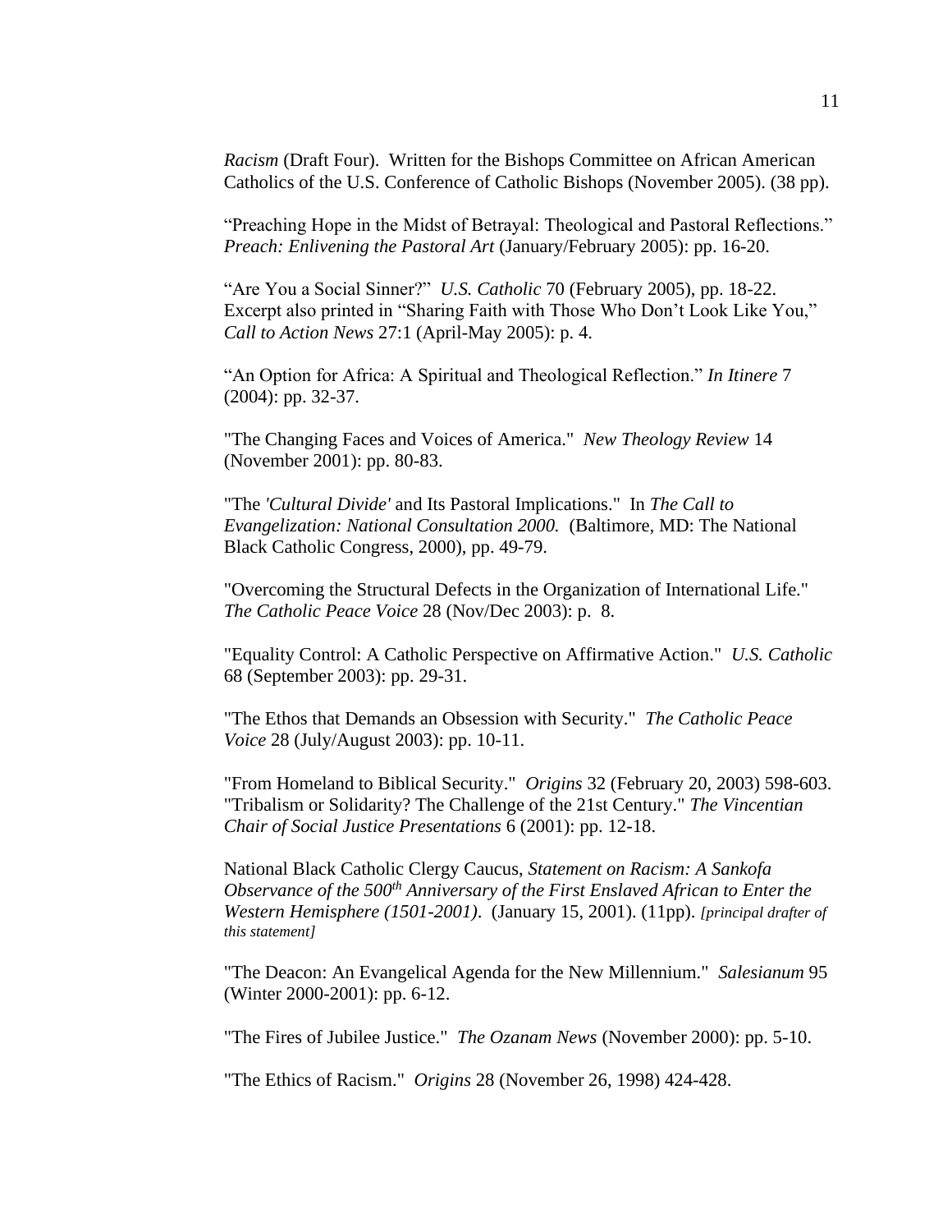*Racism* (Draft Four). Written for the Bishops Committee on African American Catholics of the U.S. Conference of Catholic Bishops (November 2005). (38 pp).

"Preaching Hope in the Midst of Betrayal: Theological and Pastoral Reflections." *Preach: Enlivening the Pastoral Art* (January/February 2005): pp. 16-20.

"Are You a Social Sinner?" *U.S. Catholic* 70 (February 2005), pp. 18-22. Excerpt also printed in "Sharing Faith with Those Who Don't Look Like You," *Call to Action News* 27:1 (April-May 2005): p. 4.

"An Option for Africa: A Spiritual and Theological Reflection." *In Itinere* 7 (2004): pp. 32-37.

"The Changing Faces and Voices of America." *New Theology Review* 14 (November 2001): pp. 80-83.

"The *'Cultural Divide'* and Its Pastoral Implications." In *The Call to Evangelization: National Consultation 2000.* (Baltimore, MD: The National Black Catholic Congress, 2000), pp. 49-79.

"Overcoming the Structural Defects in the Organization of International Life." *The Catholic Peace Voice* 28 (Nov/Dec 2003): p. 8.

"Equality Control: A Catholic Perspective on Affirmative Action." *U.S. Catholic* 68 (September 2003): pp. 29-31.

"The Ethos that Demands an Obsession with Security." *The Catholic Peace Voice* 28 (July/August 2003): pp. 10-11.

"From Homeland to Biblical Security." *Origins* 32 (February 20, 2003) 598-603.
"Tribalism or Solidarity? The Challenge of the 21st Century." *The Vincentian Chair of Social Justice Presentations* 6 (2001): pp. 12-18.

National Black Catholic Clergy Caucus, *Statement on Racism: A Sankofa Observance of the 500th Anniversary of the First Enslaved African to Enter the Western Hemisphere (1501-2001)*. (January 15, 2001). (11pp). *[principal drafter of this statement]*

"The Deacon: An Evangelical Agenda for the New Millennium." *Salesianum* 95 (Winter 2000-2001): pp. 6-12.

"The Fires of Jubilee Justice." *The Ozanam News* (November 2000): pp. 5-10.

"The Ethics of Racism." *Origins* 28 (November 26, 1998) 424-428.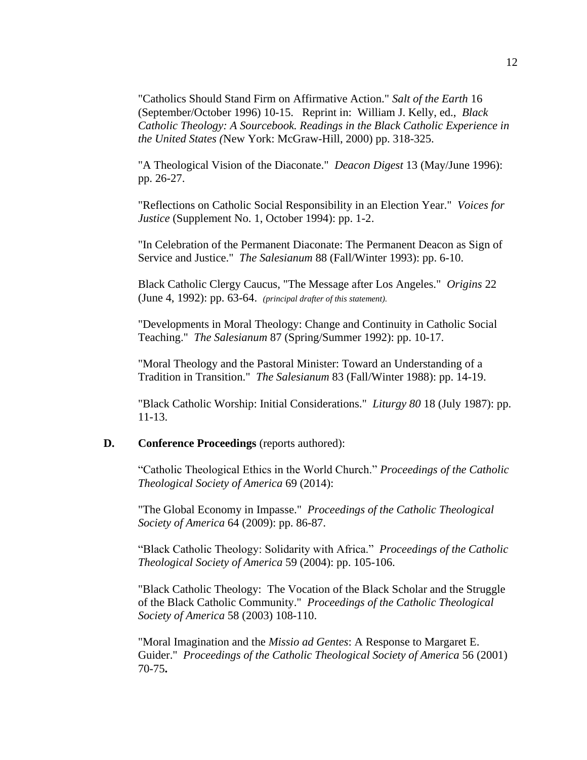"Catholics Should Stand Firm on Affirmative Action." *Salt of the Earth* 16 (September/October 1996) 10-15. Reprint in: William J. Kelly, ed., *Black Catholic Theology: A Sourcebook. Readings in the Black Catholic Experience in the United States (*New York: McGraw-Hill, 2000) pp. 318-325.

"A Theological Vision of the Diaconate." *Deacon Digest* 13 (May/June 1996): pp. 26-27.

"Reflections on Catholic Social Responsibility in an Election Year." *Voices for Justice* (Supplement No. 1, October 1994): pp. 1-2.

"In Celebration of the Permanent Diaconate: The Permanent Deacon as Sign of Service and Justice." *The Salesianum* 88 (Fall/Winter 1993): pp. 6-10.

Black Catholic Clergy Caucus, "The Message after Los Angeles." *Origins* 22 (June 4, 1992): pp. 63-64. *(principal drafter of this statement).*

"Developments in Moral Theology: Change and Continuity in Catholic Social Teaching." *The Salesianum* 87 (Spring/Summer 1992): pp. 10-17.

"Moral Theology and the Pastoral Minister: Toward an Understanding of a Tradition in Transition." *The Salesianum* 83 (Fall/Winter 1988): pp. 14-19.

"Black Catholic Worship: Initial Considerations." *Liturgy 80* 18 (July 1987): pp. 11-13.

**D. Conference Proceedings** (reports authored):

"Catholic Theological Ethics in the World Church." *Proceedings of the Catholic Theological Society of America* 69 (2014):

"The Global Economy in Impasse." *Proceedings of the Catholic Theological Society of America* 64 (2009): pp. 86-87.

"Black Catholic Theology: Solidarity with Africa." *Proceedings of the Catholic Theological Society of America* 59 (2004): pp. 105-106.

"Black Catholic Theology: The Vocation of the Black Scholar and the Struggle of the Black Catholic Community." *Proceedings of the Catholic Theological Society of America* 58 (2003) 108-110.

"Moral Imagination and the *Missio ad Gentes*: A Response to Margaret E. Guider." *Proceedings of the Catholic Theological Society of America* 56 (2001) 70-75**.**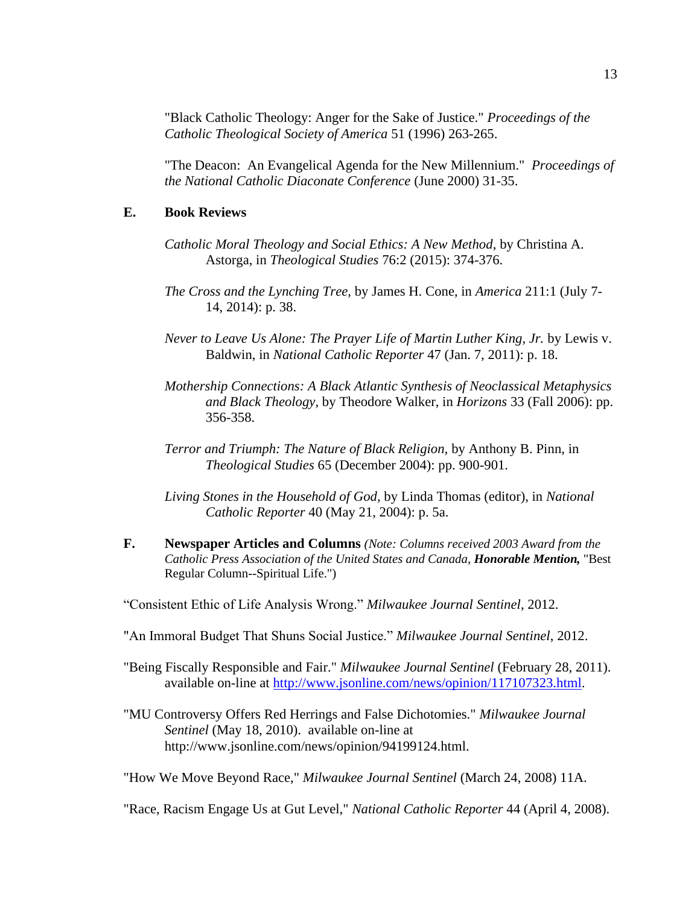"Black Catholic Theology: Anger for the Sake of Justice." *Proceedings of the Catholic Theological Society of America* 51 (1996) 263-265.

"The Deacon: An Evangelical Agenda for the New Millennium." *Proceedings of the National Catholic Diaconate Conference* (June 2000) 31-35.

## E. Book Reviews

*Catholic Moral Theology and Social Ethics: A New Method*, by Christina A. Astorga, in *Theological Studies* 76:2 (2015): 374-376.

*The Cross and the Lynching Tree*, by James H. Cone, in *America* 211:1 (July 7-14, 2014): p. 38.

*Never to Leave Us Alone: The Prayer Life of Martin Luther King, Jr.* by Lewis v. Baldwin, in *National Catholic Reporter* 47 (Jan. 7, 2011): p. 18.

*Mothership Connections: A Black Atlantic Synthesis of Neoclassical Metaphysics and Black Theology,* by Theodore Walker, in *Horizons* 33 (Fall 2006): pp. 356-358.

*Terror and Triumph: The Nature of Black Religion*, by Anthony B. Pinn, in *Theological Studies* 65 (December 2004): pp. 900-901.

*Living Stones in the Household of God*, by Linda Thomas (editor), in *National Catholic Reporter* 40 (May 21, 2004): p. 5a.

## F. Newspaper Articles and Columns *(Note: Columns received 2003 Award from the Catholic Press Association of the United States and Canada, **Honorable Mention,*** "Best Regular Column--Spiritual Life.")

"Consistent Ethic of Life Analysis Wrong." *Milwaukee Journal Sentinel*, 2012.

"An Immoral Budget That Shuns Social Justice." *Milwaukee Journal Sentinel*, 2012.

"Being Fiscally Responsible and Fair." *Milwaukee Journal Sentinel* (February 28, 2011). available on-line at http://www.jsonline.com/news/opinion/117107323.html.

"MU Controversy Offers Red Herrings and False Dichotomies." *Milwaukee Journal Sentinel* (May 18, 2010). available on-line at http://www.jsonline.com/news/opinion/94199124.html.

"How We Move Beyond Race," *Milwaukee Journal Sentinel* (March 24, 2008) 11A.

"Race, Racism Engage Us at Gut Level," *National Catholic Reporter* 44 (April 4, 2008).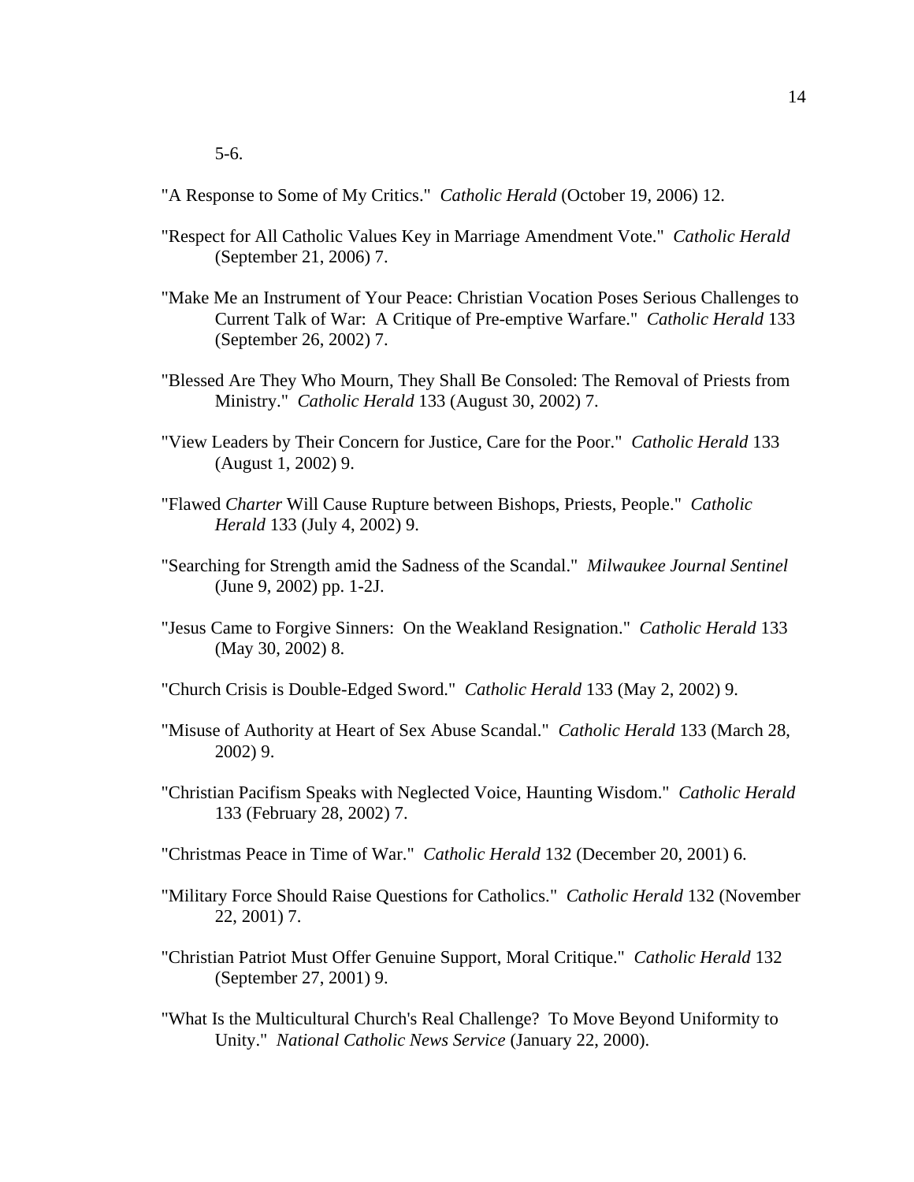5-6.

"A Response to Some of My Critics." *Catholic Herald* (October 19, 2006) 12.

"Respect for All Catholic Values Key in Marriage Amendment Vote." *Catholic Herald* (September 21, 2006) 7.

"Make Me an Instrument of Your Peace: Christian Vocation Poses Serious Challenges to Current Talk of War: A Critique of Pre-emptive Warfare." *Catholic Herald* 133 (September 26, 2002) 7.

"Blessed Are They Who Mourn, They Shall Be Consoled: The Removal of Priests from Ministry." *Catholic Herald* 133 (August 30, 2002) 7.

"View Leaders by Their Concern for Justice, Care for the Poor." *Catholic Herald* 133 (August 1, 2002) 9.

"Flawed *Charter* Will Cause Rupture between Bishops, Priests, People." *Catholic Herald* 133 (July 4, 2002) 9.

"Searching for Strength amid the Sadness of the Scandal." *Milwaukee Journal Sentinel* (June 9, 2002) pp. 1-2J.

"Jesus Came to Forgive Sinners: On the Weakland Resignation." *Catholic Herald* 133 (May 30, 2002) 8.

"Church Crisis is Double-Edged Sword." *Catholic Herald* 133 (May 2, 2002) 9.

"Misuse of Authority at Heart of Sex Abuse Scandal." *Catholic Herald* 133 (March 28, 2002) 9.

"Christian Pacifism Speaks with Neglected Voice, Haunting Wisdom." *Catholic Herald* 133 (February 28, 2002) 7.

"Christmas Peace in Time of War." *Catholic Herald* 132 (December 20, 2001) 6.

"Military Force Should Raise Questions for Catholics." *Catholic Herald* 132 (November 22, 2001) 7.

"Christian Patriot Must Offer Genuine Support, Moral Critique." *Catholic Herald* 132 (September 27, 2001) 9.

"What Is the Multicultural Church's Real Challenge? To Move Beyond Uniformity to Unity." *National Catholic News Service* (January 22, 2000).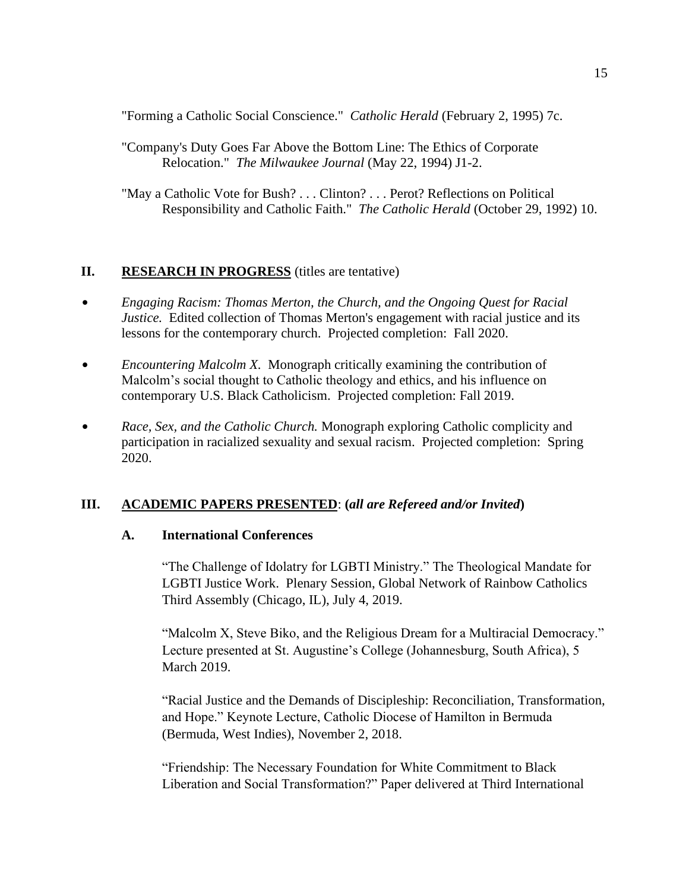"Forming a Catholic Social Conscience." *Catholic Herald* (February 2, 1995) 7c.

"Company's Duty Goes Far Above the Bottom Line: The Ethics of Corporate Relocation." *The Milwaukee Journal* (May 22, 1994) J1-2.

"May a Catholic Vote for Bush? . . . Clinton? . . . Perot? Reflections on Political Responsibility and Catholic Faith." *The Catholic Herald* (October 29, 1992) 10.

## II. **RESEARCH IN PROGRESS** (titles are tentative)

- *Engaging Racism: Thomas Merton, the Church, and the Ongoing Quest for Racial Justice.* Edited collection of Thomas Merton's engagement with racial justice and its lessons for the contemporary church. Projected completion: Fall 2020.
- *Encountering Malcolm X.* Monograph critically examining the contribution of Malcolm's social thought to Catholic theology and ethics, and his influence on contemporary U.S. Black Catholicism. Projected completion: Fall 2019.
- *Race, Sex, and the Catholic Church.* Monograph exploring Catholic complicity and participation in racialized sexuality and sexual racism. Projected completion: Spring 2020.

## III. **ACADEMIC PAPERS PRESENTED**: **(*all are Refereed and/or Invited*)**

### A. International Conferences

"The Challenge of Idolatry for LGBTI Ministry." The Theological Mandate for LGBTI Justice Work. Plenary Session, Global Network of Rainbow Catholics Third Assembly (Chicago, IL), July 4, 2019.

"Malcolm X, Steve Biko, and the Religious Dream for a Multiracial Democracy." Lecture presented at St. Augustine's College (Johannesburg, South Africa), 5 March 2019.

"Racial Justice and the Demands of Discipleship: Reconciliation, Transformation, and Hope." Keynote Lecture, Catholic Diocese of Hamilton in Bermuda (Bermuda, West Indies), November 2, 2018.

"Friendship: The Necessary Foundation for White Commitment to Black Liberation and Social Transformation?" Paper delivered at Third International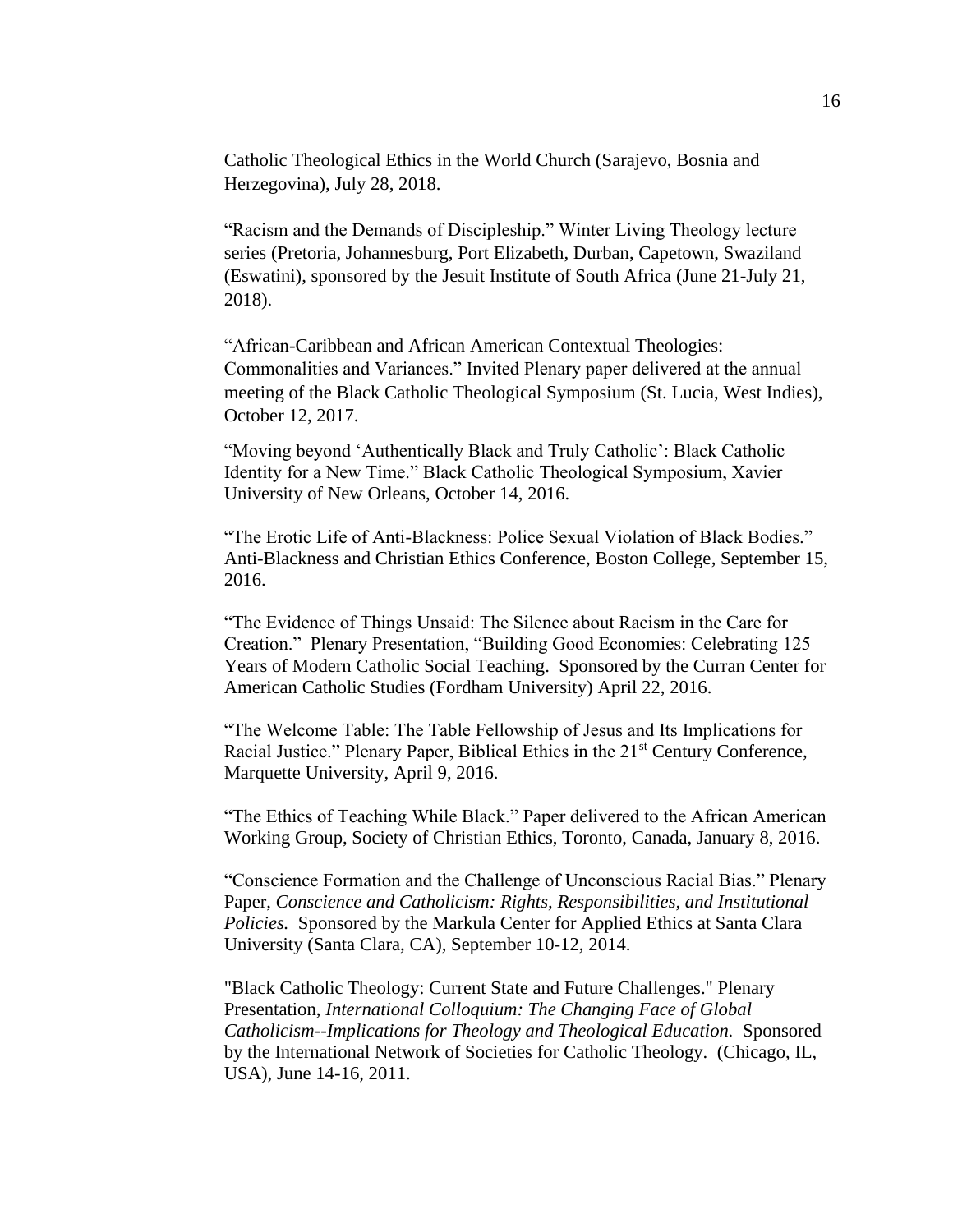Catholic Theological Ethics in the World Church (Sarajevo, Bosnia and Herzegovina), July 28, 2018.

"Racism and the Demands of Discipleship." Winter Living Theology lecture series (Pretoria, Johannesburg, Port Elizabeth, Durban, Capetown, Swaziland (Eswatini), sponsored by the Jesuit Institute of South Africa (June 21-July 21, 2018).

"African-Caribbean and African American Contextual Theologies: Commonalities and Variances." Invited Plenary paper delivered at the annual meeting of the Black Catholic Theological Symposium (St. Lucia, West Indies), October 12, 2017.

"Moving beyond 'Authentically Black and Truly Catholic': Black Catholic Identity for a New Time." Black Catholic Theological Symposium, Xavier University of New Orleans, October 14, 2016.

"The Erotic Life of Anti-Blackness: Police Sexual Violation of Black Bodies." Anti-Blackness and Christian Ethics Conference, Boston College, September 15, 2016.

"The Evidence of Things Unsaid: The Silence about Racism in the Care for Creation." Plenary Presentation, "Building Good Economies: Celebrating 125 Years of Modern Catholic Social Teaching. Sponsored by the Curran Center for American Catholic Studies (Fordham University) April 22, 2016.

"The Welcome Table: The Table Fellowship of Jesus and Its Implications for Racial Justice." Plenary Paper, Biblical Ethics in the 21st Century Conference, Marquette University, April 9, 2016.

"The Ethics of Teaching While Black." Paper delivered to the African American Working Group, Society of Christian Ethics, Toronto, Canada, January 8, 2016.

"Conscience Formation and the Challenge of Unconscious Racial Bias." Plenary Paper, *Conscience and Catholicism: Rights, Responsibilities, and Institutional Policies.* Sponsored by the Markula Center for Applied Ethics at Santa Clara University (Santa Clara, CA), September 10-12, 2014.

"Black Catholic Theology: Current State and Future Challenges." Plenary Presentation, *International Colloquium: The Changing Face of Global Catholicism--Implications for Theology and Theological Education.* Sponsored by the International Network of Societies for Catholic Theology. (Chicago, IL, USA), June 14-16, 2011.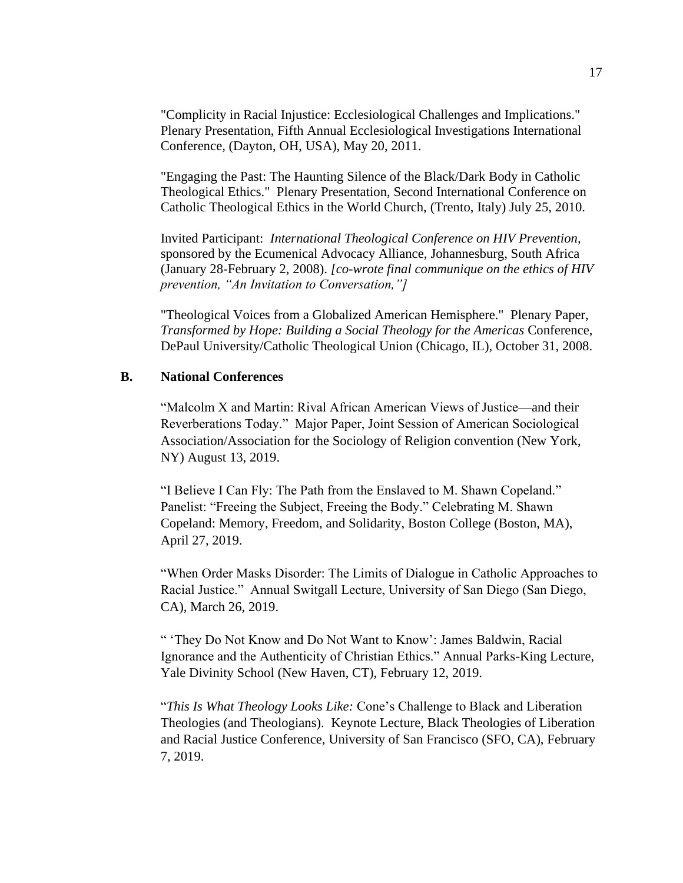"Complicity in Racial Injustice: Ecclesiological Challenges and Implications." Plenary Presentation, Fifth Annual Ecclesiological Investigations International Conference, (Dayton, OH, USA), May 20, 2011.

"Engaging the Past: The Haunting Silence of the Black/Dark Body in Catholic Theological Ethics." Plenary Presentation, Second International Conference on Catholic Theological Ethics in the World Church, (Trento, Italy) July 25, 2010.

Invited Participant: *International Theological Conference on HIV Prevention*, sponsored by the Ecumenical Advocacy Alliance, Johannesburg, South Africa (January 28-February 2, 2008). *[co-wrote final communique on the ethics of HIV prevention, "An Invitation to Conversation,"]*

"Theological Voices from a Globalized American Hemisphere." Plenary Paper, *Transformed by Hope: Building a Social Theology for the Americas* Conference, DePaul University/Catholic Theological Union (Chicago, IL), October 31, 2008.

**B. National Conferences**

"Malcolm X and Martin: Rival African American Views of Justice—and their Reverberations Today." Major Paper, Joint Session of American Sociological Association/Association for the Sociology of Religion convention (New York, NY) August 13, 2019.

"I Believe I Can Fly: The Path from the Enslaved to M. Shawn Copeland." Panelist: "Freeing the Subject, Freeing the Body." Celebrating M. Shawn Copeland: Memory, Freedom, and Solidarity, Boston College (Boston, MA), April 27, 2019.

"When Order Masks Disorder: The Limits of Dialogue in Catholic Approaches to Racial Justice." Annual Switgall Lecture, University of San Diego (San Diego, CA), March 26, 2019.

" 'They Do Not Know and Do Not Want to Know': James Baldwin, Racial Ignorance and the Authenticity of Christian Ethics." Annual Parks-King Lecture, Yale Divinity School (New Haven, CT), February 12, 2019.

"*This Is What Theology Looks Like:* Cone's Challenge to Black and Liberation Theologies (and Theologians). Keynote Lecture, Black Theologies of Liberation and Racial Justice Conference, University of San Francisco (SFO, CA), February 7, 2019.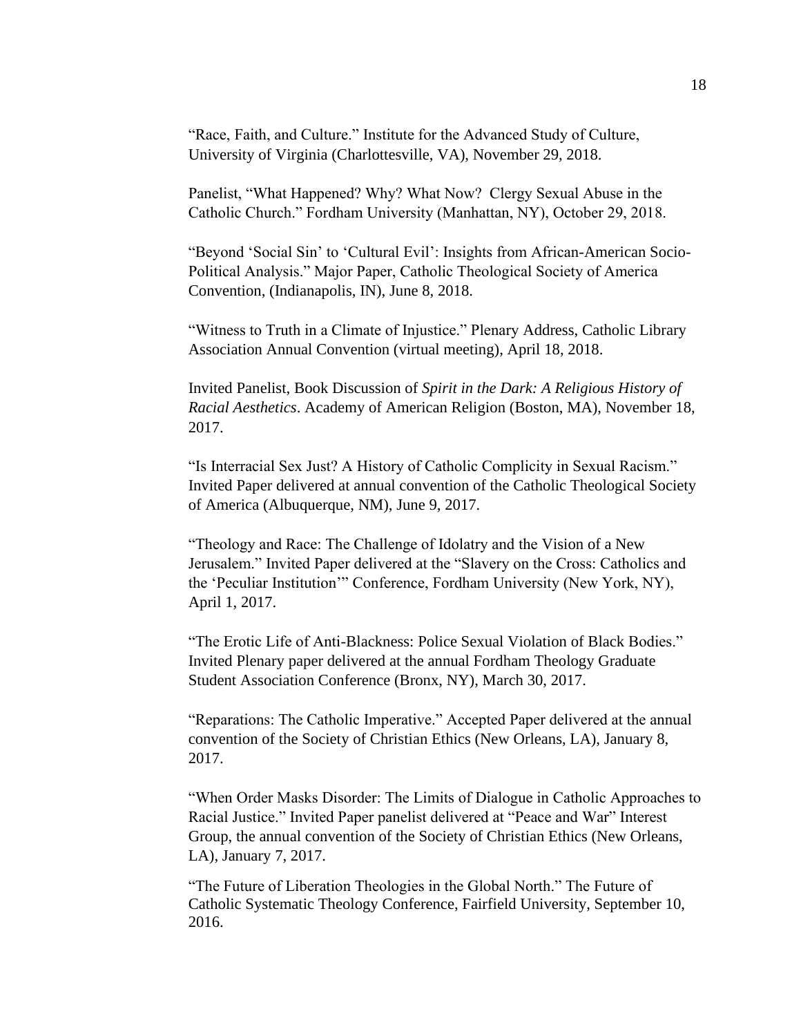"Race, Faith, and Culture." Institute for the Advanced Study of Culture, University of Virginia (Charlottesville, VA), November 29, 2018.

Panelist, "What Happened? Why? What Now? Clergy Sexual Abuse in the Catholic Church." Fordham University (Manhattan, NY), October 29, 2018.

"Beyond 'Social Sin' to 'Cultural Evil': Insights from African-American Socio-Political Analysis." Major Paper, Catholic Theological Society of America Convention, (Indianapolis, IN), June 8, 2018.

"Witness to Truth in a Climate of Injustice." Plenary Address, Catholic Library Association Annual Convention (virtual meeting), April 18, 2018.

Invited Panelist, Book Discussion of *Spirit in the Dark: A Religious History of Racial Aesthetics*. Academy of American Religion (Boston, MA), November 18, 2017.

"Is Interracial Sex Just? A History of Catholic Complicity in Sexual Racism." Invited Paper delivered at annual convention of the Catholic Theological Society of America (Albuquerque, NM), June 9, 2017.

"Theology and Race: The Challenge of Idolatry and the Vision of a New Jerusalem." Invited Paper delivered at the "Slavery on the Cross: Catholics and the 'Peculiar Institution'" Conference, Fordham University (New York, NY), April 1, 2017.

"The Erotic Life of Anti-Blackness: Police Sexual Violation of Black Bodies." Invited Plenary paper delivered at the annual Fordham Theology Graduate Student Association Conference (Bronx, NY), March 30, 2017.

"Reparations: The Catholic Imperative." Accepted Paper delivered at the annual convention of the Society of Christian Ethics (New Orleans, LA), January 8, 2017.

"When Order Masks Disorder: The Limits of Dialogue in Catholic Approaches to Racial Justice." Invited Paper panelist delivered at "Peace and War" Interest Group, the annual convention of the Society of Christian Ethics (New Orleans, LA), January 7, 2017.

"The Future of Liberation Theologies in the Global North." The Future of Catholic Systematic Theology Conference, Fairfield University, September 10, 2016.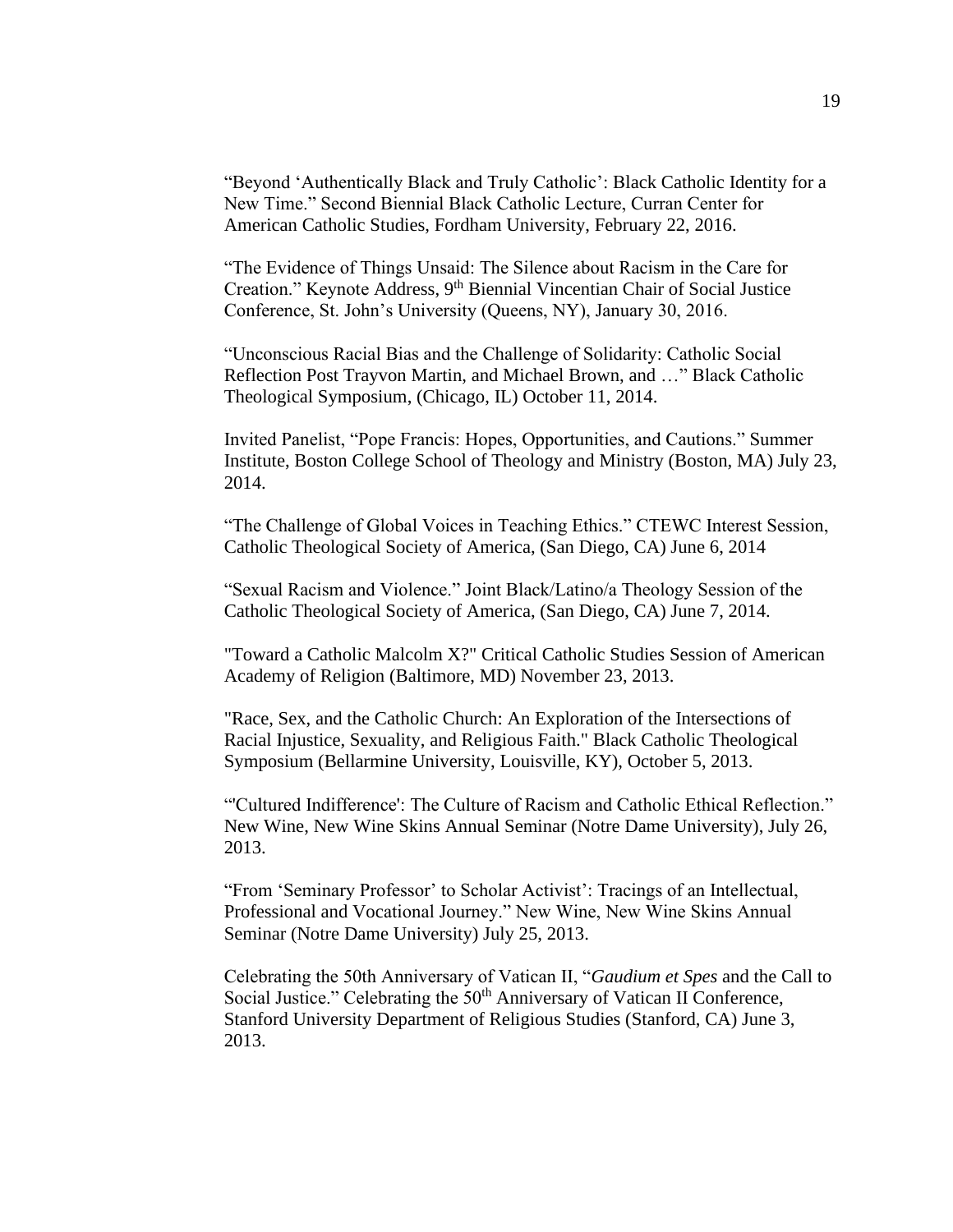"Beyond 'Authentically Black and Truly Catholic': Black Catholic Identity for a New Time." Second Biennial Black Catholic Lecture, Curran Center for American Catholic Studies, Fordham University, February 22, 2016.

"The Evidence of Things Unsaid: The Silence about Racism in the Care for Creation." Keynote Address, 9th Biennial Vincentian Chair of Social Justice Conference, St. John's University (Queens, NY), January 30, 2016.

"Unconscious Racial Bias and the Challenge of Solidarity: Catholic Social Reflection Post Trayvon Martin, and Michael Brown, and …" Black Catholic Theological Symposium, (Chicago, IL) October 11, 2014.

Invited Panelist, "Pope Francis: Hopes, Opportunities, and Cautions." Summer Institute, Boston College School of Theology and Ministry (Boston, MA) July 23, 2014.

"The Challenge of Global Voices in Teaching Ethics." CTEWC Interest Session, Catholic Theological Society of America, (San Diego, CA) June 6, 2014

"Sexual Racism and Violence." Joint Black/Latino/a Theology Session of the Catholic Theological Society of America, (San Diego, CA) June 7, 2014.

"Toward a Catholic Malcolm X?" Critical Catholic Studies Session of American Academy of Religion (Baltimore, MD) November 23, 2013.

"Race, Sex, and the Catholic Church: An Exploration of the Intersections of Racial Injustice, Sexuality, and Religious Faith." Black Catholic Theological Symposium (Bellarmine University, Louisville, KY), October 5, 2013.

"'Cultured Indifference': The Culture of Racism and Catholic Ethical Reflection." New Wine, New Wine Skins Annual Seminar (Notre Dame University), July 26, 2013.

"From 'Seminary Professor' to Scholar Activist': Tracings of an Intellectual, Professional and Vocational Journey." New Wine, New Wine Skins Annual Seminar (Notre Dame University) July 25, 2013.

Celebrating the 50th Anniversary of Vatican II, "*Gaudium et Spes* and the Call to Social Justice." Celebrating the 50th Anniversary of Vatican II Conference, Stanford University Department of Religious Studies (Stanford, CA) June 3, 2013.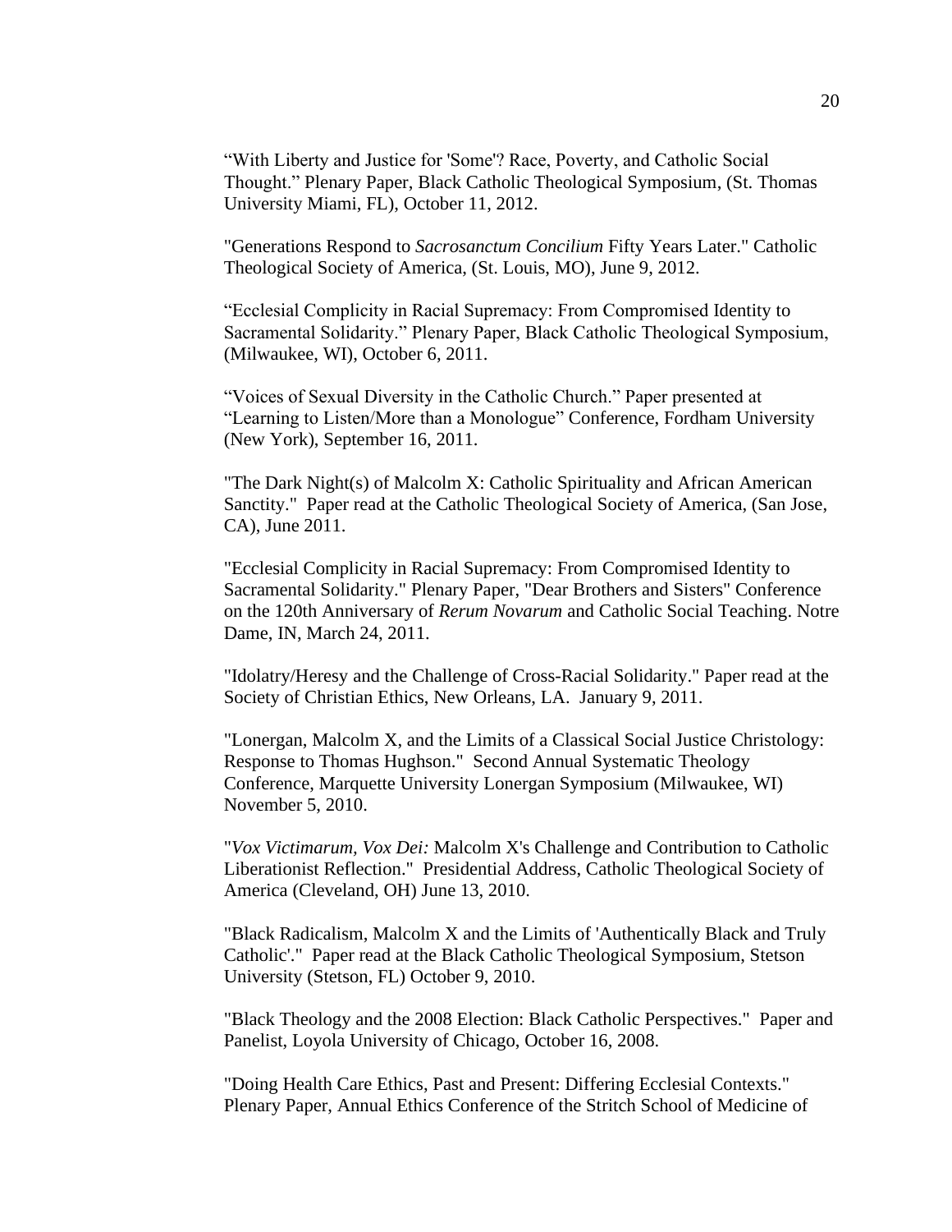“With Liberty and Justice for 'Some'? Race, Poverty, and Catholic Social Thought.” Plenary Paper, Black Catholic Theological Symposium, (St. Thomas University Miami, FL), October 11, 2012.

"Generations Respond to *Sacrosanctum Concilium* Fifty Years Later." Catholic Theological Society of America, (St. Louis, MO), June 9, 2012.

“Ecclesial Complicity in Racial Supremacy: From Compromised Identity to Sacramental Solidarity.” Plenary Paper, Black Catholic Theological Symposium, (Milwaukee, WI), October 6, 2011.

“Voices of Sexual Diversity in the Catholic Church.” Paper presented at “Learning to Listen/More than a Monologue” Conference, Fordham University (New York), September 16, 2011.

"The Dark Night(s) of Malcolm X: Catholic Spirituality and African American Sanctity."  Paper read at the Catholic Theological Society of America, (San Jose, CA), June 2011.

"Ecclesial Complicity in Racial Supremacy: From Compromised Identity to Sacramental Solidarity." Plenary Paper, "Dear Brothers and Sisters" Conference on the 120th Anniversary of *Rerum Novarum* and Catholic Social Teaching. Notre Dame, IN, March 24, 2011.

"Idolatry/Heresy and the Challenge of Cross-Racial Solidarity." Paper read at the Society of Christian Ethics, New Orleans, LA.  January 9, 2011.

"Lonergan, Malcolm X, and the Limits of a Classical Social Justice Christology: Response to Thomas Hughson."  Second Annual Systematic Theology Conference, Marquette University Lonergan Symposium (Milwaukee, WI) November 5, 2010.

"*Vox Victimarum, Vox Dei:* Malcolm X's Challenge and Contribution to Catholic Liberationist Reflection."  Presidential Address, Catholic Theological Society of America (Cleveland, OH) June 13, 2010.

"Black Radicalism, Malcolm X and the Limits of 'Authentically Black and Truly Catholic'."  Paper read at the Black Catholic Theological Symposium, Stetson University (Stetson, FL) October 9, 2010.

"Black Theology and the 2008 Election: Black Catholic Perspectives."  Paper and Panelist, Loyola University of Chicago, October 16, 2008.

"Doing Health Care Ethics, Past and Present: Differing Ecclesial Contexts." Plenary Paper, Annual Ethics Conference of the Stritch School of Medicine of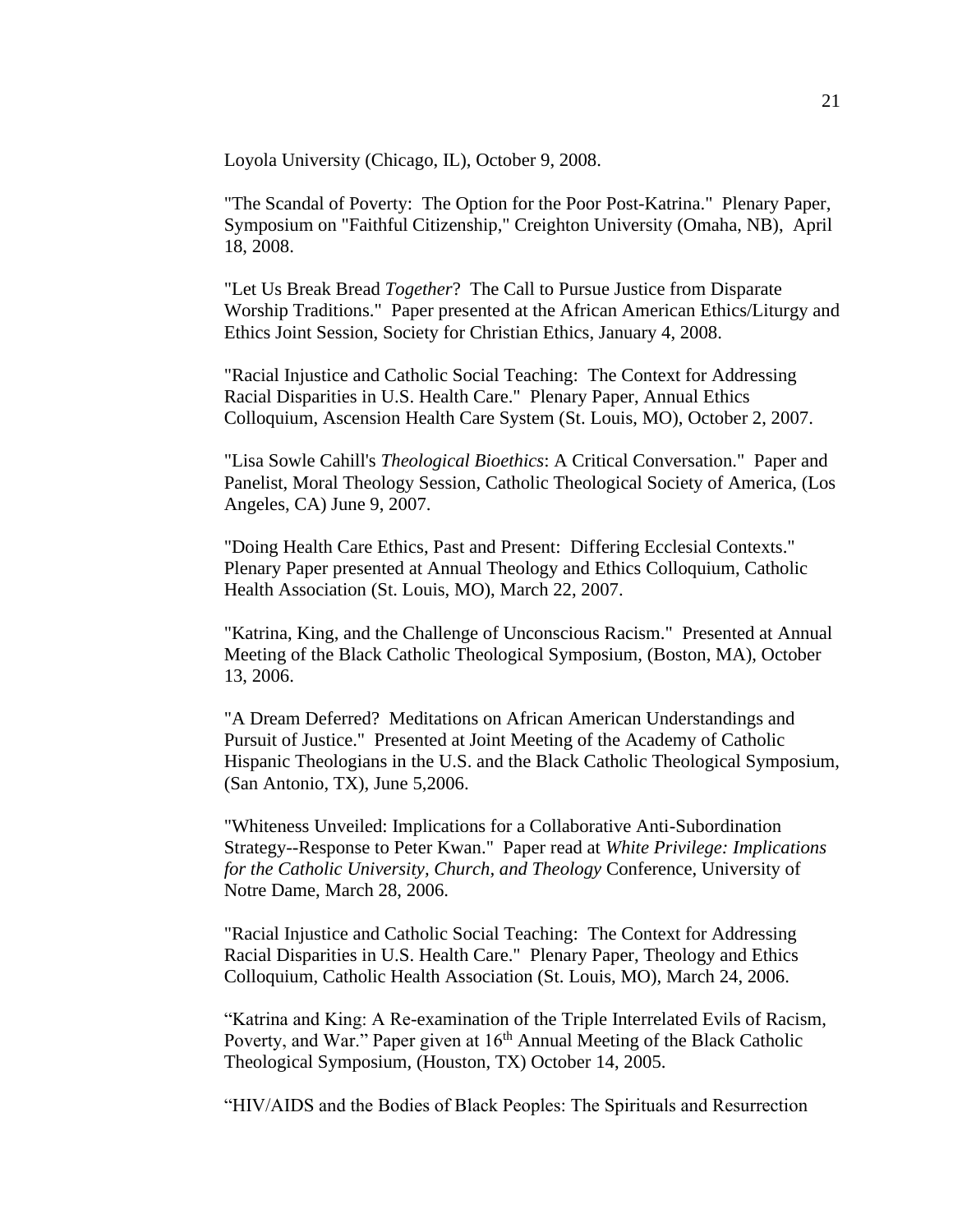Loyola University (Chicago, IL), October 9, 2008.

"The Scandal of Poverty: The Option for the Poor Post-Katrina." Plenary Paper, Symposium on "Faithful Citizenship," Creighton University (Omaha, NB), April 18, 2008.

"Let Us Break Bread *Together*? The Call to Pursue Justice from Disparate Worship Traditions." Paper presented at the African American Ethics/Liturgy and Ethics Joint Session, Society for Christian Ethics, January 4, 2008.

"Racial Injustice and Catholic Social Teaching: The Context for Addressing Racial Disparities in U.S. Health Care." Plenary Paper, Annual Ethics Colloquium, Ascension Health Care System (St. Louis, MO), October 2, 2007.

"Lisa Sowle Cahill's *Theological Bioethics*: A Critical Conversation." Paper and Panelist, Moral Theology Session, Catholic Theological Society of America, (Los Angeles, CA) June 9, 2007.

"Doing Health Care Ethics, Past and Present: Differing Ecclesial Contexts." Plenary Paper presented at Annual Theology and Ethics Colloquium, Catholic Health Association (St. Louis, MO), March 22, 2007.

"Katrina, King, and the Challenge of Unconscious Racism." Presented at Annual Meeting of the Black Catholic Theological Symposium, (Boston, MA), October 13, 2006.

"A Dream Deferred? Meditations on African American Understandings and Pursuit of Justice." Presented at Joint Meeting of the Academy of Catholic Hispanic Theologians in the U.S. and the Black Catholic Theological Symposium, (San Antonio, TX), June 5,2006.

"Whiteness Unveiled: Implications for a Collaborative Anti-Subordination Strategy--Response to Peter Kwan." Paper read at *White Privilege: Implications for the Catholic University, Church, and Theology* Conference, University of Notre Dame, March 28, 2006.

"Racial Injustice and Catholic Social Teaching: The Context for Addressing Racial Disparities in U.S. Health Care." Plenary Paper, Theology and Ethics Colloquium, Catholic Health Association (St. Louis, MO), March 24, 2006.

"Katrina and King: A Re-examination of the Triple Interrelated Evils of Racism, Poverty, and War." Paper given at 16th Annual Meeting of the Black Catholic Theological Symposium, (Houston, TX) October 14, 2005.

"HIV/AIDS and the Bodies of Black Peoples: The Spirituals and Resurrection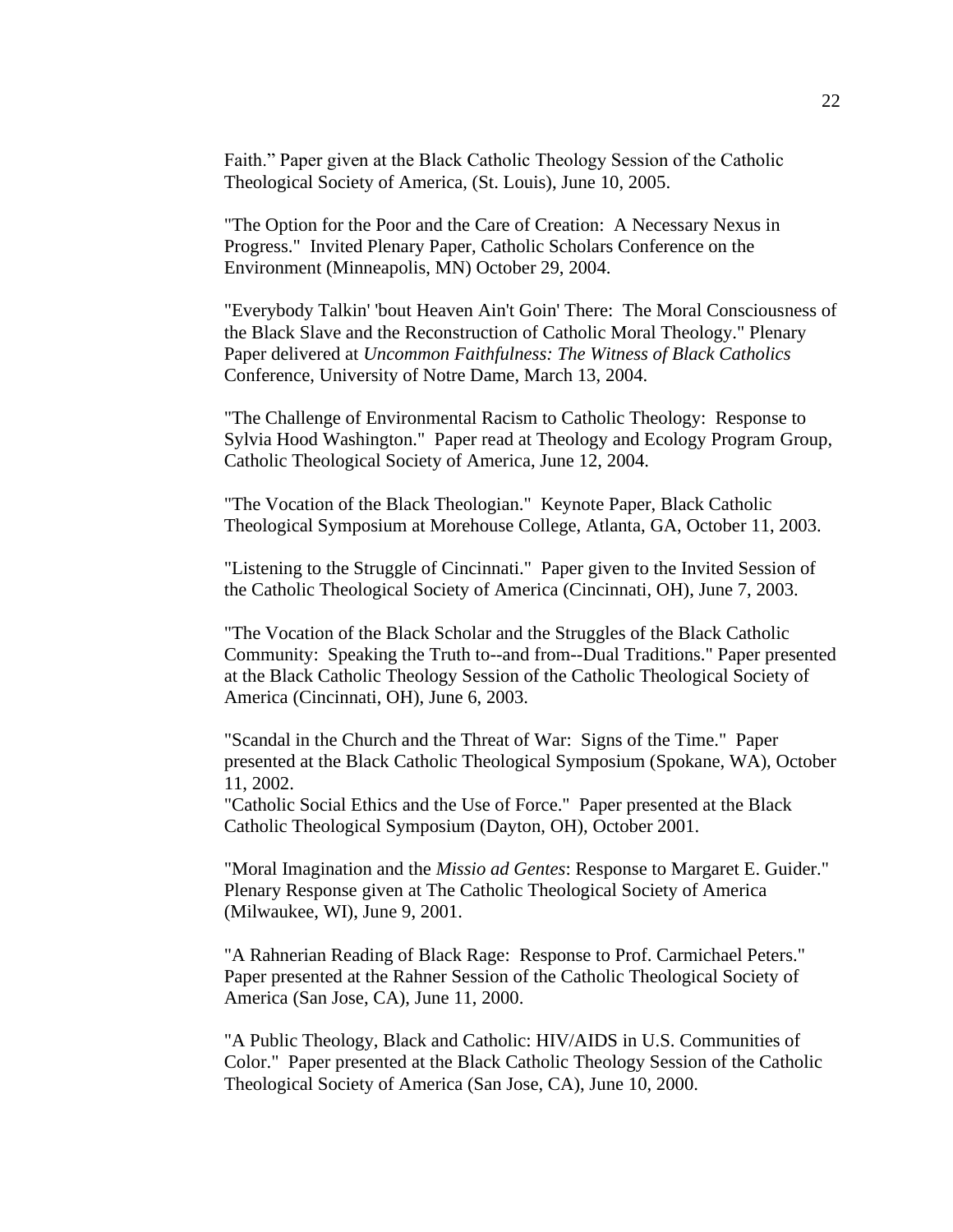Faith." Paper given at the Black Catholic Theology Session of the Catholic Theological Society of America, (St. Louis), June 10, 2005.

"The Option for the Poor and the Care of Creation: A Necessary Nexus in Progress." Invited Plenary Paper, Catholic Scholars Conference on the Environment (Minneapolis, MN) October 29, 2004.

"Everybody Talkin' 'bout Heaven Ain't Goin' There: The Moral Consciousness of the Black Slave and the Reconstruction of Catholic Moral Theology." Plenary Paper delivered at *Uncommon Faithfulness: The Witness of Black Catholics* Conference, University of Notre Dame, March 13, 2004.

"The Challenge of Environmental Racism to Catholic Theology: Response to Sylvia Hood Washington." Paper read at Theology and Ecology Program Group, Catholic Theological Society of America, June 12, 2004.

"The Vocation of the Black Theologian." Keynote Paper, Black Catholic Theological Symposium at Morehouse College, Atlanta, GA, October 11, 2003.

"Listening to the Struggle of Cincinnati." Paper given to the Invited Session of the Catholic Theological Society of America (Cincinnati, OH), June 7, 2003.

"The Vocation of the Black Scholar and the Struggles of the Black Catholic Community: Speaking the Truth to--and from--Dual Traditions." Paper presented at the Black Catholic Theology Session of the Catholic Theological Society of America (Cincinnati, OH), June 6, 2003.

"Scandal in the Church and the Threat of War: Signs of the Time." Paper presented at the Black Catholic Theological Symposium (Spokane, WA), October 11, 2002.

"Catholic Social Ethics and the Use of Force." Paper presented at the Black Catholic Theological Symposium (Dayton, OH), October 2001.

"Moral Imagination and the *Missio ad Gentes*: Response to Margaret E. Guider." Plenary Response given at The Catholic Theological Society of America (Milwaukee, WI), June 9, 2001.

"A Rahnerian Reading of Black Rage: Response to Prof. Carmichael Peters." Paper presented at the Rahner Session of the Catholic Theological Society of America (San Jose, CA), June 11, 2000.

"A Public Theology, Black and Catholic: HIV/AIDS in U.S. Communities of Color." Paper presented at the Black Catholic Theology Session of the Catholic Theological Society of America (San Jose, CA), June 10, 2000.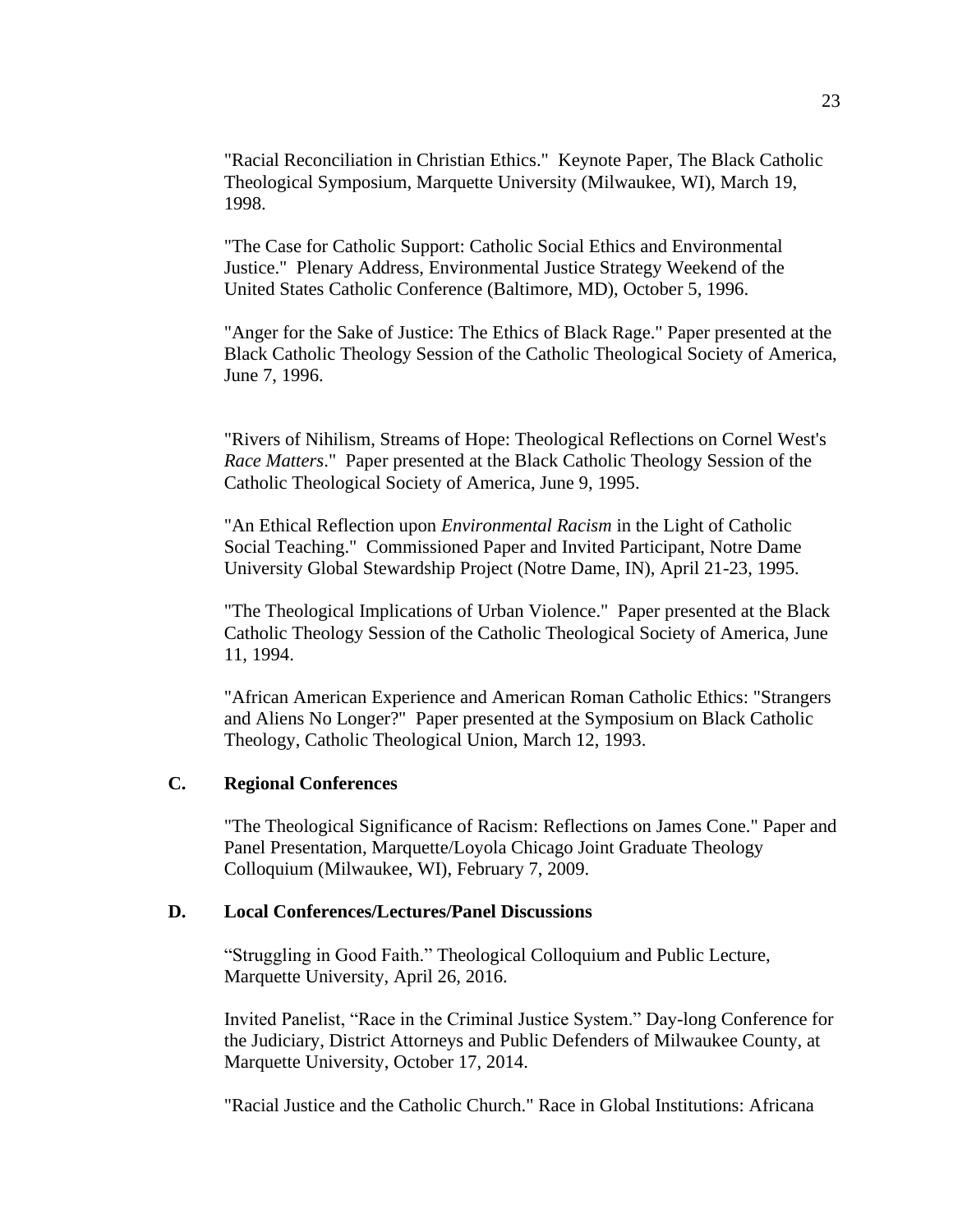"Racial Reconciliation in Christian Ethics." Keynote Paper, The Black Catholic Theological Symposium, Marquette University (Milwaukee, WI), March 19, 1998.

"The Case for Catholic Support: Catholic Social Ethics and Environmental Justice." Plenary Address, Environmental Justice Strategy Weekend of the United States Catholic Conference (Baltimore, MD), October 5, 1996.

"Anger for the Sake of Justice: The Ethics of Black Rage." Paper presented at the Black Catholic Theology Session of the Catholic Theological Society of America, June 7, 1996.

"Rivers of Nihilism, Streams of Hope: Theological Reflections on Cornel West's *Race Matters*." Paper presented at the Black Catholic Theology Session of the Catholic Theological Society of America, June 9, 1995.

"An Ethical Reflection upon *Environmental Racism* in the Light of Catholic Social Teaching." Commissioned Paper and Invited Participant, Notre Dame University Global Stewardship Project (Notre Dame, IN), April 21-23, 1995.

"The Theological Implications of Urban Violence." Paper presented at the Black Catholic Theology Session of the Catholic Theological Society of America, June 11, 1994.

"African American Experience and American Roman Catholic Ethics: "Strangers and Aliens No Longer?" Paper presented at the Symposium on Black Catholic Theology, Catholic Theological Union, March 12, 1993.

**C. Regional Conferences**

"The Theological Significance of Racism: Reflections on James Cone." Paper and Panel Presentation, Marquette/Loyola Chicago Joint Graduate Theology Colloquium (Milwaukee, WI), February 7, 2009.

**D. Local Conferences/Lectures/Panel Discussions**

"Struggling in Good Faith." Theological Colloquium and Public Lecture, Marquette University, April 26, 2016.

Invited Panelist, "Race in the Criminal Justice System." Day-long Conference for the Judiciary, District Attorneys and Public Defenders of Milwaukee County, at Marquette University, October 17, 2014.

"Racial Justice and the Catholic Church." Race in Global Institutions: Africana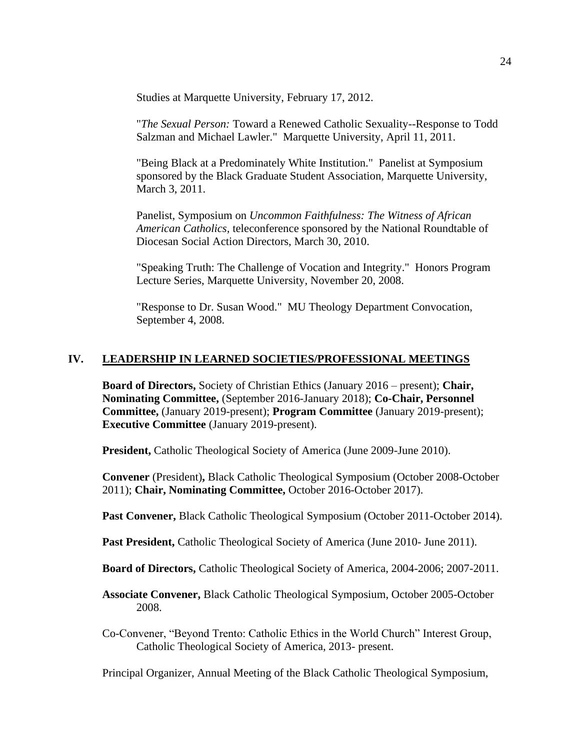Studies at Marquette University, February 17, 2012.

"*The Sexual Person:* Toward a Renewed Catholic Sexuality--Response to Todd Salzman and Michael Lawler." Marquette University, April 11, 2011.

"Being Black at a Predominately White Institution." Panelist at Symposium sponsored by the Black Graduate Student Association, Marquette University, March 3, 2011.

Panelist, Symposium on *Uncommon Faithfulness: The Witness of African American Catholics*, teleconference sponsored by the National Roundtable of Diocesan Social Action Directors, March 30, 2010.

"Speaking Truth: The Challenge of Vocation and Integrity." Honors Program Lecture Series, Marquette University, November 20, 2008.

"Response to Dr. Susan Wood." MU Theology Department Convocation, September 4, 2008.

## IV. LEADERSHIP IN LEARNED SOCIETIES/PROFESSIONAL MEETINGS

**Board of Directors,** Society of Christian Ethics (January 2016 – present); **Chair, Nominating Committee,** (September 2016-January 2018); **Co-Chair, Personnel Committee,** (January 2019-present); **Program Committee** (January 2019-present); **Executive Committee** (January 2019-present).

**President,** Catholic Theological Society of America (June 2009-June 2010).

**Convener** (President)**,** Black Catholic Theological Symposium (October 2008-October 2011); **Chair, Nominating Committee,** October 2016-October 2017).

**Past Convener,** Black Catholic Theological Symposium (October 2011-October 2014).

**Past President,** Catholic Theological Society of America (June 2010- June 2011).

**Board of Directors,** Catholic Theological Society of America, 2004-2006; 2007-2011.

**Associate Convener,** Black Catholic Theological Symposium, October 2005-October 2008.

Co-Convener, "Beyond Trento: Catholic Ethics in the World Church" Interest Group, Catholic Theological Society of America, 2013- present.

Principal Organizer, Annual Meeting of the Black Catholic Theological Symposium,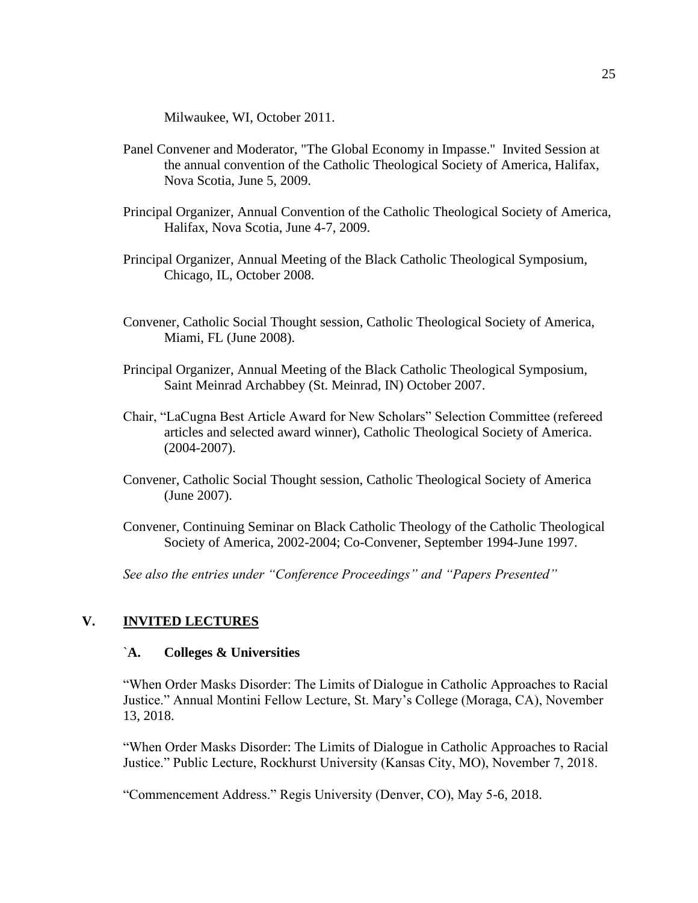Milwaukee, WI, October 2011.

Panel Convener and Moderator, "The Global Economy in Impasse." Invited Session at the annual convention of the Catholic Theological Society of America, Halifax, Nova Scotia, June 5, 2009.

Principal Organizer, Annual Convention of the Catholic Theological Society of America, Halifax, Nova Scotia, June 4-7, 2009.

Principal Organizer, Annual Meeting of the Black Catholic Theological Symposium, Chicago, IL, October 2008.

Convener, Catholic Social Thought session, Catholic Theological Society of America, Miami, FL (June 2008).

Principal Organizer, Annual Meeting of the Black Catholic Theological Symposium, Saint Meinrad Archabbey (St. Meinrad, IN) October 2007.

Chair, "LaCugna Best Article Award for New Scholars" Selection Committee (refereed articles and selected award winner), Catholic Theological Society of America. (2004-2007).

Convener, Catholic Social Thought session, Catholic Theological Society of America (June 2007).

Convener, Continuing Seminar on Black Catholic Theology of the Catholic Theological Society of America, 2002-2004; Co-Convener, September 1994-June 1997.

*See also the entries under "Conference Proceedings" and "Papers Presented"*

## V. INVITED LECTURES

### `A. Colleges & Universities

"When Order Masks Disorder: The Limits of Dialogue in Catholic Approaches to Racial Justice." Annual Montini Fellow Lecture, St. Mary's College (Moraga, CA), November 13, 2018.

"When Order Masks Disorder: The Limits of Dialogue in Catholic Approaches to Racial Justice." Public Lecture, Rockhurst University (Kansas City, MO), November 7, 2018.

"Commencement Address." Regis University (Denver, CO), May 5-6, 2018.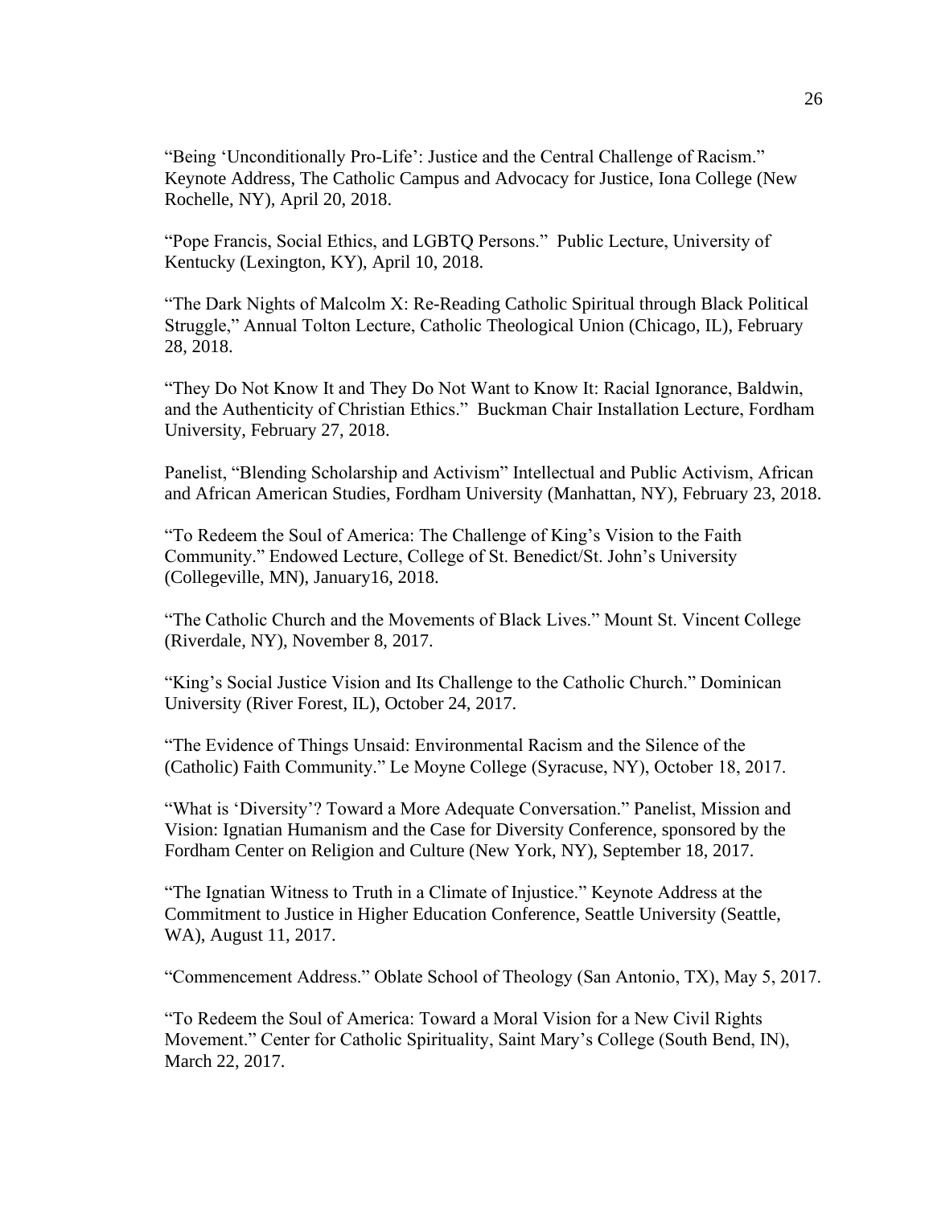"Being 'Unconditionally Pro-Life': Justice and the Central Challenge of Racism." Keynote Address, The Catholic Campus and Advocacy for Justice, Iona College (New Rochelle, NY), April 20, 2018.

"Pope Francis, Social Ethics, and LGBTQ Persons." Public Lecture, University of Kentucky (Lexington, KY), April 10, 2018.

"The Dark Nights of Malcolm X: Re-Reading Catholic Spiritual through Black Political Struggle," Annual Tolton Lecture, Catholic Theological Union (Chicago, IL), February 28, 2018.

"They Do Not Know It and They Do Not Want to Know It: Racial Ignorance, Baldwin, and the Authenticity of Christian Ethics." Buckman Chair Installation Lecture, Fordham University, February 27, 2018.

Panelist, "Blending Scholarship and Activism" Intellectual and Public Activism, African and African American Studies, Fordham University (Manhattan, NY), February 23, 2018.

"To Redeem the Soul of America: The Challenge of King's Vision to the Faith Community." Endowed Lecture, College of St. Benedict/St. John's University (Collegeville, MN), January16, 2018.

"The Catholic Church and the Movements of Black Lives." Mount St. Vincent College (Riverdale, NY), November 8, 2017.

"King's Social Justice Vision and Its Challenge to the Catholic Church." Dominican University (River Forest, IL), October 24, 2017.

"The Evidence of Things Unsaid: Environmental Racism and the Silence of the (Catholic) Faith Community." Le Moyne College (Syracuse, NY), October 18, 2017.

"What is 'Diversity'? Toward a More Adequate Conversation." Panelist, Mission and Vision: Ignatian Humanism and the Case for Diversity Conference, sponsored by the Fordham Center on Religion and Culture (New York, NY), September 18, 2017.

"The Ignatian Witness to Truth in a Climate of Injustice." Keynote Address at the Commitment to Justice in Higher Education Conference, Seattle University (Seattle, WA), August 11, 2017.

"Commencement Address." Oblate School of Theology (San Antonio, TX), May 5, 2017.

"To Redeem the Soul of America: Toward a Moral Vision for a New Civil Rights Movement." Center for Catholic Spirituality, Saint Mary's College (South Bend, IN), March 22, 2017.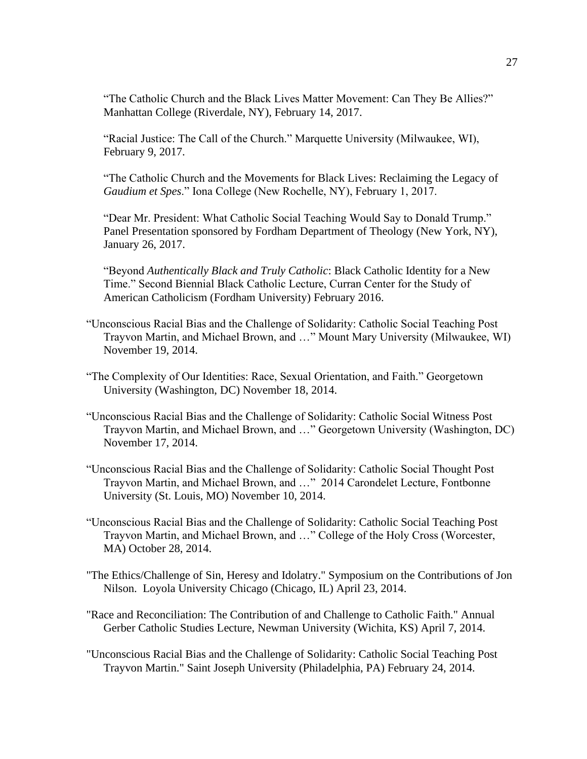"The Catholic Church and the Black Lives Matter Movement: Can They Be Allies?" Manhattan College (Riverdale, NY), February 14, 2017.

"Racial Justice: The Call of the Church." Marquette University (Milwaukee, WI), February 9, 2017.

"The Catholic Church and the Movements for Black Lives: Reclaiming the Legacy of *Gaudium et Spes*." Iona College (New Rochelle, NY), February 1, 2017.

"Dear Mr. President: What Catholic Social Teaching Would Say to Donald Trump." Panel Presentation sponsored by Fordham Department of Theology (New York, NY), January 26, 2017.

"Beyond *Authentically Black and Truly Catholic*: Black Catholic Identity for a New Time." Second Biennial Black Catholic Lecture, Curran Center for the Study of American Catholicism (Fordham University) February 2016.

"Unconscious Racial Bias and the Challenge of Solidarity: Catholic Social Teaching Post Trayvon Martin, and Michael Brown, and …" Mount Mary University (Milwaukee, WI) November 19, 2014.

"The Complexity of Our Identities: Race, Sexual Orientation, and Faith." Georgetown University (Washington, DC) November 18, 2014.

"Unconscious Racial Bias and the Challenge of Solidarity: Catholic Social Witness Post Trayvon Martin, and Michael Brown, and …" Georgetown University (Washington, DC) November 17, 2014.

"Unconscious Racial Bias and the Challenge of Solidarity: Catholic Social Thought Post Trayvon Martin, and Michael Brown, and …" 2014 Carondelet Lecture, Fontbonne University (St. Louis, MO) November 10, 2014.

"Unconscious Racial Bias and the Challenge of Solidarity: Catholic Social Teaching Post Trayvon Martin, and Michael Brown, and …" College of the Holy Cross (Worcester, MA) October 28, 2014.

"The Ethics/Challenge of Sin, Heresy and Idolatry." Symposium on the Contributions of Jon Nilson. Loyola University Chicago (Chicago, IL) April 23, 2014.

"Race and Reconciliation: The Contribution of and Challenge to Catholic Faith." Annual Gerber Catholic Studies Lecture, Newman University (Wichita, KS) April 7, 2014.

"Unconscious Racial Bias and the Challenge of Solidarity: Catholic Social Teaching Post Trayvon Martin." Saint Joseph University (Philadelphia, PA) February 24, 2014.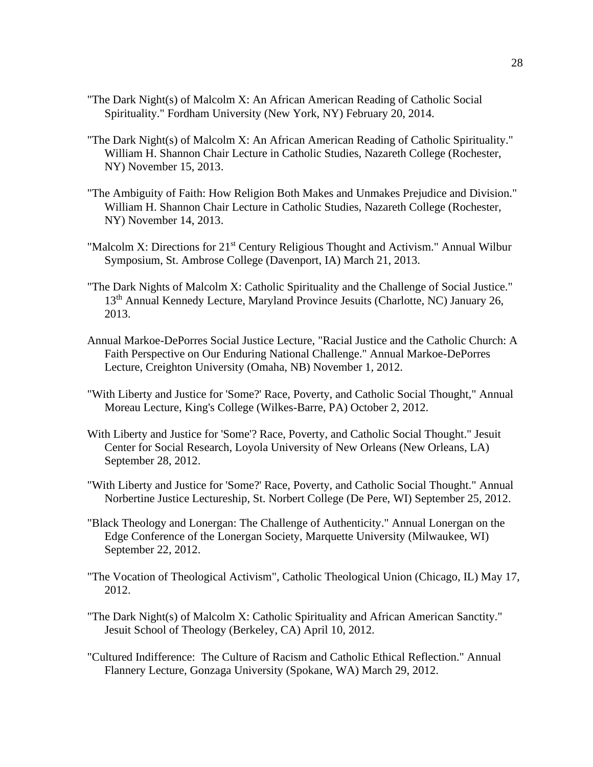"The Dark Night(s) of Malcolm X: An African American Reading of Catholic Social Spirituality." Fordham University (New York, NY) February 20, 2014.

"The Dark Night(s) of Malcolm X: An African American Reading of Catholic Spirituality." William H. Shannon Chair Lecture in Catholic Studies, Nazareth College (Rochester, NY) November 15, 2013.

"The Ambiguity of Faith: How Religion Both Makes and Unmakes Prejudice and Division." William H. Shannon Chair Lecture in Catholic Studies, Nazareth College (Rochester, NY) November 14, 2013.

"Malcolm X: Directions for 21st Century Religious Thought and Activism." Annual Wilbur Symposium, St. Ambrose College (Davenport, IA) March 21, 2013.

"The Dark Nights of Malcolm X: Catholic Spirituality and the Challenge of Social Justice." 13th Annual Kennedy Lecture, Maryland Province Jesuits (Charlotte, NC) January 26, 2013.

Annual Markoe-DePorres Social Justice Lecture, "Racial Justice and the Catholic Church: A Faith Perspective on Our Enduring National Challenge." Annual Markoe-DePorres Lecture, Creighton University (Omaha, NB) November 1, 2012.

"With Liberty and Justice for 'Some?' Race, Poverty, and Catholic Social Thought," Annual Moreau Lecture, King's College (Wilkes-Barre, PA) October 2, 2012.

With Liberty and Justice for 'Some'? Race, Poverty, and Catholic Social Thought." Jesuit Center for Social Research, Loyola University of New Orleans (New Orleans, LA) September 28, 2012.

"With Liberty and Justice for 'Some?' Race, Poverty, and Catholic Social Thought." Annual Norbertine Justice Lectureship, St. Norbert College (De Pere, WI) September 25, 2012.

"Black Theology and Lonergan: The Challenge of Authenticity." Annual Lonergan on the Edge Conference of the Lonergan Society, Marquette University (Milwaukee, WI) September 22, 2012.

"The Vocation of Theological Activism", Catholic Theological Union (Chicago, IL) May 17, 2012.

"The Dark Night(s) of Malcolm X: Catholic Spirituality and African American Sanctity." Jesuit School of Theology (Berkeley, CA) April 10, 2012.

"Cultured Indifference: The Culture of Racism and Catholic Ethical Reflection." Annual Flannery Lecture, Gonzaga University (Spokane, WA) March 29, 2012.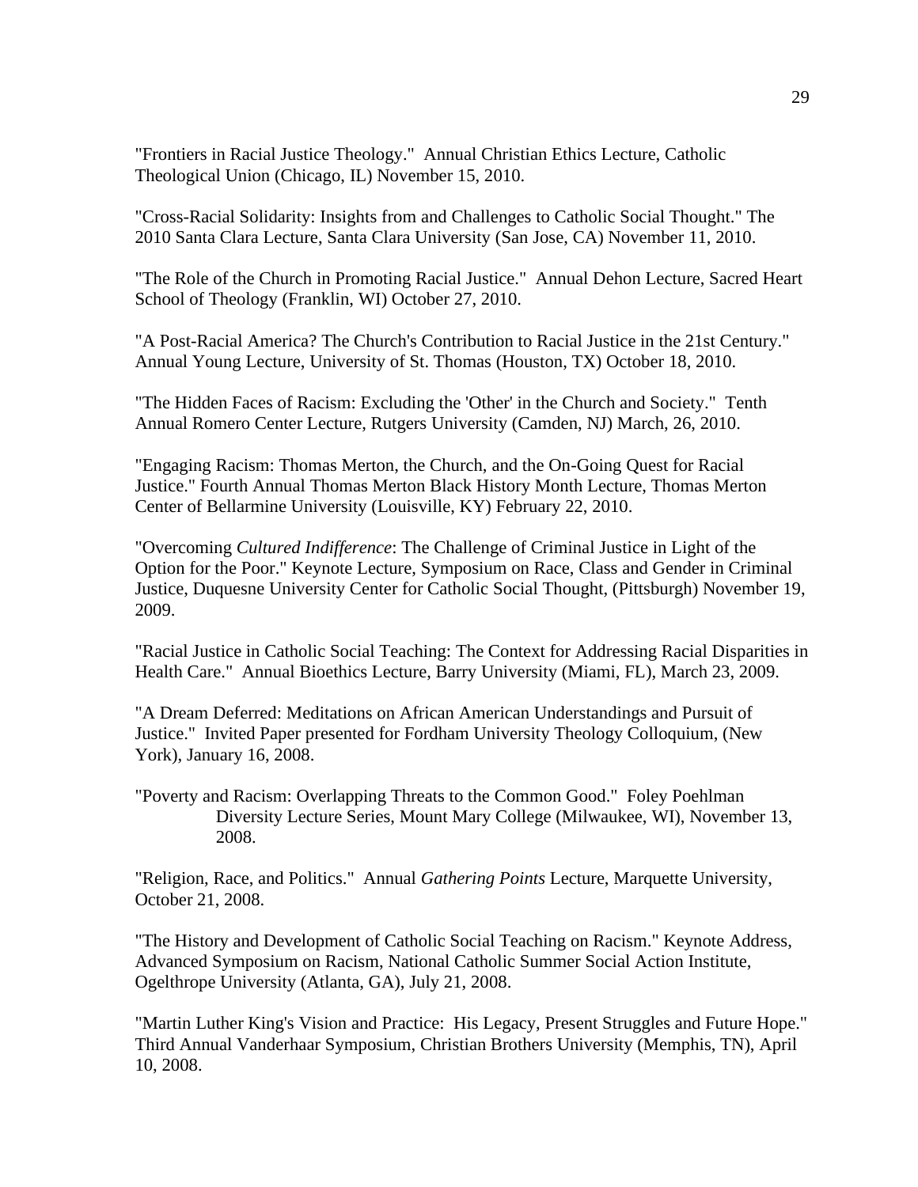"Frontiers in Racial Justice Theology." Annual Christian Ethics Lecture, Catholic Theological Union (Chicago, IL) November 15, 2010.

"Cross-Racial Solidarity: Insights from and Challenges to Catholic Social Thought." The 2010 Santa Clara Lecture, Santa Clara University (San Jose, CA) November 11, 2010.

"The Role of the Church in Promoting Racial Justice." Annual Dehon Lecture, Sacred Heart School of Theology (Franklin, WI) October 27, 2010.

"A Post-Racial America? The Church's Contribution to Racial Justice in the 21st Century." Annual Young Lecture, University of St. Thomas (Houston, TX) October 18, 2010.

"The Hidden Faces of Racism: Excluding the 'Other' in the Church and Society." Tenth Annual Romero Center Lecture, Rutgers University (Camden, NJ) March, 26, 2010.

"Engaging Racism: Thomas Merton, the Church, and the On-Going Quest for Racial Justice." Fourth Annual Thomas Merton Black History Month Lecture, Thomas Merton Center of Bellarmine University (Louisville, KY) February 22, 2010.

"Overcoming *Cultured Indifference*: The Challenge of Criminal Justice in Light of the Option for the Poor." Keynote Lecture, Symposium on Race, Class and Gender in Criminal Justice, Duquesne University Center for Catholic Social Thought, (Pittsburgh) November 19, 2009.

"Racial Justice in Catholic Social Teaching: The Context for Addressing Racial Disparities in Health Care." Annual Bioethics Lecture, Barry University (Miami, FL), March 23, 2009.

"A Dream Deferred: Meditations on African American Understandings and Pursuit of Justice." Invited Paper presented for Fordham University Theology Colloquium, (New York), January 16, 2008.

"Poverty and Racism: Overlapping Threats to the Common Good." Foley Poehlman Diversity Lecture Series, Mount Mary College (Milwaukee, WI), November 13, 2008.

"Religion, Race, and Politics." Annual *Gathering Points* Lecture, Marquette University, October 21, 2008.

"The History and Development of Catholic Social Teaching on Racism." Keynote Address, Advanced Symposium on Racism, National Catholic Summer Social Action Institute, Ogelthrope University (Atlanta, GA), July 21, 2008.

"Martin Luther King's Vision and Practice: His Legacy, Present Struggles and Future Hope." Third Annual Vanderhaar Symposium, Christian Brothers University (Memphis, TN), April 10, 2008.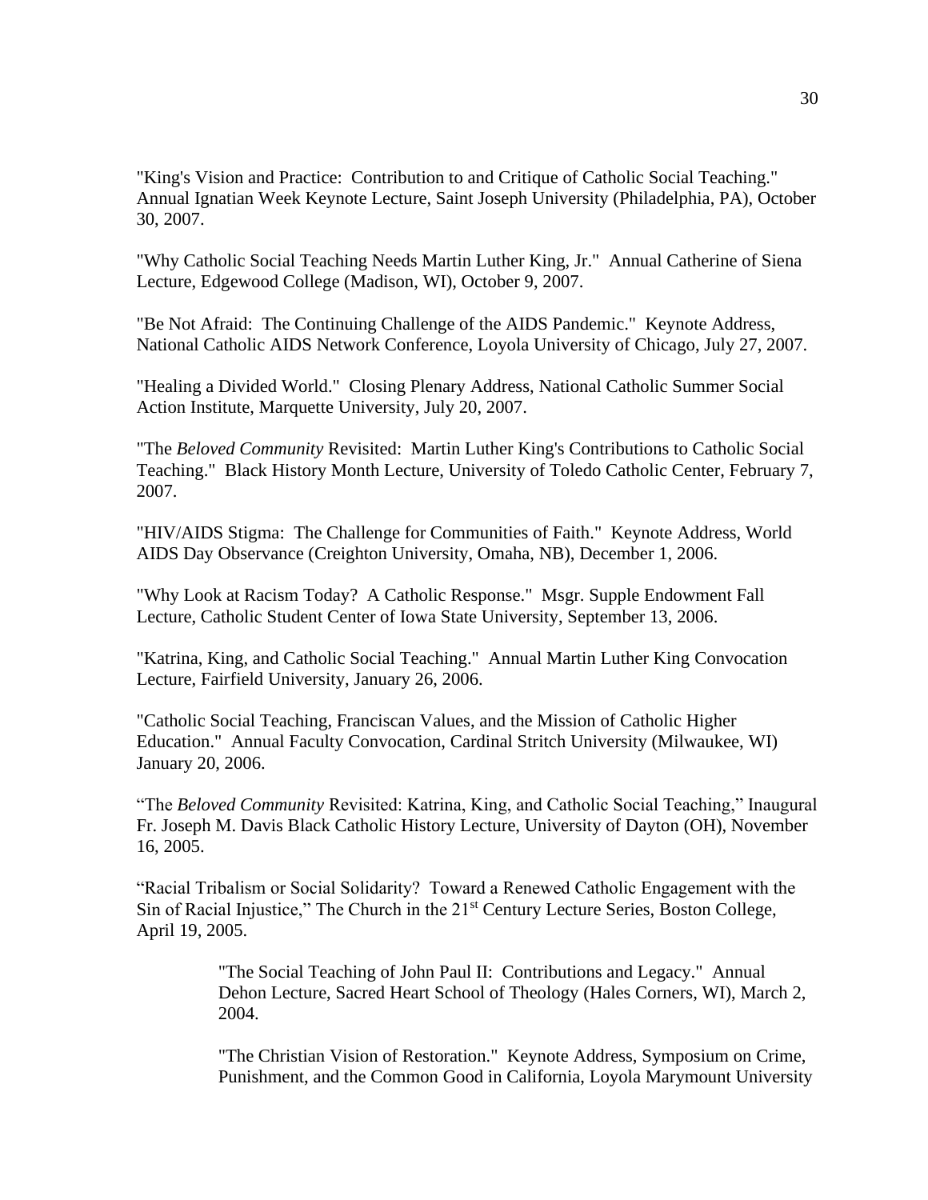"King's Vision and Practice: Contribution to and Critique of Catholic Social Teaching." Annual Ignatian Week Keynote Lecture, Saint Joseph University (Philadelphia, PA), October 30, 2007.

"Why Catholic Social Teaching Needs Martin Luther King, Jr." Annual Catherine of Siena Lecture, Edgewood College (Madison, WI), October 9, 2007.

"Be Not Afraid: The Continuing Challenge of the AIDS Pandemic." Keynote Address, National Catholic AIDS Network Conference, Loyola University of Chicago, July 27, 2007.

"Healing a Divided World." Closing Plenary Address, National Catholic Summer Social Action Institute, Marquette University, July 20, 2007.

"The *Beloved Community* Revisited: Martin Luther King's Contributions to Catholic Social Teaching." Black History Month Lecture, University of Toledo Catholic Center, February 7, 2007.

"HIV/AIDS Stigma: The Challenge for Communities of Faith." Keynote Address, World AIDS Day Observance (Creighton University, Omaha, NB), December 1, 2006.

"Why Look at Racism Today? A Catholic Response." Msgr. Supple Endowment Fall Lecture, Catholic Student Center of Iowa State University, September 13, 2006.

"Katrina, King, and Catholic Social Teaching." Annual Martin Luther King Convocation Lecture, Fairfield University, January 26, 2006.

"Catholic Social Teaching, Franciscan Values, and the Mission of Catholic Higher Education." Annual Faculty Convocation, Cardinal Stritch University (Milwaukee, WI) January 20, 2006.

"The *Beloved Community* Revisited: Katrina, King, and Catholic Social Teaching," Inaugural Fr. Joseph M. Davis Black Catholic History Lecture, University of Dayton (OH), November 16, 2005.

"Racial Tribalism or Social Solidarity? Toward a Renewed Catholic Engagement with the Sin of Racial Injustice," The Church in the 21st Century Lecture Series, Boston College, April 19, 2005.

"The Social Teaching of John Paul II: Contributions and Legacy." Annual Dehon Lecture, Sacred Heart School of Theology (Hales Corners, WI), March 2, 2004.

"The Christian Vision of Restoration." Keynote Address, Symposium on Crime, Punishment, and the Common Good in California, Loyola Marymount University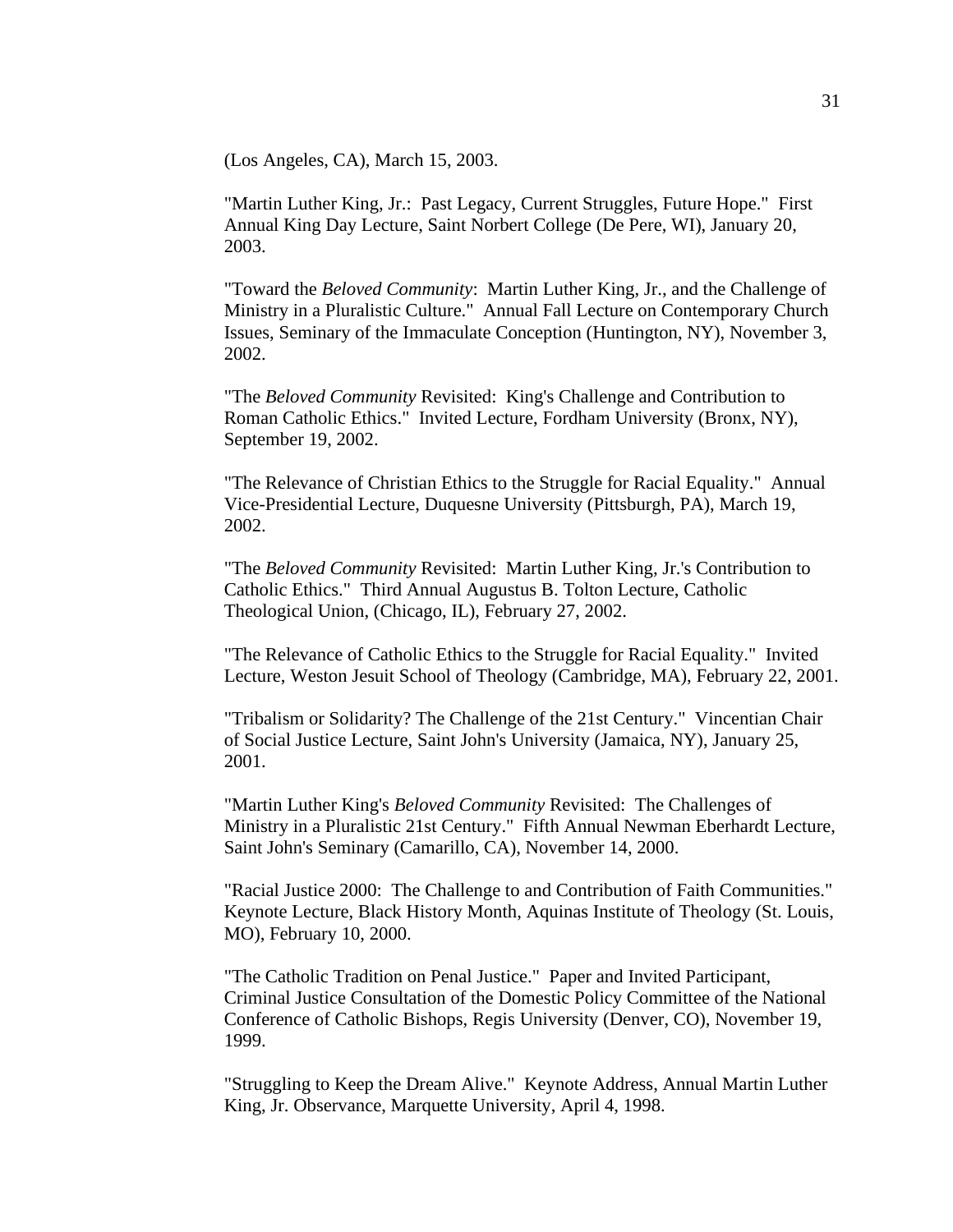(Los Angeles, CA), March 15, 2003.

"Martin Luther King, Jr.: Past Legacy, Current Struggles, Future Hope." First Annual King Day Lecture, Saint Norbert College (De Pere, WI), January 20, 2003.

"Toward the *Beloved Community*: Martin Luther King, Jr., and the Challenge of Ministry in a Pluralistic Culture." Annual Fall Lecture on Contemporary Church Issues, Seminary of the Immaculate Conception (Huntington, NY), November 3, 2002.

"The *Beloved Community* Revisited: King's Challenge and Contribution to Roman Catholic Ethics." Invited Lecture, Fordham University (Bronx, NY), September 19, 2002.

"The Relevance of Christian Ethics to the Struggle for Racial Equality." Annual Vice-Presidential Lecture, Duquesne University (Pittsburgh, PA), March 19, 2002.

"The *Beloved Community* Revisited: Martin Luther King, Jr.'s Contribution to Catholic Ethics." Third Annual Augustus B. Tolton Lecture, Catholic Theological Union, (Chicago, IL), February 27, 2002.

"The Relevance of Catholic Ethics to the Struggle for Racial Equality." Invited Lecture, Weston Jesuit School of Theology (Cambridge, MA), February 22, 2001.

"Tribalism or Solidarity? The Challenge of the 21st Century." Vincentian Chair of Social Justice Lecture, Saint John's University (Jamaica, NY), January 25, 2001.

"Martin Luther King's *Beloved Community* Revisited: The Challenges of Ministry in a Pluralistic 21st Century." Fifth Annual Newman Eberhardt Lecture, Saint John's Seminary (Camarillo, CA), November 14, 2000.

"Racial Justice 2000: The Challenge to and Contribution of Faith Communities." Keynote Lecture, Black History Month, Aquinas Institute of Theology (St. Louis, MO), February 10, 2000.

"The Catholic Tradition on Penal Justice." Paper and Invited Participant, Criminal Justice Consultation of the Domestic Policy Committee of the National Conference of Catholic Bishops, Regis University (Denver, CO), November 19, 1999.

"Struggling to Keep the Dream Alive." Keynote Address, Annual Martin Luther King, Jr. Observance, Marquette University, April 4, 1998.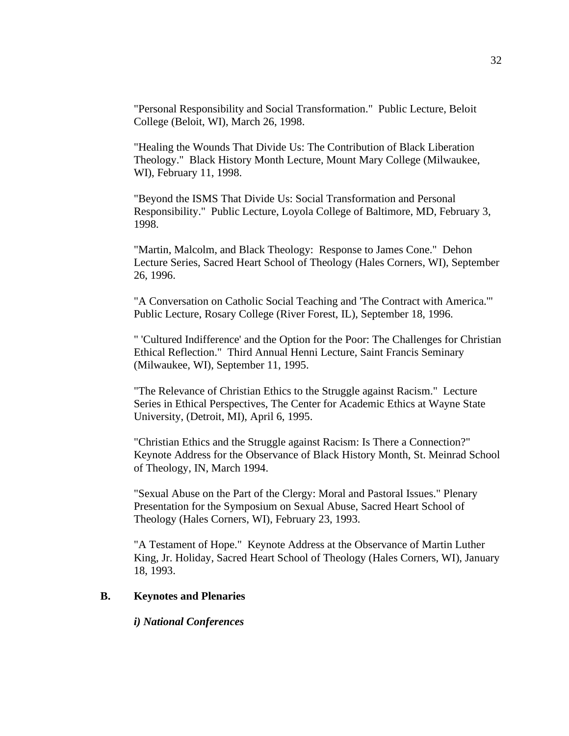"Personal Responsibility and Social Transformation."  Public Lecture, Beloit College (Beloit, WI), March 26, 1998.

"Healing the Wounds That Divide Us: The Contribution of Black Liberation Theology."  Black History Month Lecture, Mount Mary College (Milwaukee, WI), February 11, 1998.

"Beyond the ISMS That Divide Us: Social Transformation and Personal Responsibility."  Public Lecture, Loyola College of Baltimore, MD, February 3, 1998.

"Martin, Malcolm, and Black Theology:  Response to James Cone."  Dehon Lecture Series, Sacred Heart School of Theology (Hales Corners, WI), September 26, 1996.

"A Conversation on Catholic Social Teaching and 'The Contract with America.'"  Public Lecture, Rosary College (River Forest, IL), September 18, 1996.

" 'Cultured Indifference' and the Option for the Poor: The Challenges for Christian Ethical Reflection."  Third Annual Henni Lecture, Saint Francis Seminary (Milwaukee, WI), September 11, 1995.

"The Relevance of Christian Ethics to the Struggle against Racism."  Lecture Series in Ethical Perspectives, The Center for Academic Ethics at Wayne State University, (Detroit, MI), April 6, 1995.

"Christian Ethics and the Struggle against Racism: Is There a Connection?"  Keynote Address for the Observance of Black History Month, St. Meinrad School of Theology, IN, March 1994.

"Sexual Abuse on the Part of the Clergy: Moral and Pastoral Issues." Plenary Presentation for the Symposium on Sexual Abuse, Sacred Heart School of Theology (Hales Corners, WI), February 23, 1993.

"A Testament of Hope."  Keynote Address at the Observance of Martin Luther King, Jr. Holiday, Sacred Heart School of Theology (Hales Corners, WI), January 18, 1993.

## B. Keynotes and Plenaries

***i) National Conferences***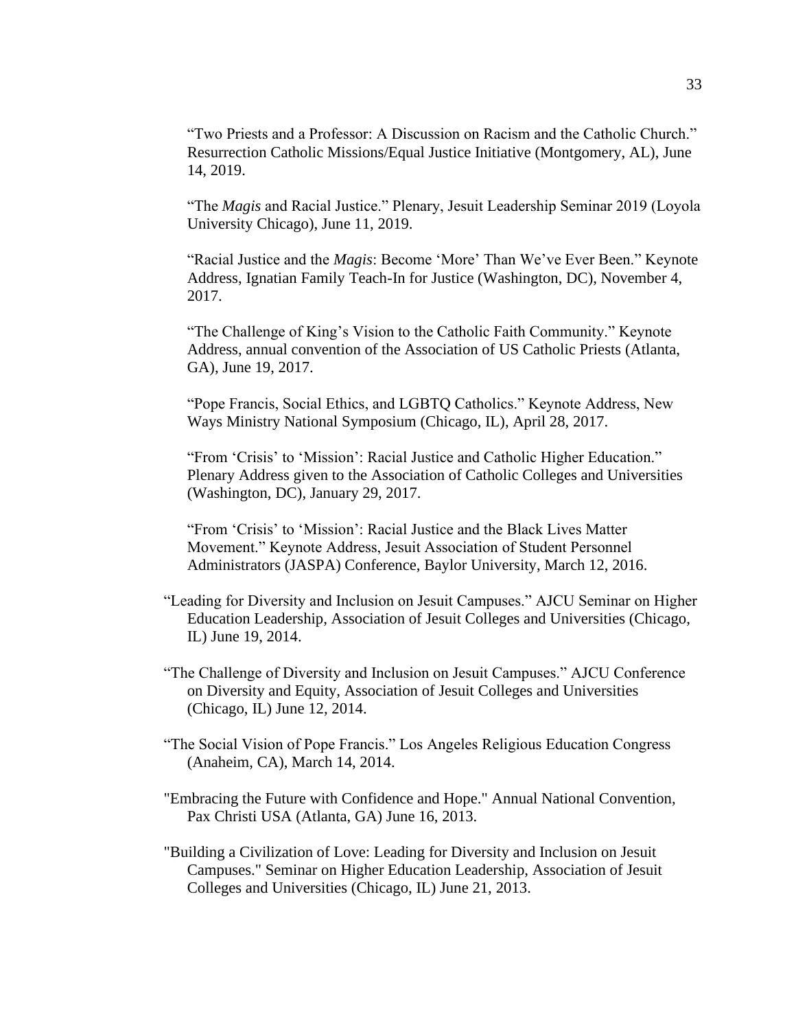"Two Priests and a Professor: A Discussion on Racism and the Catholic Church." Resurrection Catholic Missions/Equal Justice Initiative (Montgomery, AL), June 14, 2019.

"The *Magis* and Racial Justice." Plenary, Jesuit Leadership Seminar 2019 (Loyola University Chicago), June 11, 2019.

"Racial Justice and the *Magis*: Become 'More' Than We've Ever Been." Keynote Address, Ignatian Family Teach-In for Justice (Washington, DC), November 4, 2017.

"The Challenge of King's Vision to the Catholic Faith Community." Keynote Address, annual convention of the Association of US Catholic Priests (Atlanta, GA), June 19, 2017.

"Pope Francis, Social Ethics, and LGBTQ Catholics." Keynote Address, New Ways Ministry National Symposium (Chicago, IL), April 28, 2017.

"From 'Crisis' to 'Mission': Racial Justice and Catholic Higher Education." Plenary Address given to the Association of Catholic Colleges and Universities (Washington, DC), January 29, 2017.

"From 'Crisis' to 'Mission': Racial Justice and the Black Lives Matter Movement." Keynote Address, Jesuit Association of Student Personnel Administrators (JASPA) Conference, Baylor University, March 12, 2016.

"Leading for Diversity and Inclusion on Jesuit Campuses." AJCU Seminar on Higher Education Leadership, Association of Jesuit Colleges and Universities (Chicago, IL) June 19, 2014.

"The Challenge of Diversity and Inclusion on Jesuit Campuses." AJCU Conference on Diversity and Equity, Association of Jesuit Colleges and Universities (Chicago, IL) June 12, 2014.

"The Social Vision of Pope Francis." Los Angeles Religious Education Congress (Anaheim, CA), March 14, 2014.

"Embracing the Future with Confidence and Hope." Annual National Convention, Pax Christi USA (Atlanta, GA) June 16, 2013.

"Building a Civilization of Love: Leading for Diversity and Inclusion on Jesuit Campuses." Seminar on Higher Education Leadership, Association of Jesuit Colleges and Universities (Chicago, IL) June 21, 2013.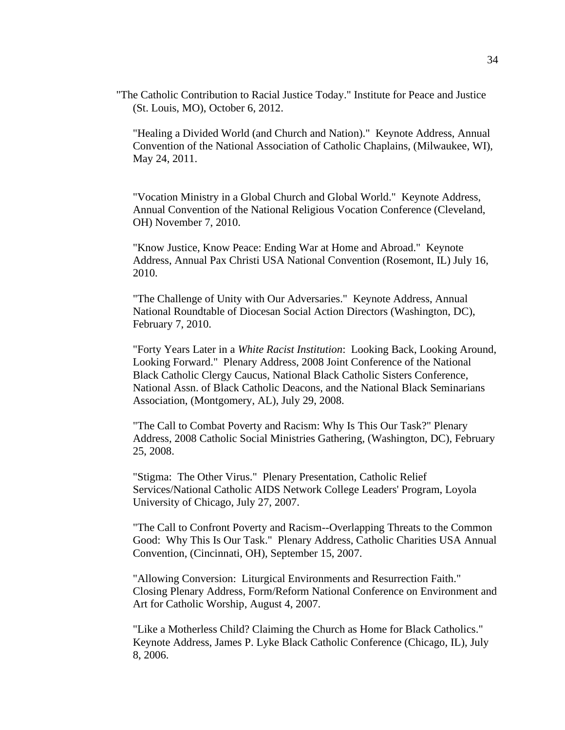"The Catholic Contribution to Racial Justice Today." Institute for Peace and Justice (St. Louis, MO), October 6, 2012.

"Healing a Divided World (and Church and Nation)." Keynote Address, Annual Convention of the National Association of Catholic Chaplains, (Milwaukee, WI), May 24, 2011.

"Vocation Ministry in a Global Church and Global World." Keynote Address, Annual Convention of the National Religious Vocation Conference (Cleveland, OH) November 7, 2010.

"Know Justice, Know Peace: Ending War at Home and Abroad." Keynote Address, Annual Pax Christi USA National Convention (Rosemont, IL) July 16, 2010.

"The Challenge of Unity with Our Adversaries." Keynote Address, Annual National Roundtable of Diocesan Social Action Directors (Washington, DC), February 7, 2010.

"Forty Years Later in a *White Racist Institution*: Looking Back, Looking Around, Looking Forward." Plenary Address, 2008 Joint Conference of the National Black Catholic Clergy Caucus, National Black Catholic Sisters Conference, National Assn. of Black Catholic Deacons, and the National Black Seminarians Association, (Montgomery, AL), July 29, 2008.

"The Call to Combat Poverty and Racism: Why Is This Our Task?" Plenary Address, 2008 Catholic Social Ministries Gathering, (Washington, DC), February 25, 2008.

"Stigma: The Other Virus." Plenary Presentation, Catholic Relief Services/National Catholic AIDS Network College Leaders' Program, Loyola University of Chicago, July 27, 2007.

"The Call to Confront Poverty and Racism--Overlapping Threats to the Common Good: Why This Is Our Task." Plenary Address, Catholic Charities USA Annual Convention, (Cincinnati, OH), September 15, 2007.

"Allowing Conversion: Liturgical Environments and Resurrection Faith." Closing Plenary Address, Form/Reform National Conference on Environment and Art for Catholic Worship, August 4, 2007.

"Like a Motherless Child? Claiming the Church as Home for Black Catholics." Keynote Address, James P. Lyke Black Catholic Conference (Chicago, IL), July 8, 2006.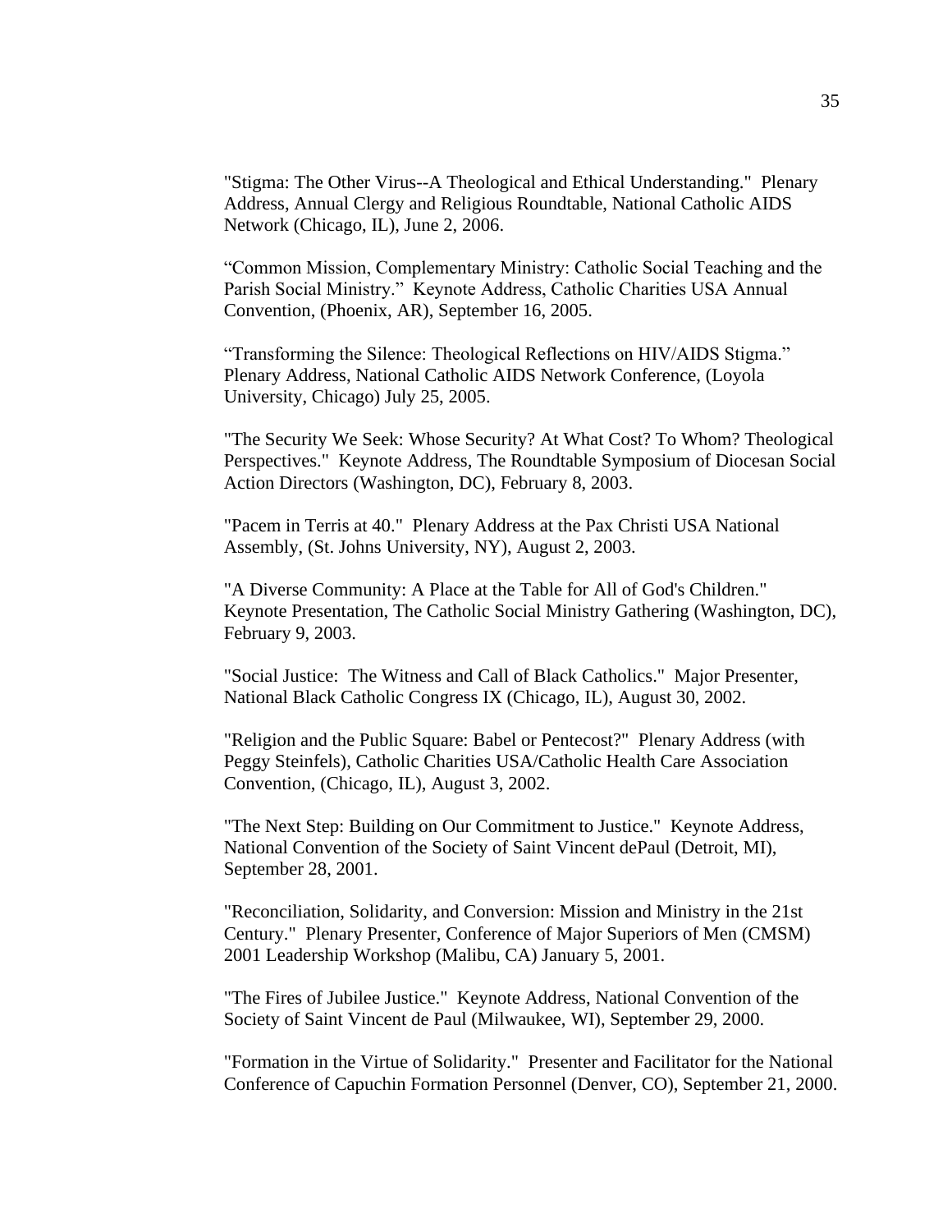"Stigma: The Other Virus--A Theological and Ethical Understanding." Plenary Address, Annual Clergy and Religious Roundtable, National Catholic AIDS Network (Chicago, IL), June 2, 2006.

"Common Mission, Complementary Ministry: Catholic Social Teaching and the Parish Social Ministry." Keynote Address, Catholic Charities USA Annual Convention, (Phoenix, AR), September 16, 2005.

"Transforming the Silence: Theological Reflections on HIV/AIDS Stigma." Plenary Address, National Catholic AIDS Network Conference, (Loyola University, Chicago) July 25, 2005.

"The Security We Seek: Whose Security? At What Cost? To Whom? Theological Perspectives." Keynote Address, The Roundtable Symposium of Diocesan Social Action Directors (Washington, DC), February 8, 2003.

"Pacem in Terris at 40." Plenary Address at the Pax Christi USA National Assembly, (St. Johns University, NY), August 2, 2003.

"A Diverse Community: A Place at the Table for All of God's Children." Keynote Presentation, The Catholic Social Ministry Gathering (Washington, DC), February 9, 2003.

"Social Justice: The Witness and Call of Black Catholics." Major Presenter, National Black Catholic Congress IX (Chicago, IL), August 30, 2002.

"Religion and the Public Square: Babel or Pentecost?" Plenary Address (with Peggy Steinfels), Catholic Charities USA/Catholic Health Care Association Convention, (Chicago, IL), August 3, 2002.

"The Next Step: Building on Our Commitment to Justice." Keynote Address, National Convention of the Society of Saint Vincent dePaul (Detroit, MI), September 28, 2001.

"Reconciliation, Solidarity, and Conversion: Mission and Ministry in the 21st Century." Plenary Presenter, Conference of Major Superiors of Men (CMSM) 2001 Leadership Workshop (Malibu, CA) January 5, 2001.

"The Fires of Jubilee Justice." Keynote Address, National Convention of the Society of Saint Vincent de Paul (Milwaukee, WI), September 29, 2000.

"Formation in the Virtue of Solidarity." Presenter and Facilitator for the National Conference of Capuchin Formation Personnel (Denver, CO), September 21, 2000.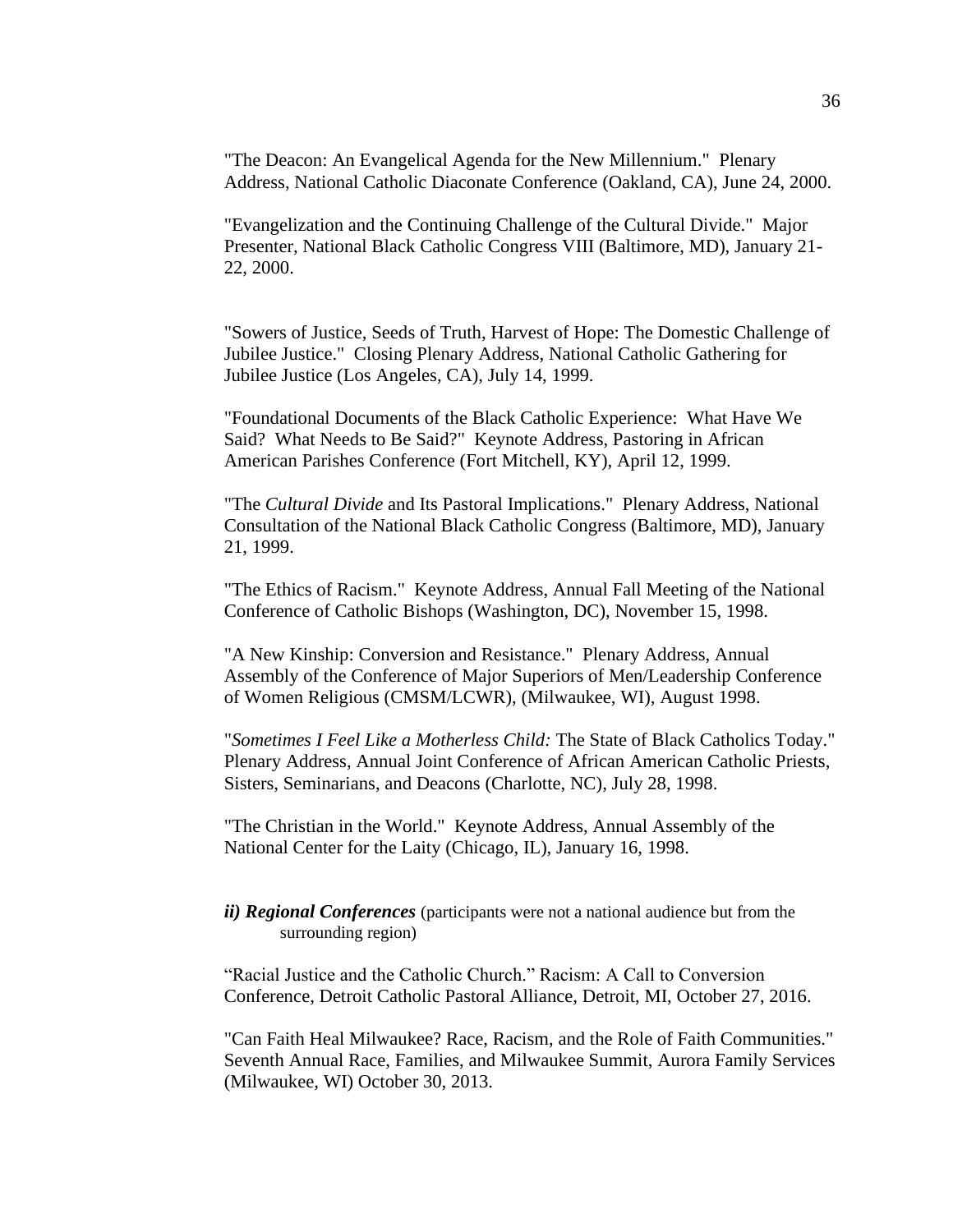"The Deacon: An Evangelical Agenda for the New Millennium." Plenary Address, National Catholic Diaconate Conference (Oakland, CA), June 24, 2000.

"Evangelization and the Continuing Challenge of the Cultural Divide." Major Presenter, National Black Catholic Congress VIII (Baltimore, MD), January 21-22, 2000.

"Sowers of Justice, Seeds of Truth, Harvest of Hope: The Domestic Challenge of Jubilee Justice." Closing Plenary Address, National Catholic Gathering for Jubilee Justice (Los Angeles, CA), July 14, 1999.

"Foundational Documents of the Black Catholic Experience: What Have We Said? What Needs to Be Said?" Keynote Address, Pastoring in African American Parishes Conference (Fort Mitchell, KY), April 12, 1999.

"The *Cultural Divide* and Its Pastoral Implications." Plenary Address, National Consultation of the National Black Catholic Congress (Baltimore, MD), January 21, 1999.

"The Ethics of Racism." Keynote Address, Annual Fall Meeting of the National Conference of Catholic Bishops (Washington, DC), November 15, 1998.

"A New Kinship: Conversion and Resistance." Plenary Address, Annual Assembly of the Conference of Major Superiors of Men/Leadership Conference of Women Religious (CMSM/LCWR), (Milwaukee, WI), August 1998.

"*Sometimes I Feel Like a Motherless Child:* The State of Black Catholics Today." Plenary Address, Annual Joint Conference of African American Catholic Priests, Sisters, Seminarians, and Deacons (Charlotte, NC), July 28, 1998.

"The Christian in the World." Keynote Address, Annual Assembly of the National Center for the Laity (Chicago, IL), January 16, 1998.

***ii) Regional Conferences*** (participants were not a national audience but from the surrounding region)

"Racial Justice and the Catholic Church." Racism: A Call to Conversion Conference, Detroit Catholic Pastoral Alliance, Detroit, MI, October 27, 2016.

"Can Faith Heal Milwaukee? Race, Racism, and the Role of Faith Communities." Seventh Annual Race, Families, and Milwaukee Summit, Aurora Family Services (Milwaukee, WI) October 30, 2013.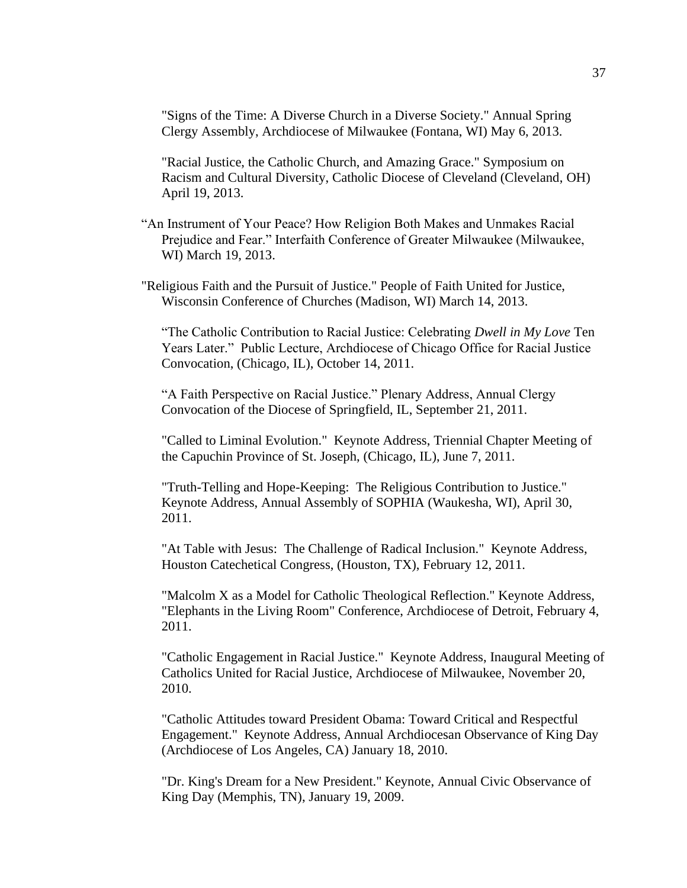"Signs of the Time: A Diverse Church in a Diverse Society." Annual Spring Clergy Assembly, Archdiocese of Milwaukee (Fontana, WI) May 6, 2013.

"Racial Justice, the Catholic Church, and Amazing Grace." Symposium on Racism and Cultural Diversity, Catholic Diocese of Cleveland (Cleveland, OH) April 19, 2013.

"An Instrument of Your Peace? How Religion Both Makes and Unmakes Racial Prejudice and Fear." Interfaith Conference of Greater Milwaukee (Milwaukee, WI) March 19, 2013.

"Religious Faith and the Pursuit of Justice." People of Faith United for Justice, Wisconsin Conference of Churches (Madison, WI) March 14, 2013.

"The Catholic Contribution to Racial Justice: Celebrating *Dwell in My Love* Ten Years Later." Public Lecture, Archdiocese of Chicago Office for Racial Justice Convocation, (Chicago, IL), October 14, 2011.

"A Faith Perspective on Racial Justice." Plenary Address, Annual Clergy Convocation of the Diocese of Springfield, IL, September 21, 2011.

"Called to Liminal Evolution." Keynote Address, Triennial Chapter Meeting of the Capuchin Province of St. Joseph, (Chicago, IL), June 7, 2011.

"Truth-Telling and Hope-Keeping: The Religious Contribution to Justice." Keynote Address, Annual Assembly of SOPHIA (Waukesha, WI), April 30, 2011.

"At Table with Jesus: The Challenge of Radical Inclusion." Keynote Address, Houston Catechetical Congress, (Houston, TX), February 12, 2011.

"Malcolm X as a Model for Catholic Theological Reflection." Keynote Address, "Elephants in the Living Room" Conference, Archdiocese of Detroit, February 4, 2011.

"Catholic Engagement in Racial Justice." Keynote Address, Inaugural Meeting of Catholics United for Racial Justice, Archdiocese of Milwaukee, November 20, 2010.

"Catholic Attitudes toward President Obama: Toward Critical and Respectful Engagement." Keynote Address, Annual Archdiocesan Observance of King Day (Archdiocese of Los Angeles, CA) January 18, 2010.

"Dr. King's Dream for a New President." Keynote, Annual Civic Observance of King Day (Memphis, TN), January 19, 2009.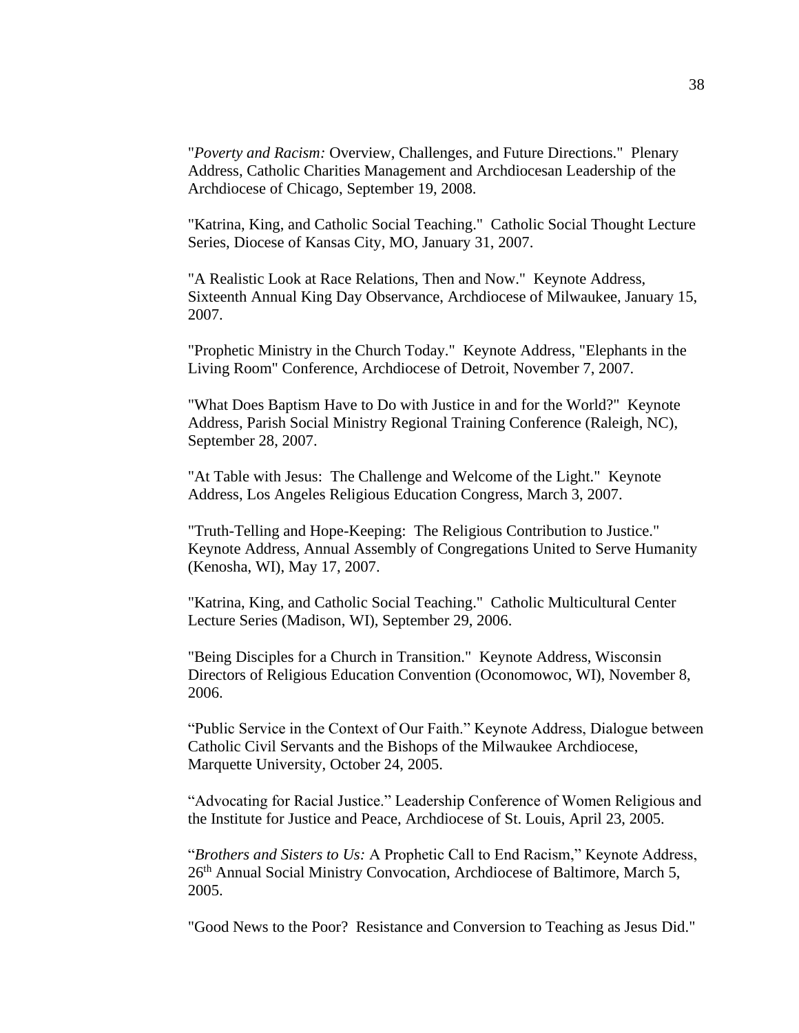"*Poverty and Racism:* Overview, Challenges, and Future Directions." Plenary Address, Catholic Charities Management and Archdiocesan Leadership of the Archdiocese of Chicago, September 19, 2008.

"Katrina, King, and Catholic Social Teaching." Catholic Social Thought Lecture Series, Diocese of Kansas City, MO, January 31, 2007.

"A Realistic Look at Race Relations, Then and Now." Keynote Address, Sixteenth Annual King Day Observance, Archdiocese of Milwaukee, January 15, 2007.

"Prophetic Ministry in the Church Today." Keynote Address, "Elephants in the Living Room" Conference, Archdiocese of Detroit, November 7, 2007.

"What Does Baptism Have to Do with Justice in and for the World?" Keynote Address, Parish Social Ministry Regional Training Conference (Raleigh, NC), September 28, 2007.

"At Table with Jesus: The Challenge and Welcome of the Light." Keynote Address, Los Angeles Religious Education Congress, March 3, 2007.

"Truth-Telling and Hope-Keeping: The Religious Contribution to Justice." Keynote Address, Annual Assembly of Congregations United to Serve Humanity (Kenosha, WI), May 17, 2007.

"Katrina, King, and Catholic Social Teaching." Catholic Multicultural Center Lecture Series (Madison, WI), September 29, 2006.

"Being Disciples for a Church in Transition." Keynote Address, Wisconsin Directors of Religious Education Convention (Oconomowoc, WI), November 8, 2006.

"Public Service in the Context of Our Faith." Keynote Address, Dialogue between Catholic Civil Servants and the Bishops of the Milwaukee Archdiocese, Marquette University, October 24, 2005.

"Advocating for Racial Justice." Leadership Conference of Women Religious and the Institute for Justice and Peace, Archdiocese of St. Louis, April 23, 2005.

"*Brothers and Sisters to Us:* A Prophetic Call to End Racism," Keynote Address, 26th Annual Social Ministry Convocation, Archdiocese of Baltimore, March 5, 2005.

"Good News to the Poor? Resistance and Conversion to Teaching as Jesus Did."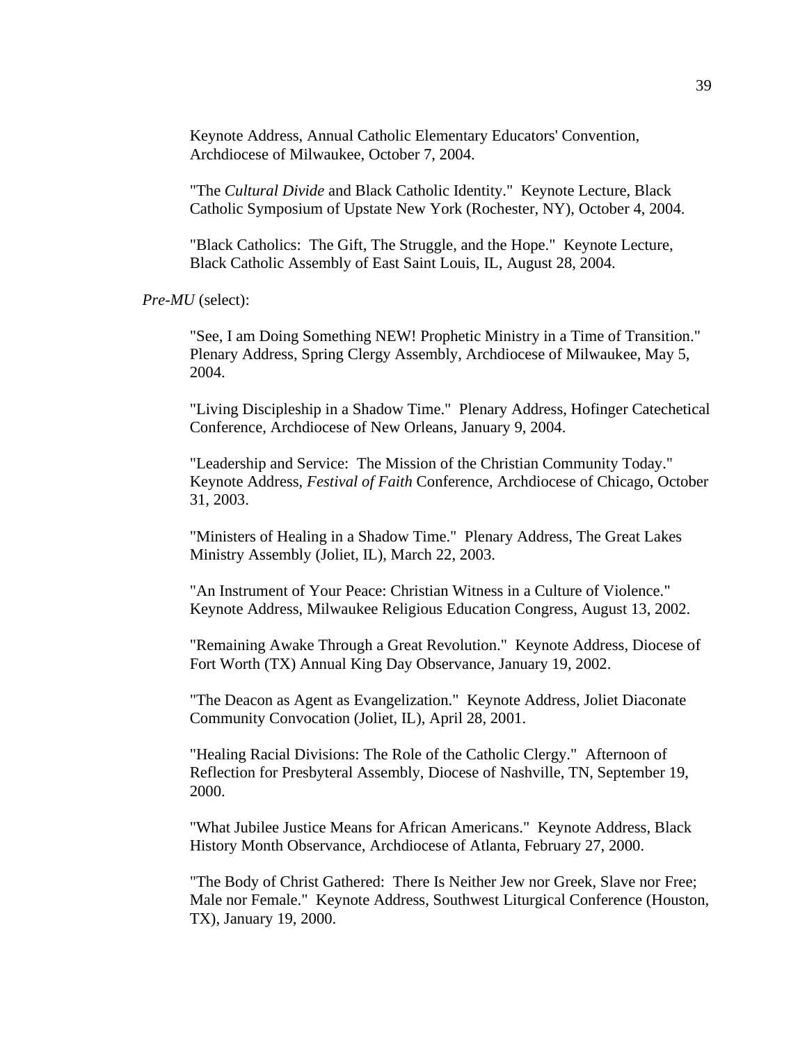Keynote Address, Annual Catholic Elementary Educators' Convention, Archdiocese of Milwaukee, October 7, 2004.

"The *Cultural Divide* and Black Catholic Identity." Keynote Lecture, Black Catholic Symposium of Upstate New York (Rochester, NY), October 4, 2004.

"Black Catholics: The Gift, The Struggle, and the Hope." Keynote Lecture, Black Catholic Assembly of East Saint Louis, IL, August 28, 2004.

*Pre-MU* (select):

"See, I am Doing Something NEW! Prophetic Ministry in a Time of Transition." Plenary Address, Spring Clergy Assembly, Archdiocese of Milwaukee, May 5, 2004.

"Living Discipleship in a Shadow Time." Plenary Address, Hofinger Catechetical Conference, Archdiocese of New Orleans, January 9, 2004.

"Leadership and Service: The Mission of the Christian Community Today." Keynote Address, *Festival of Faith* Conference, Archdiocese of Chicago, October 31, 2003.

"Ministers of Healing in a Shadow Time." Plenary Address, The Great Lakes Ministry Assembly (Joliet, IL), March 22, 2003.

"An Instrument of Your Peace: Christian Witness in a Culture of Violence." Keynote Address, Milwaukee Religious Education Congress, August 13, 2002.

"Remaining Awake Through a Great Revolution." Keynote Address, Diocese of Fort Worth (TX) Annual King Day Observance, January 19, 2002.

"The Deacon as Agent as Evangelization." Keynote Address, Joliet Diaconate Community Convocation (Joliet, IL), April 28, 2001.

"Healing Racial Divisions: The Role of the Catholic Clergy." Afternoon of Reflection for Presbyteral Assembly, Diocese of Nashville, TN, September 19, 2000.

"What Jubilee Justice Means for African Americans." Keynote Address, Black History Month Observance, Archdiocese of Atlanta, February 27, 2000.

"The Body of Christ Gathered: There Is Neither Jew nor Greek, Slave nor Free; Male nor Female." Keynote Address, Southwest Liturgical Conference (Houston, TX), January 19, 2000.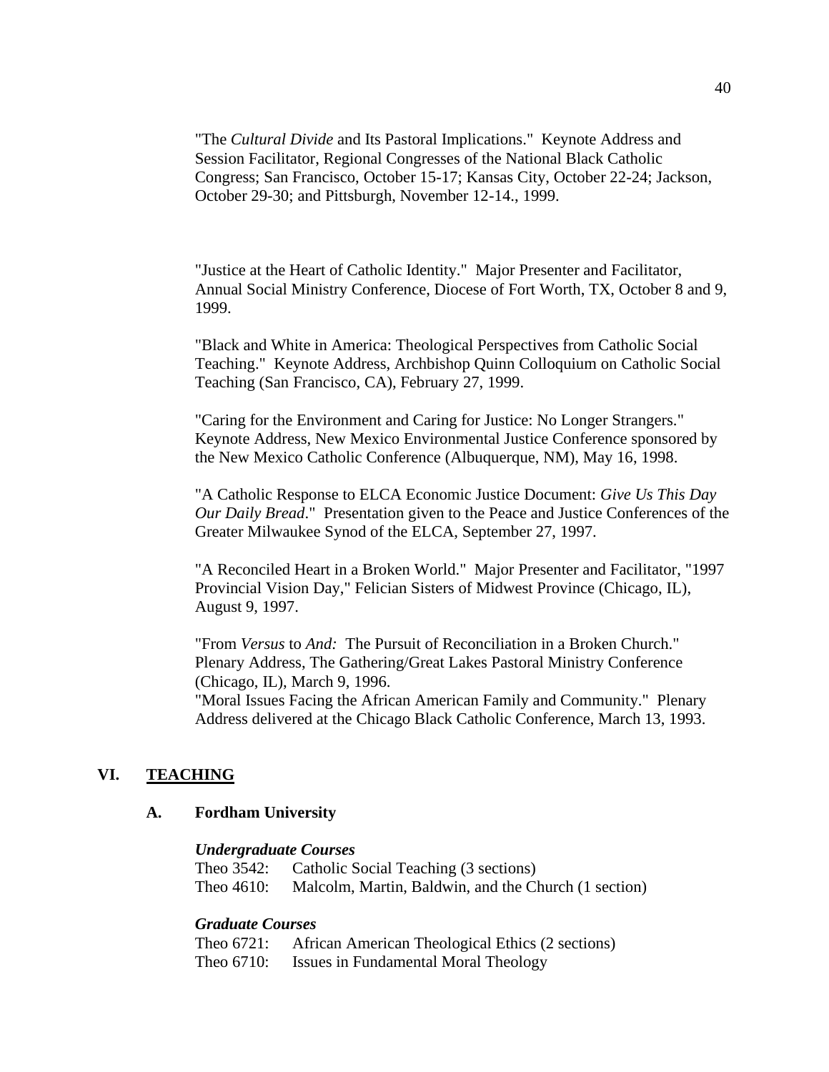"The *Cultural Divide* and Its Pastoral Implications." Keynote Address and Session Facilitator, Regional Congresses of the National Black Catholic Congress; San Francisco, October 15-17; Kansas City, October 22-24; Jackson, October 29-30; and Pittsburgh, November 12-14., 1999.

"Justice at the Heart of Catholic Identity." Major Presenter and Facilitator, Annual Social Ministry Conference, Diocese of Fort Worth, TX, October 8 and 9, 1999.

"Black and White in America: Theological Perspectives from Catholic Social Teaching." Keynote Address, Archbishop Quinn Colloquium on Catholic Social Teaching (San Francisco, CA), February 27, 1999.

"Caring for the Environment and Caring for Justice: No Longer Strangers." Keynote Address, New Mexico Environmental Justice Conference sponsored by the New Mexico Catholic Conference (Albuquerque, NM), May 16, 1998.

"A Catholic Response to ELCA Economic Justice Document: *Give Us This Day Our Daily Bread*." Presentation given to the Peace and Justice Conferences of the Greater Milwaukee Synod of the ELCA, September 27, 1997.

"A Reconciled Heart in a Broken World." Major Presenter and Facilitator, "1997 Provincial Vision Day," Felician Sisters of Midwest Province (Chicago, IL), August 9, 1997.

"From *Versus* to *And:* The Pursuit of Reconciliation in a Broken Church." Plenary Address, The Gathering/Great Lakes Pastoral Ministry Conference (Chicago, IL), March 9, 1996.

"Moral Issues Facing the African American Family and Community." Plenary Address delivered at the Chicago Black Catholic Conference, March 13, 1993.

## VI. TEACHING

### A. Fordham University

***Undergraduate Courses***

Theo 3542: Catholic Social Teaching (3 sections)
Theo 4610: Malcolm, Martin, Baldwin, and the Church (1 section)

***Graduate Courses***

Theo 6721: African American Theological Ethics (2 sections)
Theo 6710: Issues in Fundamental Moral Theology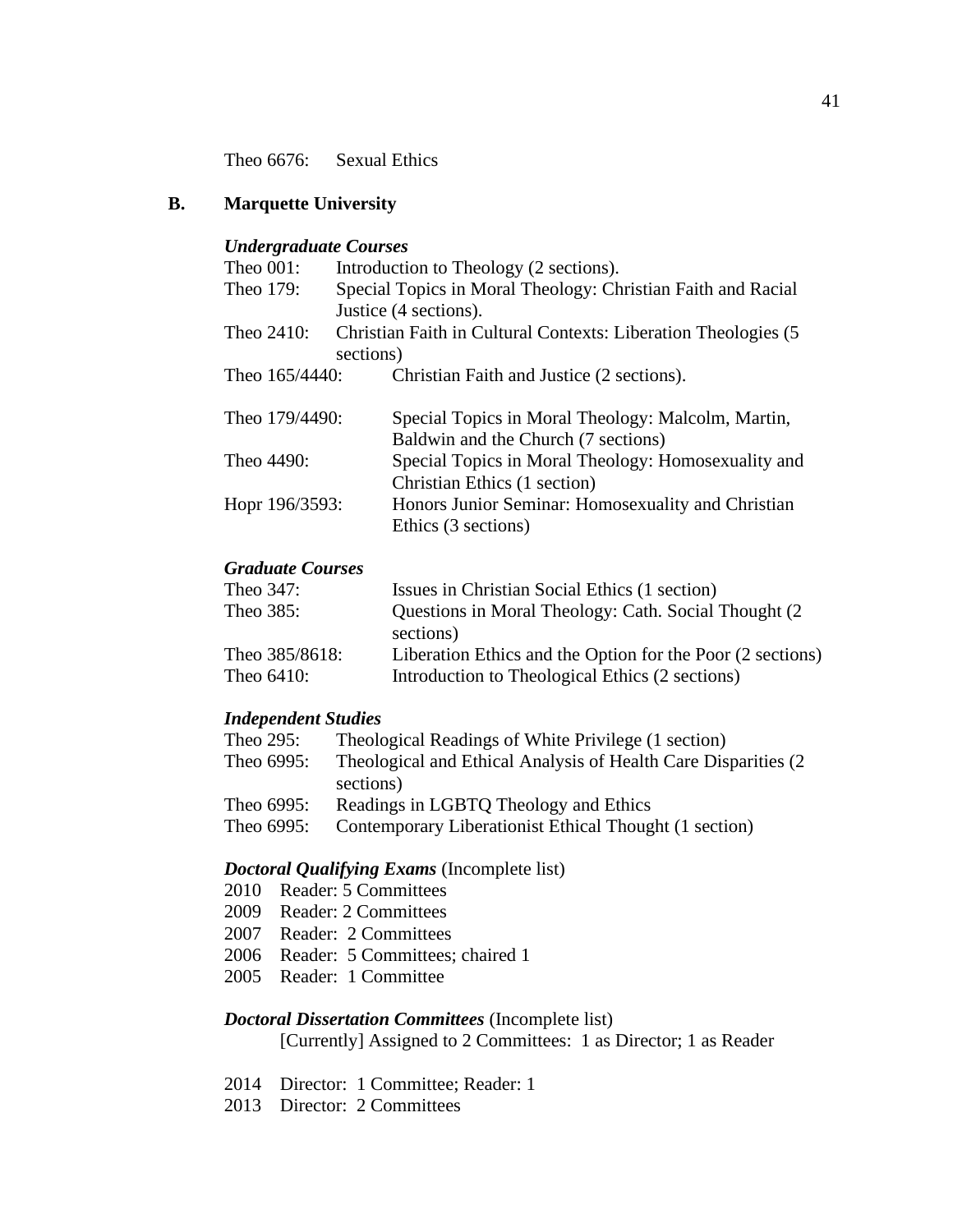Theo 6676: Sexual Ethics

## B. Marquette University

***Undergraduate Courses***

Theo 001: Introduction to Theology (2 sections).
Theo 179: Special Topics in Moral Theology: Christian Faith and Racial Justice (4 sections).
Theo 2410: Christian Faith in Cultural Contexts: Liberation Theologies (5 sections)
Theo 165/4440: Christian Faith and Justice (2 sections).

Theo 179/4490: Special Topics in Moral Theology: Malcolm, Martin, Baldwin and the Church (7 sections)
Theo 4490: Special Topics in Moral Theology: Homosexuality and Christian Ethics (1 section)
Hopr 196/3593: Honors Junior Seminar: Homosexuality and Christian Ethics (3 sections)

***Graduate Courses***

Theo 347: Issues in Christian Social Ethics (1 section)
Theo 385: Questions in Moral Theology: Cath. Social Thought (2 sections)
Theo 385/8618: Liberation Ethics and the Option for the Poor (2 sections)
Theo 6410: Introduction to Theological Ethics (2 sections)

***Independent Studies***

Theo 295: Theological Readings of White Privilege (1 section)
Theo 6995: Theological and Ethical Analysis of Health Care Disparities (2 sections)
Theo 6995: Readings in LGBTQ Theology and Ethics
Theo 6995: Contemporary Liberationist Ethical Thought (1 section)

***Doctoral Qualifying Exams*** (Incomplete list)

2010 Reader: 5 Committees
2009 Reader: 2 Committees
2007 Reader: 2 Committees
2006 Reader: 5 Committees; chaired 1
2005 Reader: 1 Committee

***Doctoral Dissertation Committees*** (Incomplete list)

[Currently] Assigned to 2 Committees: 1 as Director; 1 as Reader

2014 Director: 1 Committee; Reader: 1
2013 Director: 2 Committees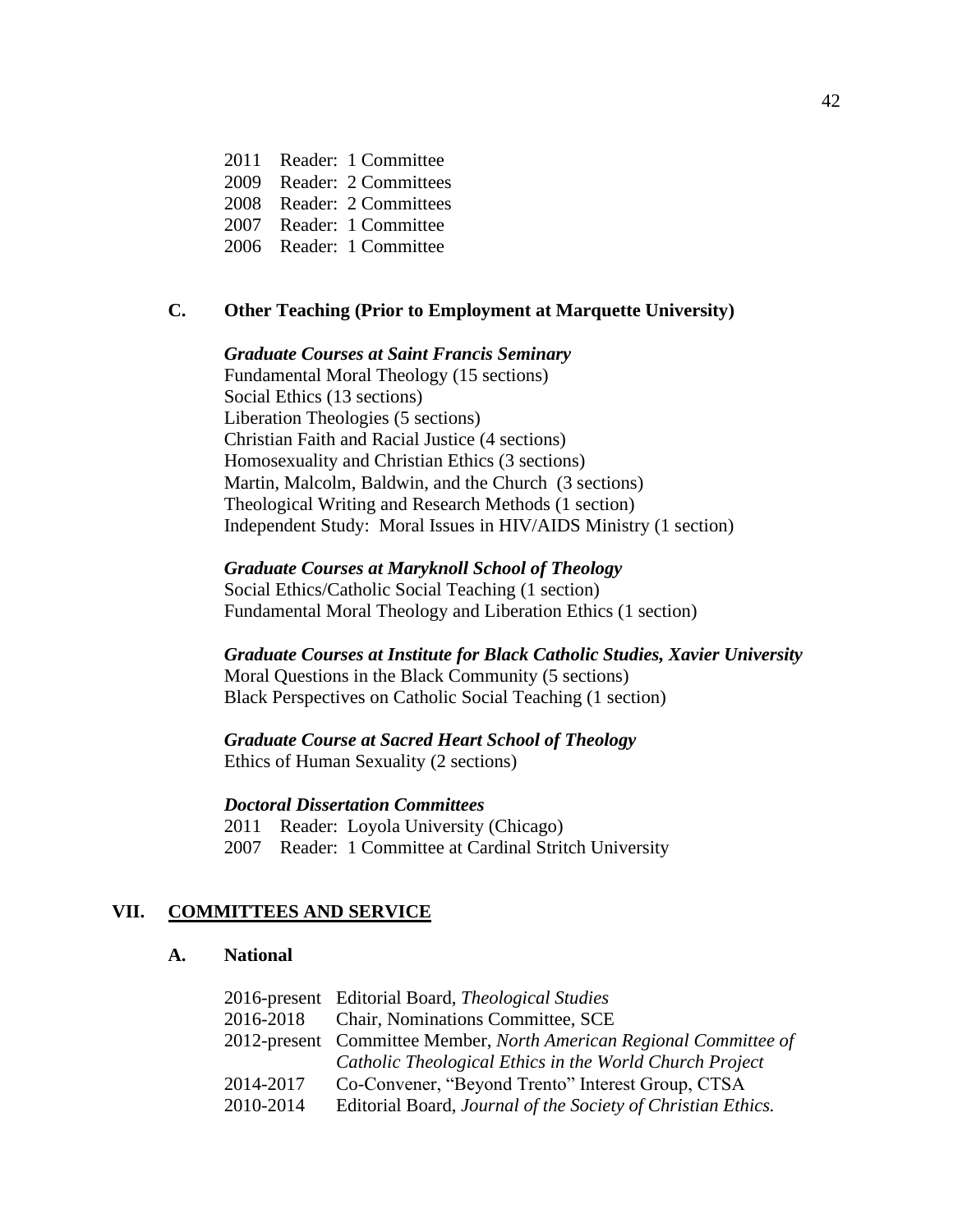2011 Reader: 1 Committee
2009 Reader: 2 Committees
2008 Reader: 2 Committees
2007 Reader: 1 Committee
2006 Reader: 1 Committee

### C. Other Teaching (Prior to Employment at Marquette University)

***Graduate Courses at Saint Francis Seminary***
Fundamental Moral Theology (15 sections)
Social Ethics (13 sections)
Liberation Theologies (5 sections)
Christian Faith and Racial Justice (4 sections)
Homosexuality and Christian Ethics (3 sections)
Martin, Malcolm, Baldwin, and the Church (3 sections)
Theological Writing and Research Methods (1 section)
Independent Study: Moral Issues in HIV/AIDS Ministry (1 section)

***Graduate Courses at Maryknoll School of Theology***
Social Ethics/Catholic Social Teaching (1 section)
Fundamental Moral Theology and Liberation Ethics (1 section)

***Graduate Courses at Institute for Black Catholic Studies, Xavier University***
Moral Questions in the Black Community (5 sections)
Black Perspectives on Catholic Social Teaching (1 section)

***Graduate Course at Sacred Heart School of Theology***
Ethics of Human Sexuality (2 sections)

***Doctoral Dissertation Committees***
2011 Reader: Loyola University (Chicago)
2007 Reader: 1 Committee at Cardinal Stritch University

## VII. COMMITTEES AND SERVICE

### A. National

2016-present Editorial Board, *Theological Studies*
2016-2018 Chair, Nominations Committee, SCE
2012-present Committee Member, *North American Regional Committee of Catholic Theological Ethics in the World Church Project*
2014-2017 Co-Convener, "Beyond Trento" Interest Group, CTSA
2010-2014 Editorial Board, *Journal of the Society of Christian Ethics.*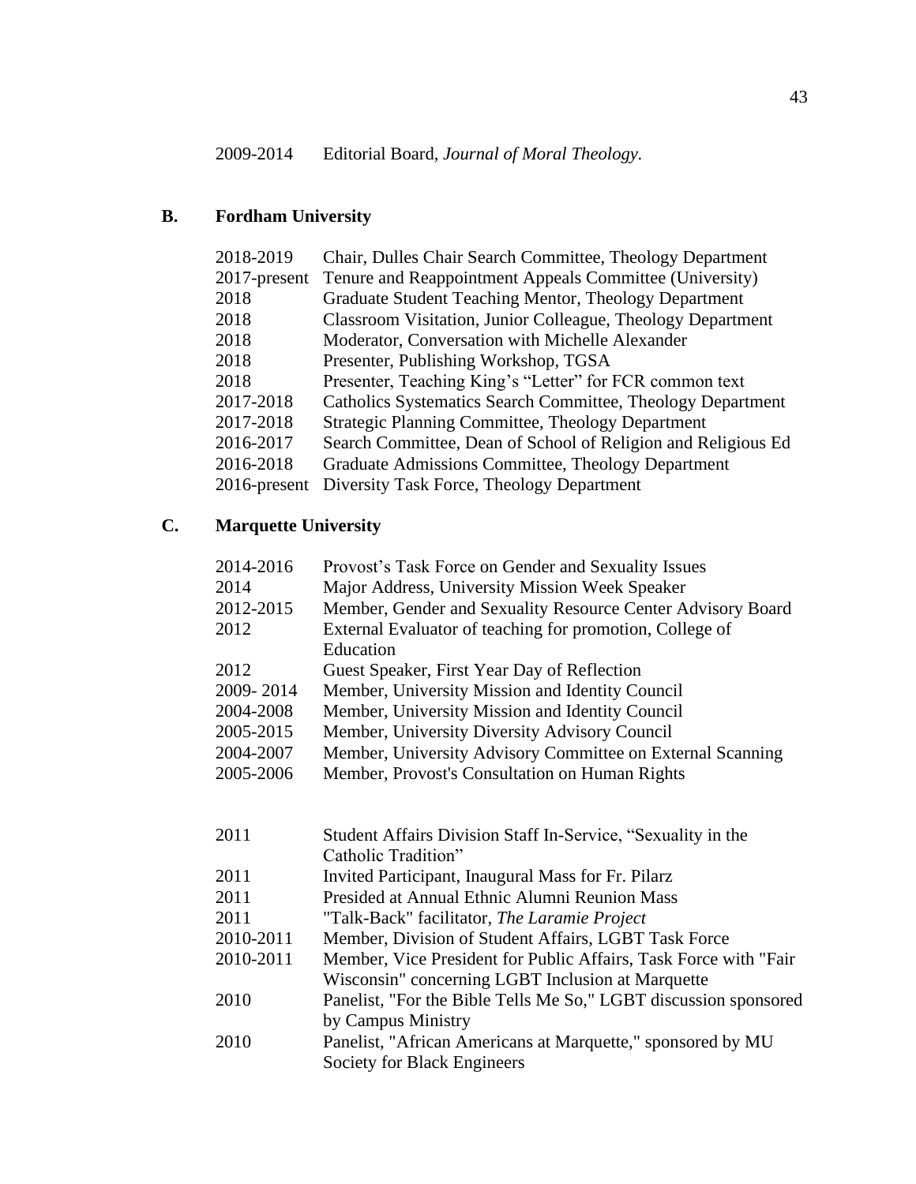| | |
|---|---|
| 2009-2014 | Editorial Board, *Journal of Moral Theology*. |

## B. Fordham University

| | |
|---|---|
| 2018-2019 | Chair, Dulles Chair Search Committee, Theology Department |
| 2017-present | Tenure and Reappointment Appeals Committee (University) |
| 2018 | Graduate Student Teaching Mentor, Theology Department |
| 2018 | Classroom Visitation, Junior Colleague, Theology Department |
| 2018 | Moderator, Conversation with Michelle Alexander |
| 2018 | Presenter, Publishing Workshop, TGSA |
| 2018 | Presenter, Teaching King's "Letter" for FCR common text |
| 2017-2018 | Catholics Systematics Search Committee, Theology Department |
| 2017-2018 | Strategic Planning Committee, Theology Department |
| 2016-2017 | Search Committee, Dean of School of Religion and Religious Ed |
| 2016-2018 | Graduate Admissions Committee, Theology Department |
| 2016-present | Diversity Task Force, Theology Department |

## C. Marquette University

| | |
|---|---|
| 2014-2016 | Provost's Task Force on Gender and Sexuality Issues |
| 2014 | Major Address, University Mission Week Speaker |
| 2012-2015 | Member, Gender and Sexuality Resource Center Advisory Board |
| 2012 | External Evaluator of teaching for promotion, College of Education |
| 2012 | Guest Speaker, First Year Day of Reflection |
| 2009- 2014 | Member, University Mission and Identity Council |
| 2004-2008 | Member, University Mission and Identity Council |
| 2005-2015 | Member, University Diversity Advisory Council |
| 2004-2007 | Member, University Advisory Committee on External Scanning |
| 2005-2006 | Member, Provost's Consultation on Human Rights |

| | |
|---|---|
| 2011 | Student Affairs Division Staff In-Service, "Sexuality in the Catholic Tradition" |
| 2011 | Invited Participant, Inaugural Mass for Fr. Pilarz |
| 2011 | Presided at Annual Ethnic Alumni Reunion Mass |
| 2011 | "Talk-Back" facilitator, *The Laramie Project* |
| 2010-2011 | Member, Division of Student Affairs, LGBT Task Force |
| 2010-2011 | Member, Vice President for Public Affairs, Task Force with "Fair Wisconsin" concerning LGBT Inclusion at Marquette |
| 2010 | Panelist, "For the Bible Tells Me So," LGBT discussion sponsored by Campus Ministry |
| 2010 | Panelist, "African Americans at Marquette," sponsored by MU Society for Black Engineers |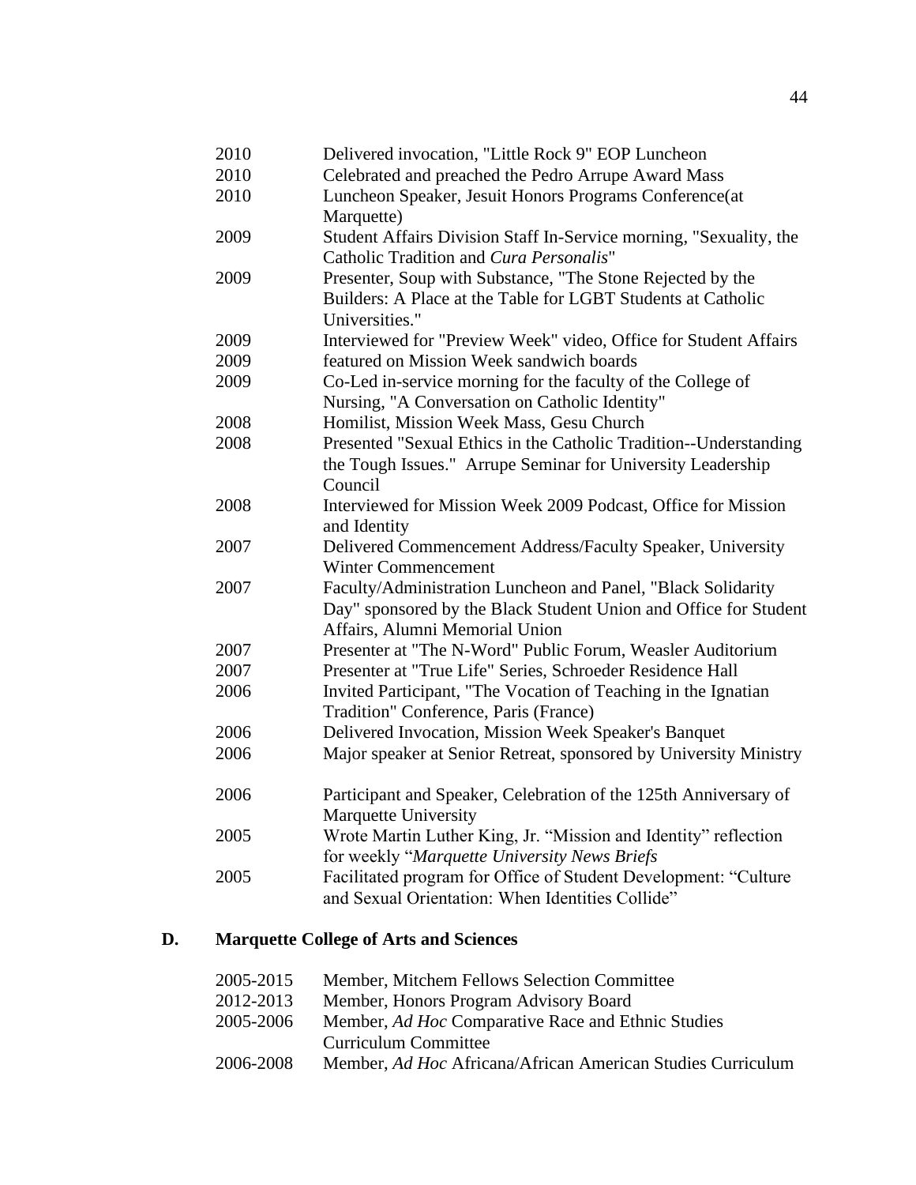| | |
|---|---|
| 2010 | Delivered invocation, "Little Rock 9" EOP Luncheon |
| 2010 | Celebrated and preached the Pedro Arrupe Award Mass |
| 2010 | Luncheon Speaker, Jesuit Honors Programs Conference(at Marquette) |
| 2009 | Student Affairs Division Staff In-Service morning, "Sexuality, the Catholic Tradition and *Cura Personalis*" |
| 2009 | Presenter, Soup with Substance, "The Stone Rejected by the Builders: A Place at the Table for LGBT Students at Catholic Universities." |
| 2009 | Interviewed for "Preview Week" video, Office for Student Affairs |
| 2009 | featured on Mission Week sandwich boards |
| 2009 | Co-Led in-service morning for the faculty of the College of Nursing, "A Conversation on Catholic Identity" |
| 2008 | Homilist, Mission Week Mass, Gesu Church |
| 2008 | Presented "Sexual Ethics in the Catholic Tradition--Understanding the Tough Issues." Arrupe Seminar for University Leadership Council |
| 2008 | Interviewed for Mission Week 2009 Podcast, Office for Mission and Identity |
| 2007 | Delivered Commencement Address/Faculty Speaker, University Winter Commencement |
| 2007 | Faculty/Administration Luncheon and Panel, "Black Solidarity Day" sponsored by the Black Student Union and Office for Student Affairs, Alumni Memorial Union |
| 2007 | Presenter at "The N-Word" Public Forum, Weasler Auditorium |
| 2007 | Presenter at "True Life" Series, Schroeder Residence Hall |
| 2006 | Invited Participant, "The Vocation of Teaching in the Ignatian Tradition" Conference, Paris (France) |
| 2006 | Delivered Invocation, Mission Week Speaker's Banquet |
| 2006 | Major speaker at Senior Retreat, sponsored by University Ministry |
| 2006 | Participant and Speaker, Celebration of the 125th Anniversary of Marquette University |
| 2005 | Wrote Martin Luther King, Jr. "Mission and Identity" reflection for weekly "*Marquette University News Briefs* |
| 2005 | Facilitated program for Office of Student Development: "Culture and Sexual Orientation: When Identities Collide" |

## D. Marquette College of Arts and Sciences

| | |
|---|---|
| 2005-2015 | Member, Mitchem Fellows Selection Committee |
| 2012-2013 | Member, Honors Program Advisory Board |
| 2005-2006 | Member, *Ad Hoc* Comparative Race and Ethnic Studies Curriculum Committee |
| 2006-2008 | Member, *Ad Hoc* Africana/African American Studies Curriculum |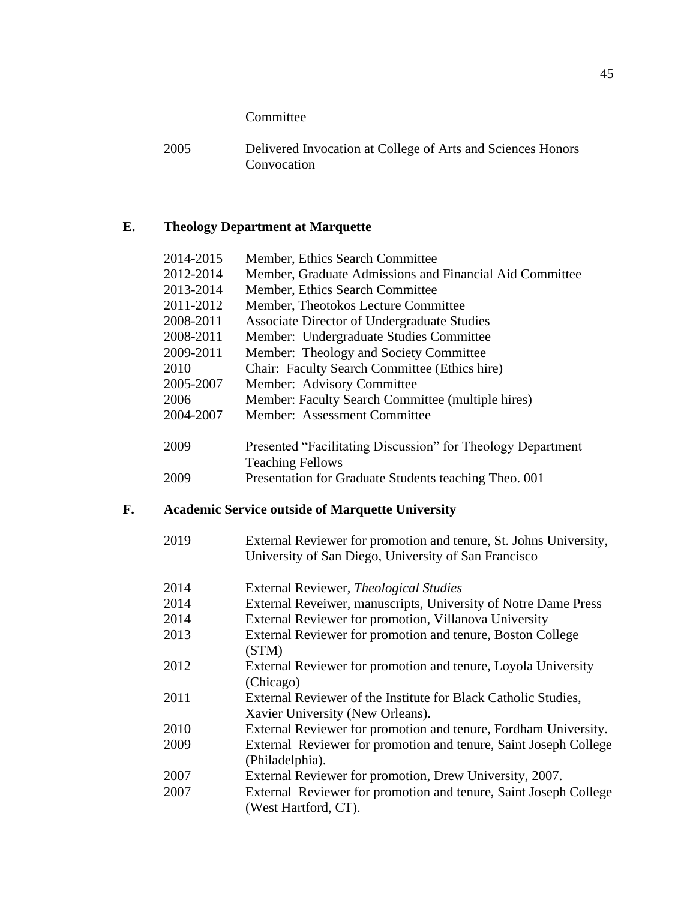Committee

2005 Delivered Invocation at College of Arts and Sciences Honors Convocation

## E. Theology Department at Marquette

2014-2015 Member, Ethics Search Committee
2012-2014 Member, Graduate Admissions and Financial Aid Committee
2013-2014 Member, Ethics Search Committee
2011-2012 Member, Theotokos Lecture Committee
2008-2011 Associate Director of Undergraduate Studies
2008-2011 Member: Undergraduate Studies Committee
2009-2011 Member: Theology and Society Committee
2010 Chair: Faculty Search Committee (Ethics hire)
2005-2007 Member: Advisory Committee
2006 Member: Faculty Search Committee (multiple hires)
2004-2007 Member: Assessment Committee

2009 Presented "Facilitating Discussion" for Theology Department Teaching Fellows
2009 Presentation for Graduate Students teaching Theo. 001

## F. Academic Service outside of Marquette University

2019 External Reviewer for promotion and tenure, St. Johns University, University of San Diego, University of San Francisco

2014 External Reviewer, *Theological Studies*
2014 External Reveiwer, manuscripts, University of Notre Dame Press
2014 External Reviewer for promotion, Villanova University
2013 External Reviewer for promotion and tenure, Boston College (STM)
2012 External Reviewer for promotion and tenure, Loyola University (Chicago)
2011 External Reviewer of the Institute for Black Catholic Studies, Xavier University (New Orleans).
2010 External Reviewer for promotion and tenure, Fordham University.
2009 External Reviewer for promotion and tenure, Saint Joseph College (Philadelphia).
2007 External Reviewer for promotion, Drew University, 2007.
2007 External Reviewer for promotion and tenure, Saint Joseph College (West Hartford, CT).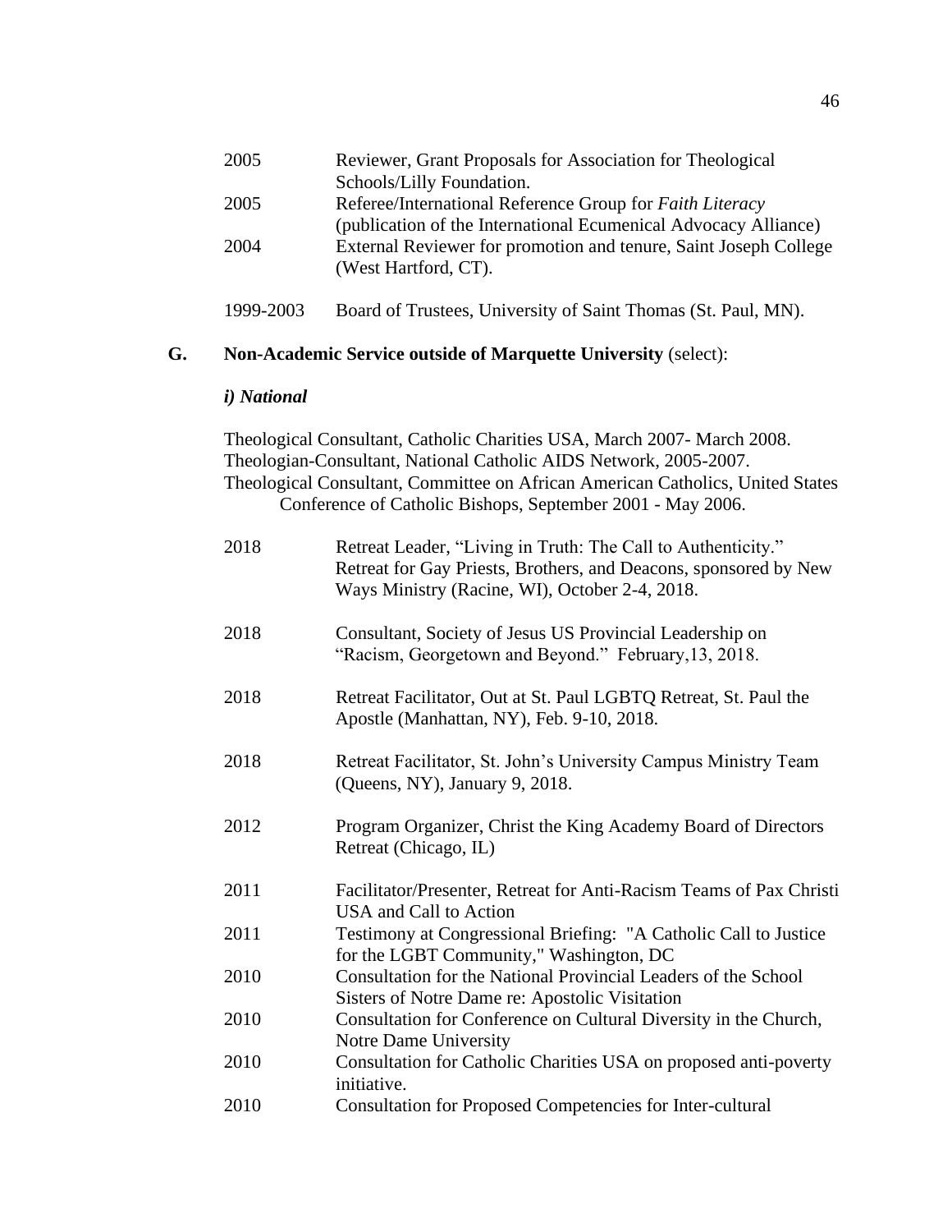| | |
|---|---|
| 2005 | Reviewer, Grant Proposals for Association for Theological Schools/Lilly Foundation. |
| 2005 | Referee/International Reference Group for *Faith Literacy* (publication of the International Ecumenical Advocacy Alliance) |
| 2004 | External Reviewer for promotion and tenure, Saint Joseph College (West Hartford, CT). |
| 1999-2003 | Board of Trustees, University of Saint Thomas (St. Paul, MN). |

**G. Non-Academic Service outside of Marquette University** (select):

***i) National***

Theological Consultant, Catholic Charities USA, March 2007- March 2008.
Theologian-Consultant, National Catholic AIDS Network, 2005-2007.
Theological Consultant, Committee on African American Catholics, United States Conference of Catholic Bishops, September 2001 - May 2006.

| | |
|---|---|
| 2018 | Retreat Leader, "Living in Truth: The Call to Authenticity." Retreat for Gay Priests, Brothers, and Deacons, sponsored by New Ways Ministry (Racine, WI), October 2-4, 2018. |
| 2018 | Consultant, Society of Jesus US Provincial Leadership on "Racism, Georgetown and Beyond." February,13, 2018. |
| 2018 | Retreat Facilitator, Out at St. Paul LGBTQ Retreat, St. Paul the Apostle (Manhattan, NY), Feb. 9-10, 2018. |
| 2018 | Retreat Facilitator, St. John's University Campus Ministry Team (Queens, NY), January 9, 2018. |
| 2012 | Program Organizer, Christ the King Academy Board of Directors Retreat (Chicago, IL) |
| 2011 | Facilitator/Presenter, Retreat for Anti-Racism Teams of Pax Christi USA and Call to Action |
| 2011 | Testimony at Congressional Briefing: "A Catholic Call to Justice for the LGBT Community," Washington, DC |
| 2010 | Consultation for the National Provincial Leaders of the School Sisters of Notre Dame re: Apostolic Visitation |
| 2010 | Consultation for Conference on Cultural Diversity in the Church, Notre Dame University |
| 2010 | Consultation for Catholic Charities USA on proposed anti-poverty initiative. |
| 2010 | Consultation for Proposed Competencies for Inter-cultural |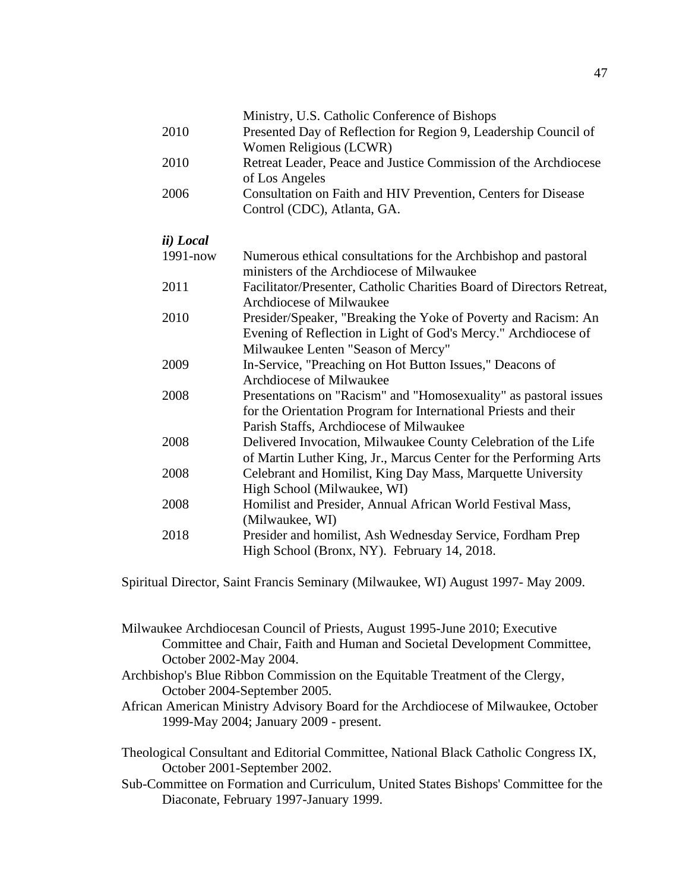| | |
|---|---|
| | Ministry, U.S. Catholic Conference of Bishops |
| 2010 | Presented Day of Reflection for Region 9, Leadership Council of Women Religious (LCWR) |
| 2010 | Retreat Leader, Peace and Justice Commission of the Archdiocese of Los Angeles |
| 2006 | Consultation on Faith and HIV Prevention, Centers for Disease Control (CDC), Atlanta, GA. |

***ii) Local***

| | |
|---|---|
| 1991-now | Numerous ethical consultations for the Archbishop and pastoral ministers of the Archdiocese of Milwaukee |
| 2011 | Facilitator/Presenter, Catholic Charities Board of Directors Retreat, Archdiocese of Milwaukee |
| 2010 | Presider/Speaker, "Breaking the Yoke of Poverty and Racism: An Evening of Reflection in Light of God's Mercy." Archdiocese of Milwaukee Lenten "Season of Mercy" |
| 2009 | In-Service, "Preaching on Hot Button Issues," Deacons of Archdiocese of Milwaukee |
| 2008 | Presentations on "Racism" and "Homosexuality" as pastoral issues for the Orientation Program for International Priests and their Parish Staffs, Archdiocese of Milwaukee |
| 2008 | Delivered Invocation, Milwaukee County Celebration of the Life of Martin Luther King, Jr., Marcus Center for the Performing Arts |
| 2008 | Celebrant and Homilist, King Day Mass, Marquette University High School (Milwaukee, WI) |
| 2008 | Homilist and Presider, Annual African World Festival Mass, (Milwaukee, WI) |
| 2018 | Presider and homilist, Ash Wednesday Service, Fordham Prep High School (Bronx, NY). February 14, 2018. |

Spiritual Director, Saint Francis Seminary (Milwaukee, WI) August 1997- May 2009.

Milwaukee Archdiocesan Council of Priests, August 1995-June 2010; Executive Committee and Chair, Faith and Human and Societal Development Committee, October 2002-May 2004.

Archbishop's Blue Ribbon Commission on the Equitable Treatment of the Clergy, October 2004-September 2005.

African American Ministry Advisory Board for the Archdiocese of Milwaukee, October 1999-May 2004; January 2009 - present.

Theological Consultant and Editorial Committee, National Black Catholic Congress IX, October 2001-September 2002.

Sub-Committee on Formation and Curriculum, United States Bishops' Committee for the Diaconate, February 1997-January 1999.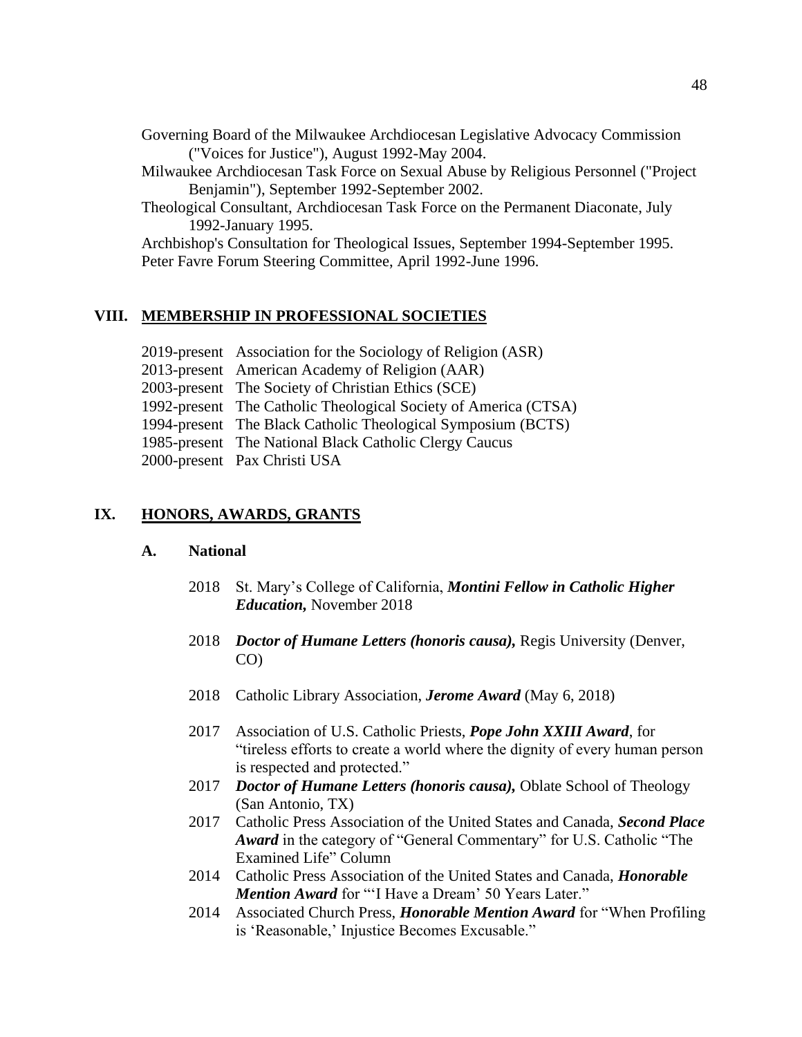Governing Board of the Milwaukee Archdiocesan Legislative Advocacy Commission ("Voices for Justice"), August 1992-May 2004.

Milwaukee Archdiocesan Task Force on Sexual Abuse by Religious Personnel ("Project Benjamin"), September 1992-September 2002.

Theological Consultant, Archdiocesan Task Force on the Permanent Diaconate, July 1992-January 1995.

Archbishop's Consultation for Theological Issues, September 1994-September 1995.

Peter Favre Forum Steering Committee, April 1992-June 1996.

## VIII. MEMBERSHIP IN PROFESSIONAL SOCIETIES

2019-present Association for the Sociology of Religion (ASR)
2013-present American Academy of Religion (AAR)
2003-present The Society of Christian Ethics (SCE)
1992-present The Catholic Theological Society of America (CTSA)
1994-present The Black Catholic Theological Symposium (BCTS)
1985-present The National Black Catholic Clergy Caucus
2000-present Pax Christi USA

## IX. HONORS, AWARDS, GRANTS

### A. National

2018 St. Mary's College of California, ***Montini Fellow in Catholic Higher Education,*** November 2018

2018 ***Doctor of Humane Letters (honoris causa),*** Regis University (Denver, CO)

2018 Catholic Library Association, ***Jerome Award*** (May 6, 2018)

2017 Association of U.S. Catholic Priests, ***Pope John XXIII Award***, for "tireless efforts to create a world where the dignity of every human person is respected and protected."

2017 ***Doctor of Humane Letters (honoris causa),*** Oblate School of Theology (San Antonio, TX)

2017 Catholic Press Association of the United States and Canada, ***Second Place Award*** in the category of "General Commentary" for U.S. Catholic "The Examined Life" Column

2014 Catholic Press Association of the United States and Canada, ***Honorable Mention Award*** for "'I Have a Dream' 50 Years Later."

2014 Associated Church Press, ***Honorable Mention Award*** for "When Profiling is 'Reasonable,' Injustice Becomes Excusable."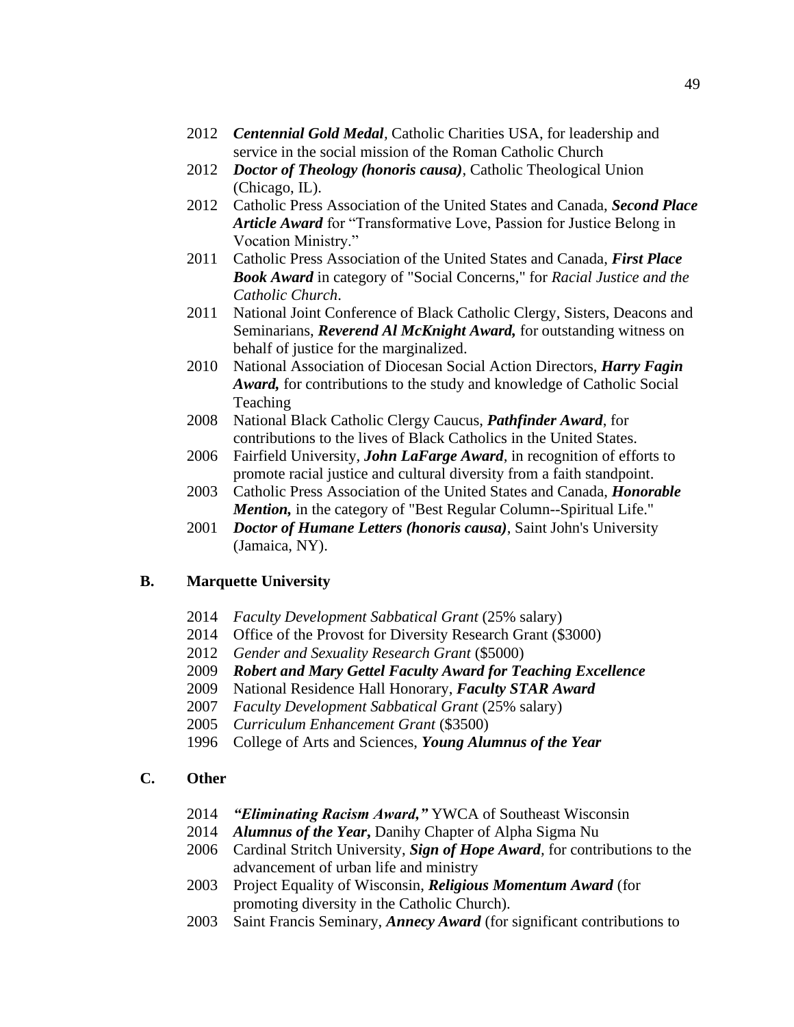- 2012 ***Centennial Gold Medal***, Catholic Charities USA, for leadership and service in the social mission of the Roman Catholic Church
- 2012 ***Doctor of Theology (honoris causa)***, Catholic Theological Union (Chicago, IL).
- 2012 Catholic Press Association of the United States and Canada, ***Second Place Article Award*** for "Transformative Love, Passion for Justice Belong in Vocation Ministry."
- 2011 Catholic Press Association of the United States and Canada, ***First Place Book Award*** in category of "Social Concerns," for *Racial Justice and the Catholic Church*.
- 2011 National Joint Conference of Black Catholic Clergy, Sisters, Deacons and Seminarians, ***Reverend Al McKnight Award,*** for outstanding witness on behalf of justice for the marginalized.
- 2010 National Association of Diocesan Social Action Directors, ***Harry Fagin Award,*** for contributions to the study and knowledge of Catholic Social Teaching
- 2008 National Black Catholic Clergy Caucus, ***Pathfinder Award***, for contributions to the lives of Black Catholics in the United States.
- 2006 Fairfield University, ***John LaFarge Award***, in recognition of efforts to promote racial justice and cultural diversity from a faith standpoint.
- 2003 Catholic Press Association of the United States and Canada, ***Honorable Mention,*** in the category of "Best Regular Column--Spiritual Life."
- 2001 ***Doctor of Humane Letters (honoris causa)***, Saint John's University (Jamaica, NY).

## B. Marquette University

- 2014 *Faculty Development Sabbatical Grant* (25% salary)
- 2014 Office of the Provost for Diversity Research Grant ($3000)
- 2012 *Gender and Sexuality Research Grant* ($5000)
- 2009 ***Robert and Mary Gettel Faculty Award for Teaching Excellence***
- 2009 National Residence Hall Honorary, ***Faculty STAR Award***
- 2007 *Faculty Development Sabbatical Grant* (25% salary)
- 2005 *Curriculum Enhancement Grant* ($3500)
- 1996 College of Arts and Sciences, ***Young Alumnus of the Year***

## C. Other

- 2014 ***"Eliminating Racism Award,"*** YWCA of Southeast Wisconsin
- 2014 ***Alumnus of the Year,*** Danihy Chapter of Alpha Sigma Nu
- 2006 Cardinal Stritch University, ***Sign of Hope Award***, for contributions to the advancement of urban life and ministry
- 2003 Project Equality of Wisconsin, ***Religious Momentum Award*** (for promoting diversity in the Catholic Church).
- 2003 Saint Francis Seminary, ***Annecy Award*** (for significant contributions to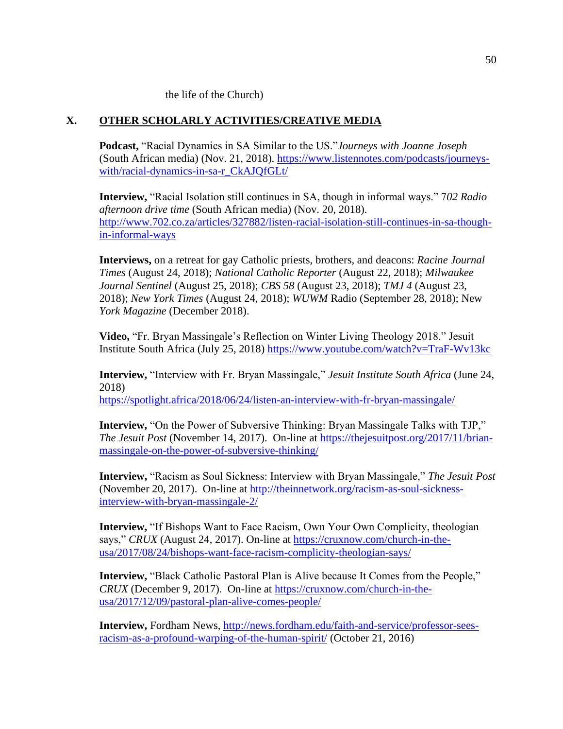the life of the Church)

## X. OTHER SCHOLARLY ACTIVITIES/CREATIVE MEDIA

**Podcast,** "Racial Dynamics in SA Similar to the US."*Journeys with Joanne Joseph* (South African media) (Nov. 21, 2018). https://www.listennotes.com/podcasts/journeys-with/racial-dynamics-in-sa-r_CkAJQfGLt/

**Interview,** "Racial Isolation still continues in SA, though in informal ways." 7*02 Radio afternoon drive time* (South African media) (Nov. 20, 2018). http://www.702.co.za/articles/327882/listen-racial-isolation-still-continues-in-sa-though-in-informal-ways

**Interviews,** on a retreat for gay Catholic priests, brothers, and deacons: *Racine Journal Times* (August 24, 2018); *National Catholic Reporter* (August 22, 2018); *Milwaukee Journal Sentinel* (August 25, 2018); *CBS 58* (August 23, 2018); *TMJ 4* (August 23, 2018); *New York Times* (August 24, 2018); *WUWM* Radio (September 28, 2018); New *York Magazine* (December 2018).

**Video,** "Fr. Bryan Massingale's Reflection on Winter Living Theology 2018." Jesuit Institute South Africa (July 25, 2018) https://www.youtube.com/watch?v=TraF-Wv13kc

**Interview,** "Interview with Fr. Bryan Massingale," *Jesuit Institute South Africa* (June 24, 2018) https://spotlight.africa/2018/06/24/listen-an-interview-with-fr-bryan-massingale/

**Interview,** "On the Power of Subversive Thinking: Bryan Massingale Talks with TJP," *The Jesuit Post* (November 14, 2017). On-line at https://thejesuitpost.org/2017/11/brian-massingale-on-the-power-of-subversive-thinking/

**Interview,** "Racism as Soul Sickness: Interview with Bryan Massingale," *The Jesuit Post* (November 20, 2017). On-line at http://theinnetwork.org/racism-as-soul-sickness-interview-with-bryan-massingale-2/

**Interview,** "If Bishops Want to Face Racism, Own Your Own Complicity, theologian says," *CRUX* (August 24, 2017). On-line at https://cruxnow.com/church-in-the-usa/2017/08/24/bishops-want-face-racism-complicity-theologian-says/

**Interview,** "Black Catholic Pastoral Plan is Alive because It Comes from the People," *CRUX* (December 9, 2017). On-line at https://cruxnow.com/church-in-the-usa/2017/12/09/pastoral-plan-alive-comes-people/

**Interview,** Fordham News, http://news.fordham.edu/faith-and-service/professor-sees-racism-as-a-profound-warping-of-the-human-spirit/ (October 21, 2016)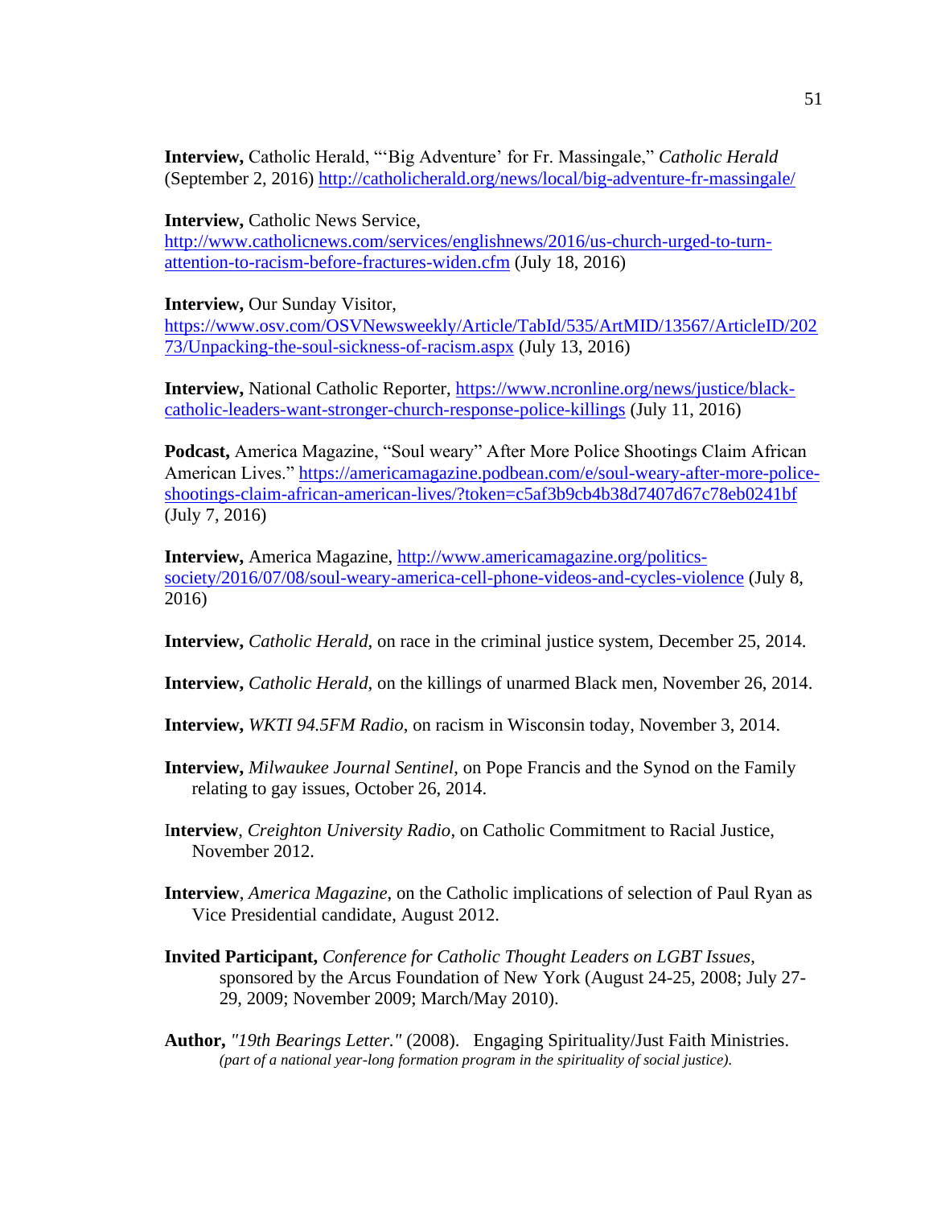**Interview,** Catholic Herald, "'Big Adventure' for Fr. Massingale," *Catholic Herald* (September 2, 2016) http://catholicherald.org/news/local/big-adventure-fr-massingale/

**Interview,** Catholic News Service, http://www.catholicnews.com/services/englishnews/2016/us-church-urged-to-turn-attention-to-racism-before-fractures-widen.cfm (July 18, 2016)

**Interview,** Our Sunday Visitor, https://www.osv.com/OSVNewsweekly/Article/TabId/535/ArtMID/13567/ArticleID/20273/Unpacking-the-soul-sickness-of-racism.aspx (July 13, 2016)

**Interview,** National Catholic Reporter, https://www.ncronline.org/news/justice/black-catholic-leaders-want-stronger-church-response-police-killings (July 11, 2016)

**Podcast,** America Magazine, "Soul weary" After More Police Shootings Claim African American Lives." https://americamagazine.podbean.com/e/soul-weary-after-more-police-shootings-claim-african-american-lives/?token=c5af3b9cb4b38d7407d67c78eb0241bf (July 7, 2016)

**Interview,** America Magazine, http://www.americamagazine.org/politics-society/2016/07/08/soul-weary-america-cell-phone-videos-and-cycles-violence (July 8, 2016)

**Interview,** *Catholic Herald,* on race in the criminal justice system, December 25, 2014.

**Interview,** *Catholic Herald,* on the killings of unarmed Black men, November 26, 2014.

**Interview,** *WKTI 94.5FM Radio,* on racism in Wisconsin today, November 3, 2014.

**Interview,** *Milwaukee Journal Sentinel*, on Pope Francis and the Synod on the Family relating to gay issues, October 26, 2014.

**Interview**, *Creighton University Radio*, on Catholic Commitment to Racial Justice, November 2012.

**Interview**, *America Magazine*, on the Catholic implications of selection of Paul Ryan as Vice Presidential candidate, August 2012.

**Invited Participant,** *Conference for Catholic Thought Leaders on LGBT Issues*, sponsored by the Arcus Foundation of New York (August 24-25, 2008; July 27-29, 2009; November 2009; March/May 2010).

**Author,** *"19th Bearings Letter."* (2008). Engaging Spirituality/Just Faith Ministries. *(part of a national year-long formation program in the spirituality of social justice).*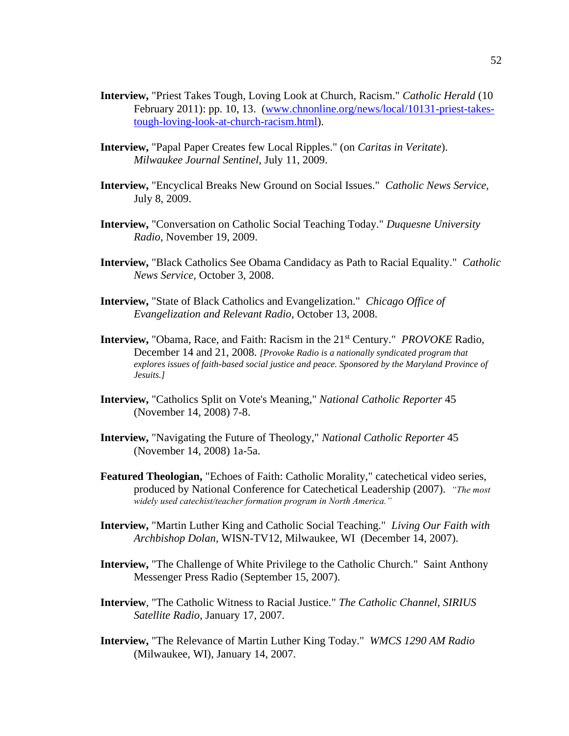**Interview,** "Priest Takes Tough, Loving Look at Church, Racism." *Catholic Herald* (10 February 2011): pp. 10, 13. (www.chnonline.org/news/local/10131-priest-takes-tough-loving-look-at-church-racism.html).

**Interview,** "Papal Paper Creates few Local Ripples." (on *Caritas in Veritate*). *Milwaukee Journal Sentinel*, July 11, 2009.

**Interview,** "Encyclical Breaks New Ground on Social Issues." *Catholic News Service*, July 8, 2009.

**Interview,** "Conversation on Catholic Social Teaching Today." *Duquesne University Radio*, November 19, 2009.

**Interview,** "Black Catholics See Obama Candidacy as Path to Racial Equality." *Catholic News Service,* October 3, 2008.

**Interview,** "State of Black Catholics and Evangelization." *Chicago Office of Evangelization and Relevant Radio*, October 13, 2008.

**Interview,** "Obama, Race, and Faith: Racism in the 21st Century." *PROVOKE* Radio, December 14 and 21, 2008. *[Provoke Radio is a nationally syndicated program that explores issues of faith-based social justice and peace. Sponsored by the Maryland Province of Jesuits.]*

**Interview,** "Catholics Split on Vote's Meaning," *National Catholic Reporter* 45 (November 14, 2008) 7-8.

**Interview,** "Navigating the Future of Theology," *National Catholic Reporter* 45 (November 14, 2008) 1a-5a.

**Featured Theologian,** "Echoes of Faith: Catholic Morality," catechetical video series, produced by National Conference for Catechetical Leadership (2007). *"The most widely used catechist/teacher formation program in North America."*

**Interview,** "Martin Luther King and Catholic Social Teaching." *Living Our Faith with Archbishop Dolan*, WISN-TV12, Milwaukee, WI (December 14, 2007).

**Interview,** "The Challenge of White Privilege to the Catholic Church." Saint Anthony Messenger Press Radio (September 15, 2007).

**Interview**, "The Catholic Witness to Racial Justice." *The Catholic Channel, SIRIUS Satellite Radio*, January 17, 2007.

**Interview,** "The Relevance of Martin Luther King Today." *WMCS 1290 AM Radio* (Milwaukee, WI), January 14, 2007.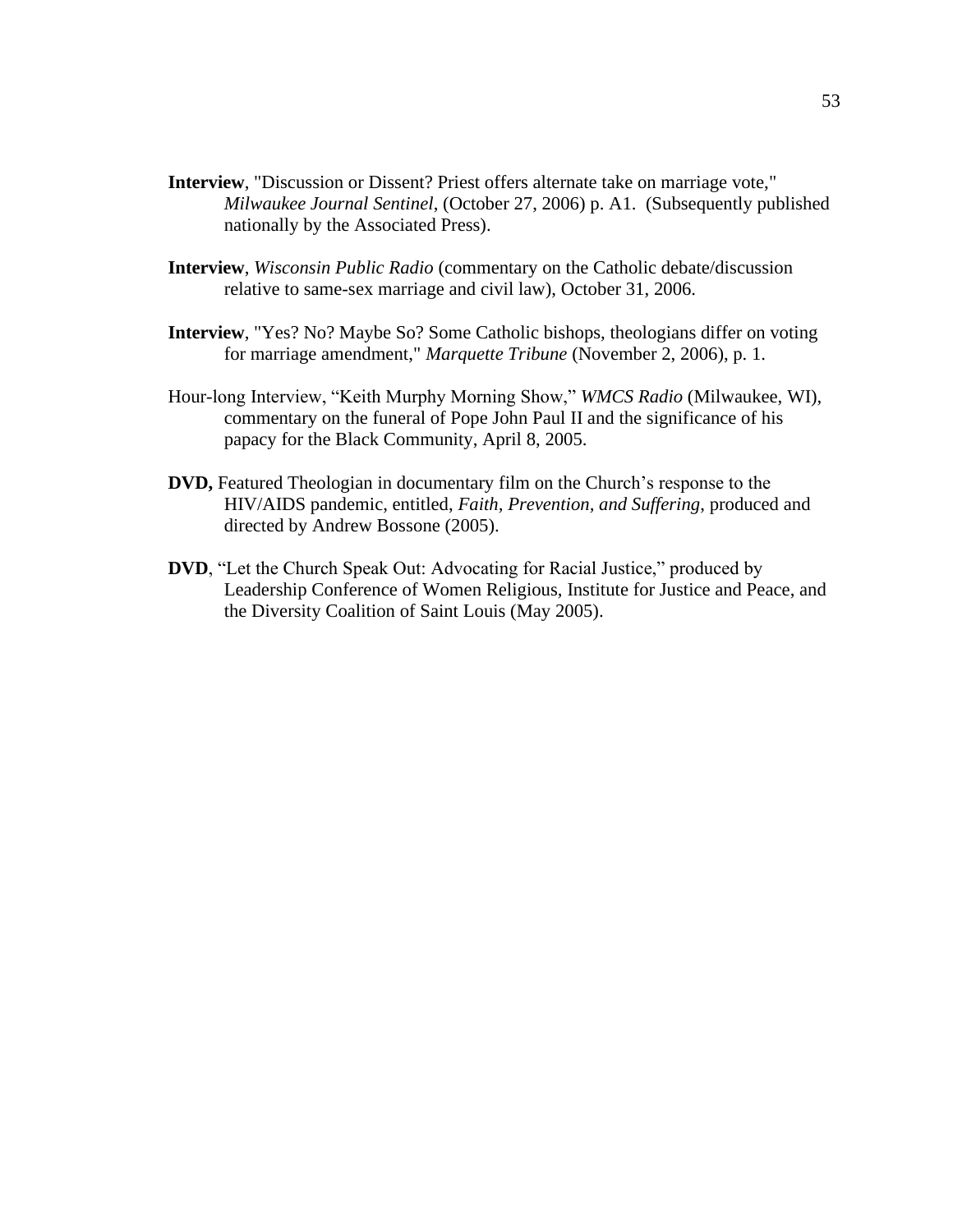**Interview**, "Discussion or Dissent? Priest offers alternate take on marriage vote," *Milwaukee Journal Sentinel*, (October 27, 2006) p. A1. (Subsequently published nationally by the Associated Press).

**Interview**, *Wisconsin Public Radio* (commentary on the Catholic debate/discussion relative to same-sex marriage and civil law), October 31, 2006.

**Interview**, "Yes? No? Maybe So? Some Catholic bishops, theologians differ on voting for marriage amendment," *Marquette Tribune* (November 2, 2006), p. 1.

Hour-long Interview, "Keith Murphy Morning Show," *WMCS Radio* (Milwaukee, WI), commentary on the funeral of Pope John Paul II and the significance of his papacy for the Black Community, April 8, 2005.

**DVD,** Featured Theologian in documentary film on the Church's response to the HIV/AIDS pandemic, entitled, *Faith, Prevention, and Suffering*, produced and directed by Andrew Bossone (2005).

**DVD**, "Let the Church Speak Out: Advocating for Racial Justice," produced by Leadership Conference of Women Religious, Institute for Justice and Peace, and the Diversity Coalition of Saint Louis (May 2005).